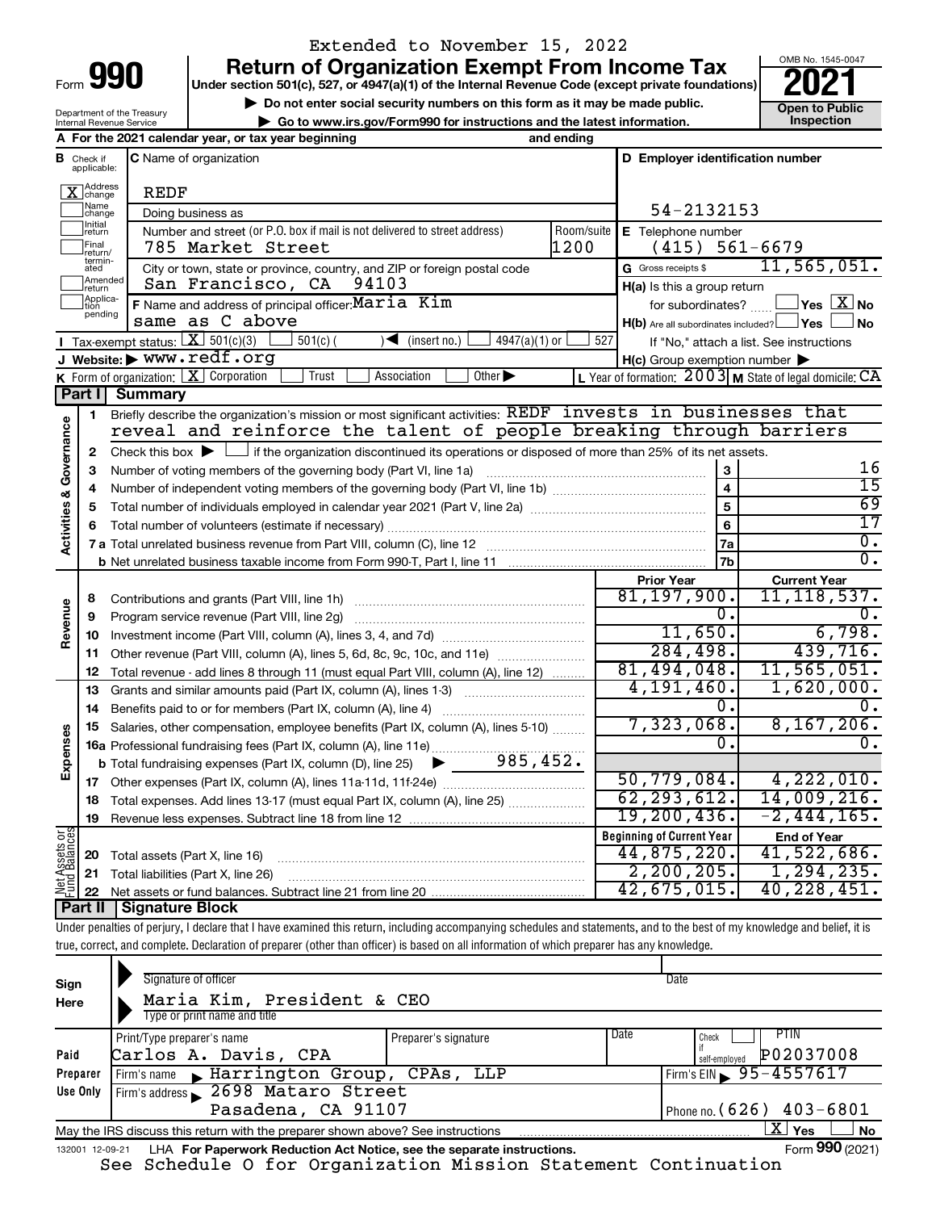Extended to November 15, 2022

Form **990**

# Return of Organization Exempt From Income Tax

**Under section 501(c), 527, or 4947(a)(1) of the Internal Revenue Code (except private foundations)**

▶ Do not enter social security numbers on this form as it may be made public.

▶ Go to www.irs.gov/Form990 for instructions and the latest information.

OMB No. 1545-0047

**2021**

**Open to Public Inspection**

Department of the Treasury
Internal Revenue Service

**A** For the 2021 calendar year, or tax year beginning                    and ending

**B** Check if applicable:
- [X] Address change
- [ ] Name change
- [ ] Initial return
- [ ] Final return/terminated
- [ ] Amended return
- [ ] Application pending

**C** Name of organization: REDF

Doing business as

Number and street (or P.O. box if mail is not delivered to street address): 785 Market Street — Room/suite: 1200

City or town, state or province, country, and ZIP or foreign postal code: San Francisco, CA 94103

**D** Employer identification number: 54-2132153

**E** Telephone number: (415) 561-6679

**G** Gross receipts $ 11,565,051.

**F** Name and address of principal officer: Maria Kim, same as C above

**H(a)** Is this a group return for subordinates? [ ] Yes [X] No

**H(b)** Are all subordinates included? [ ] Yes [ ] No — If "No," attach a list. See instructions

**H(c)** Group exemption number ▶

**I** Tax-exempt status: [X] 501(c)(3) [ ] 501(c) ( ) ◀ (insert no.) [ ] 4947(a)(1) or [ ] 527

**J** Website: ▶ www.redf.org

**K** Form of organization: [X] Corporation [ ] Trust [ ] Association [ ] Other ▶

**L** Year of formation: 2003 **M** State of legal domicile: CA

## Part I Summary

**Activities & Governance**

1 Briefly describe the organization's mission or most significant activities: REDF invests in businesses that reveal and reinforce the talent of people breaking through barriers

2 Check this box ▶ [ ] if the organization discontinued its operations or disposed of more than 25% of its net assets.

| | | | |
|---|---|---|---|
| 3 | Number of voting members of the governing body (Part VI, line 1a) | 3 | 16 |
| 4 | Number of independent voting members of the governing body (Part VI, line 1b) | 4 | 15 |
| 5 | Total number of individuals employed in calendar year 2021 (Part V, line 2a) | 5 | 69 |
| 6 | Total number of volunteers (estimate if necessary) | 6 | 17 |
| 7a | Total unrelated business revenue from Part VIII, column (C), line 12 | 7a | 0. |
| b | Net unrelated business taxable income from Form 990-T, Part I, line 11 | 7b | 0. |

| | | | Prior Year | Current Year |
|---|---|---|---|---|
| **Revenue** | 8 | Contributions and grants (Part VIII, line 1h) | 81,197,900. | 11,118,537. |
| | 9 | Program service revenue (Part VIII, line 2g) | 0. | 0. |
| | 10 | Investment income (Part VIII, column (A), lines 3, 4, and 7d) | 11,650. | 6,798. |
| | 11 | Other revenue (Part VIII, column (A), lines 5, 6d, 8c, 9c, 10c, and 11e) | 284,498. | 439,716. |
| | 12 | Total revenue - add lines 8 through 11 (must equal Part VIII, column (A), line 12) | 81,494,048. | 11,565,051. |
| **Expenses** | 13 | Grants and similar amounts paid (Part IX, column (A), lines 1-3) | 4,191,460. | 1,620,000. |
| | 14 | Benefits paid to or for members (Part IX, column (A), line 4) | 0. | 0. |
| | 15 | Salaries, other compensation, employee benefits (Part IX, column (A), lines 5-10) | 7,323,068. | 8,167,206. |
| | 16a | Professional fundraising fees (Part IX, column (A), line 11e) | 0. | 0. |
| | b | Total fundraising expenses (Part IX, column (D), line 25) ▶ 985,452. | | |
| | 17 | Other expenses (Part IX, column (A), lines 11a-11d, 11f-24e) | 50,779,084. | 4,222,010. |
| | 18 | Total expenses. Add lines 13-17 (must equal Part IX, column (A), line 25) | 62,293,612. | 14,009,216. |
| | 19 | Revenue less expenses. Subtract line 18 from line 12 | 19,200,436. | -2,444,165. |
| | | | **Beginning of Current Year** | **End of Year** |
| **Net Assets or Fund Balances** | 20 | Total assets (Part X, line 16) | 44,875,220. | 41,522,686. |
| | 21 | Total liabilities (Part X, line 26) | 2,200,205. | 1,294,235. |
| | 22 | Net assets or fund balances. Subtract line 21 from line 20 | 42,675,015. | 40,228,451. |

## Part II Signature Block

Under penalties of perjury, I declare that I have examined this return, including accompanying schedules and statements, and to the best of my knowledge and belief, it is true, correct, and complete. Declaration of preparer (other than officer) is based on all information of which preparer has any knowledge.

**Sign Here**

Signature of officer — Date

Maria Kim, President & CEO
Type or print name and title

**Paid Preparer Use Only**

| Print/Type preparer's name | Preparer's signature | Date | Check [ ] if self-employed | PTIN |
|---|---|---|---|---|
| Carlos A. Davis, CPA | | | | P02037008 |

Firm's name ▶ Harrington Group, CPAs, LLP — Firm's EIN ▶ 95-4557617

Firm's address ▶ 2698 Mataro Street, Pasadena, CA 91107 — Phone no. (626) 403-6801

May the IRS discuss this return with the preparer shown above? See instructions [X] Yes [ ] No

132001 12-09-21 LHA **For Paperwork Reduction Act Notice, see the separate instructions.** Form **990** (2021)

See Schedule O for Organization Mission Statement Continuation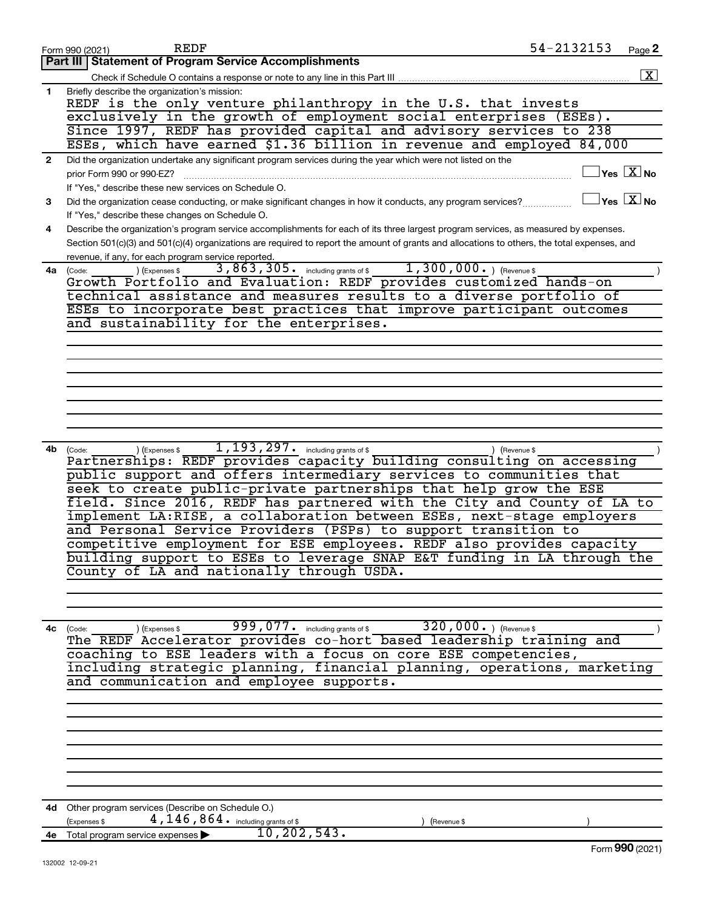Form 990 (2021) REDF 54-2132153 Page **2**

**Part III | Statement of Program Service Accomplishments**

Check if Schedule O contains a response or note to any line in this Part III .......... [X]

**1** Briefly describe the organization's mission:

REDF is the only venture philanthropy in the U.S. that invests exclusively in the growth of employment social enterprises (ESEs). Since 1997, REDF has provided capital and advisory services to 238 ESEs, which have earned $1.36 billion in revenue and employed 84,000

**2** Did the organization undertake any significant program services during the year which were not listed on the prior Form 990 or 990-EZ? .......... [ ] Yes [X] No

If "Yes," describe these new services on Schedule O.

**3** Did the organization cease conducting, or make significant changes in how it conducts, any program services? .......... [ ] Yes [X] No

If "Yes," describe these changes on Schedule O.

**4** Describe the organization's program service accomplishments for each of its three largest program services, as measured by expenses. Section 501(c)(3) and 501(c)(4) organizations are required to report the amount of grants and allocations to others, the total expenses, and revenue, if any, for each program service reported.

**4a** (Code: ) (Expenses $ 3,863,305. including grants of $ 1,300,000. ) (Revenue $ )

Growth Portfolio and Evaluation: REDF provides customized hands-on technical assistance and measures results to a diverse portfolio of ESEs to incorporate best practices that improve participant outcomes and sustainability for the enterprises.

**4b** (Code: ) (Expenses $ 1,193,297. including grants of $ ) (Revenue $ )

Partnerships: REDF provides capacity building consulting on accessing public support and offers intermediary services to communities that seek to create public-private partnerships that help grow the ESE field. Since 2016, REDF has partnered with the City and County of LA to implement LA:RISE, a collaboration between ESEs, next-stage employers and Personal Service Providers (PSPs) to support transition to competitive employment for ESE employees. REDF also provides capacity building support to ESEs to leverage SNAP E&T funding in LA through the County of LA and nationally through USDA.

**4c** (Code: ) (Expenses $ 999,077. including grants of $ 320,000. ) (Revenue $ )

The REDF Accelerator provides co-hort based leadership training and coaching to ESE leaders with a focus on core ESE competencies, including strategic planning, financial planning, operations, marketing and communication and employee supports.

**4d** Other program services (Describe on Schedule O.)

(Expenses $ 4,146,864. including grants of $ ) (Revenue $ )

**4e** Total program service expenses ▶ 10,202,543.

Form **990** (2021)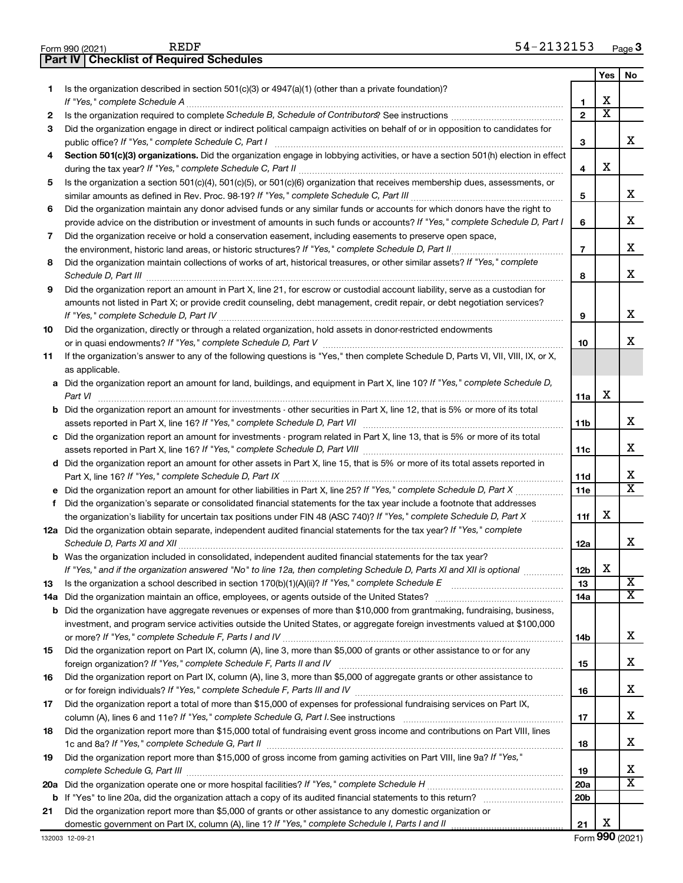Form 990 (2021) REDF 54-2132153 Page 3

**Part IV | Checklist of Required Schedules**

| | | | Yes | No |
|---|---|---|---|---|
| 1 | Is the organization described in section 501(c)(3) or 4947(a)(1) (other than a private foundation)? *If "Yes," complete Schedule A* | 1 | X | |
| 2 | Is the organization required to complete *Schedule B, Schedule of Contributors*? See instructions | 2 | X | |
| 3 | Did the organization engage in direct or indirect political campaign activities on behalf of or in opposition to candidates for public office? *If "Yes," complete Schedule C, Part I* | 3 | | X |
| 4 | **Section 501(c)(3) organizations.** Did the organization engage in lobbying activities, or have a section 501(h) election in effect during the tax year? *If "Yes," complete Schedule C, Part II* | 4 | X | |
| 5 | Is the organization a section 501(c)(4), 501(c)(5), or 501(c)(6) organization that receives membership dues, assessments, or similar amounts as defined in Rev. Proc. 98-19? *If "Yes," complete Schedule C, Part III* | 5 | | X |
| 6 | Did the organization maintain any donor advised funds or any similar funds or accounts for which donors have the right to provide advice on the distribution or investment of amounts in such funds or accounts? *If "Yes," complete Schedule D, Part I* | 6 | | X |
| 7 | Did the organization receive or hold a conservation easement, including easements to preserve open space, the environment, historic land areas, or historic structures? *If "Yes," complete Schedule D, Part II* | 7 | | X |
| 8 | Did the organization maintain collections of works of art, historical treasures, or other similar assets? *If "Yes," complete Schedule D, Part III* | 8 | | X |
| 9 | Did the organization report an amount in Part X, line 21, for escrow or custodial account liability, serve as a custodian for amounts not listed in Part X; or provide credit counseling, debt management, credit repair, or debt negotiation services? *If "Yes," complete Schedule D, Part IV* | 9 | | X |
| 10 | Did the organization, directly or through a related organization, hold assets in donor-restricted endowments or in quasi endowments? *If "Yes," complete Schedule D, Part V* | 10 | | X |
| 11 | If the organization's answer to any of the following questions is "Yes," then complete Schedule D, Parts VI, VII, VIII, IX, or X, as applicable. | | | |
| a | Did the organization report an amount for land, buildings, and equipment in Part X, line 10? *If "Yes," complete Schedule D, Part VI* | 11a | X | |
| b | Did the organization report an amount for investments - other securities in Part X, line 12, that is 5% or more of its total assets reported in Part X, line 16? *If "Yes," complete Schedule D, Part VII* | 11b | | X |
| c | Did the organization report an amount for investments - program related in Part X, line 13, that is 5% or more of its total assets reported in Part X, line 16? *If "Yes," complete Schedule D, Part VIII* | 11c | | X |
| d | Did the organization report an amount for other assets in Part X, line 15, that is 5% or more of its total assets reported in Part X, line 16? *If "Yes," complete Schedule D, Part IX* | 11d | | X |
| e | Did the organization report an amount for other liabilities in Part X, line 25? *If "Yes," complete Schedule D, Part X* | 11e | | X |
| f | Did the organization's separate or consolidated financial statements for the tax year include a footnote that addresses the organization's liability for uncertain tax positions under FIN 48 (ASC 740)? *If "Yes," complete Schedule D, Part X* | 11f | X | |
| 12a | Did the organization obtain separate, independent audited financial statements for the tax year? *If "Yes," complete Schedule D, Parts XI and XII* | 12a | | X |
| b | Was the organization included in consolidated, independent audited financial statements for the tax year? *If "Yes," and if the organization answered "No" to line 12a, then completing Schedule D, Parts XI and XII is optional* | 12b | X | |
| 13 | Is the organization a school described in section 170(b)(1)(A)(ii)? *If "Yes," complete Schedule E* | 13 | | X |
| 14a | Did the organization maintain an office, employees, or agents outside of the United States? | 14a | | X |
| b | Did the organization have aggregate revenues or expenses of more than $10,000 from grantmaking, fundraising, business, investment, and program service activities outside the United States, or aggregate foreign investments valued at $100,000 or more? *If "Yes," complete Schedule F, Parts I and IV* | 14b | | X |
| 15 | Did the organization report on Part IX, column (A), line 3, more than $5,000 of grants or other assistance to or for any foreign organization? *If "Yes," complete Schedule F, Parts II and IV* | 15 | | X |
| 16 | Did the organization report on Part IX, column (A), line 3, more than $5,000 of aggregate grants or other assistance to or for foreign individuals? *If "Yes," complete Schedule F, Parts III and IV* | 16 | | X |
| 17 | Did the organization report a total of more than $15,000 of expenses for professional fundraising services on Part IX, column (A), lines 6 and 11e? *If "Yes," complete Schedule G, Part I.* See instructions | 17 | | X |
| 18 | Did the organization report more than $15,000 total of fundraising event gross income and contributions on Part VIII, lines 1c and 8a? *If "Yes," complete Schedule G, Part II* | 18 | | X |
| 19 | Did the organization report more than $15,000 of gross income from gaming activities on Part VIII, line 9a? *If "Yes," complete Schedule G, Part III* | 19 | | X |
| 20a | Did the organization operate one or more hospital facilities? *If "Yes," complete Schedule H* | 20a | | X |
| b | If "Yes" to line 20a, did the organization attach a copy of its audited financial statements to this return? | 20b | | |
| 21 | Did the organization report more than $5,000 of grants or other assistance to any domestic organization or domestic government on Part IX, column (A), line 1? *If "Yes," complete Schedule I, Parts I and II* | 21 | X | |

132003 12-09-21 Form **990** (2021)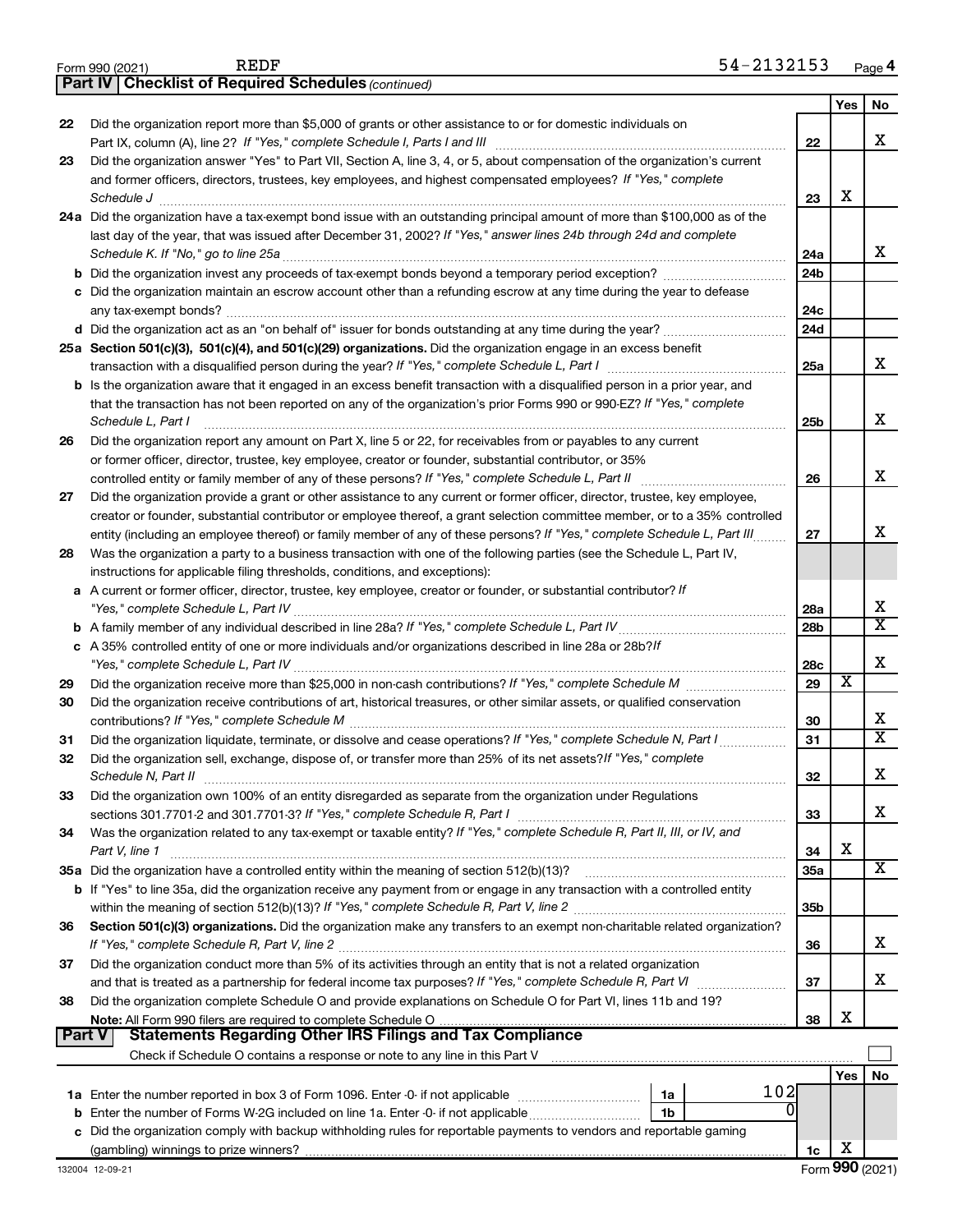Form 990 (2021) REDF 54-2132153 Page 4

**Part IV | Checklist of Required Schedules** *(continued)*

| | | | Yes | No |
|---|---|---|---|---|
| 22 | Did the organization report more than $5,000 of grants or other assistance to or for domestic individuals on Part IX, column (A), line 2? *If "Yes," complete Schedule I, Parts I and III* | 22 | | X |
| 23 | Did the organization answer "Yes" to Part VII, Section A, line 3, 4, or 5, about compensation of the organization's current and former officers, directors, trustees, key employees, and highest compensated employees? *If "Yes," complete Schedule J* | 23 | X | |
| 24a | Did the organization have a tax-exempt bond issue with an outstanding principal amount of more than $100,000 as of the last day of the year, that was issued after December 31, 2002? *If "Yes," answer lines 24b through 24d and complete Schedule K. If "No," go to line 25a* | 24a | | X |
| b | Did the organization invest any proceeds of tax-exempt bonds beyond a temporary period exception? | 24b | | |
| c | Did the organization maintain an escrow account other than a refunding escrow at any time during the year to defease any tax-exempt bonds? | 24c | | |
| d | Did the organization act as an "on behalf of" issuer for bonds outstanding at any time during the year? | 24d | | |
| 25a | **Section 501(c)(3), 501(c)(4), and 501(c)(29) organizations.** Did the organization engage in an excess benefit transaction with a disqualified person during the year? *If "Yes," complete Schedule L, Part I* | 25a | | X |
| b | Is the organization aware that it engaged in an excess benefit transaction with a disqualified person in a prior year, and that the transaction has not been reported on any of the organization's prior Forms 990 or 990-EZ? *If "Yes," complete Schedule L, Part I* | 25b | | X |
| 26 | Did the organization report any amount on Part X, line 5 or 22, for receivables from or payables to any current or former officer, director, trustee, key employee, creator or founder, substantial contributor, or 35% controlled entity or family member of any of these persons? *If "Yes," complete Schedule L, Part II* | 26 | | X |
| 27 | Did the organization provide a grant or other assistance to any current or former officer, director, trustee, key employee, creator or founder, substantial contributor or employee thereof, a grant selection committee member, or to a 35% controlled entity (including an employee thereof) or family member of any of these persons? *If "Yes," complete Schedule L, Part III* | 27 | | X |
| 28 | Was the organization a party to a business transaction with one of the following parties (see the Schedule L, Part IV, instructions for applicable filing thresholds, conditions, and exceptions): | | | |
| a | A current or former officer, director, trustee, key employee, creator or founder, or substantial contributor? *If "Yes," complete Schedule L, Part IV* | 28a | | X |
| b | A family member of any individual described in line 28a? *If "Yes," complete Schedule L, Part IV* | 28b | | X |
| c | A 35% controlled entity of one or more individuals and/or organizations described in line 28a or 28b? *If "Yes," complete Schedule L, Part IV* | 28c | | X |
| 29 | Did the organization receive more than $25,000 in non-cash contributions? *If "Yes," complete Schedule M* | 29 | X | |
| 30 | Did the organization receive contributions of art, historical treasures, or other similar assets, or qualified conservation contributions? *If "Yes," complete Schedule M* | 30 | | X |
| 31 | Did the organization liquidate, terminate, or dissolve and cease operations? *If "Yes," complete Schedule N, Part I* | 31 | | X |
| 32 | Did the organization sell, exchange, dispose of, or transfer more than 25% of its net assets? *If "Yes," complete Schedule N, Part II* | 32 | | X |
| 33 | Did the organization own 100% of an entity disregarded as separate from the organization under Regulations sections 301.7701-2 and 301.7701-3? *If "Yes," complete Schedule R, Part I* | 33 | | X |
| 34 | Was the organization related to any tax-exempt or taxable entity? *If "Yes," complete Schedule R, Part II, III, or IV, and Part V, line 1* | 34 | X | |
| 35a | Did the organization have a controlled entity within the meaning of section 512(b)(13)? | 35a | | X |
| b | If "Yes" to line 35a, did the organization receive any payment from or engage in any transaction with a controlled entity within the meaning of section 512(b)(13)? *If "Yes," complete Schedule R, Part V, line 2* | 35b | | |
| 36 | **Section 501(c)(3) organizations.** Did the organization make any transfers to an exempt non-charitable related organization? *If "Yes," complete Schedule R, Part V, line 2* | 36 | | X |
| 37 | Did the organization conduct more than 5% of its activities through an entity that is not a related organization and that is treated as a partnership for federal income tax purposes? *If "Yes," complete Schedule R, Part VI* | 37 | | X |
| 38 | Did the organization complete Schedule O and provide explanations on Schedule O for Part VI, lines 11b and 19? **Note:** All Form 990 filers are required to complete Schedule O | 38 | X | |

**Part V | Statements Regarding Other IRS Filings and Tax Compliance**

Check if Schedule O contains a response or note to any line in this Part V ☐

| | | | | Yes | No |
|---|---|---|---|---|---|
| 1a | Enter the number reported in box 3 of Form 1096. Enter -0- if not applicable | 1a | 102 | | |
| b | Enter the number of Forms W-2G included on line 1a. Enter -0- if not applicable | 1b | 0 | | |
| c | Did the organization comply with backup withholding rules for reportable payments to vendors and reportable gaming (gambling) winnings to prize winners? | 1c | | X | |

132004 12-09-21 Form **990** (2021)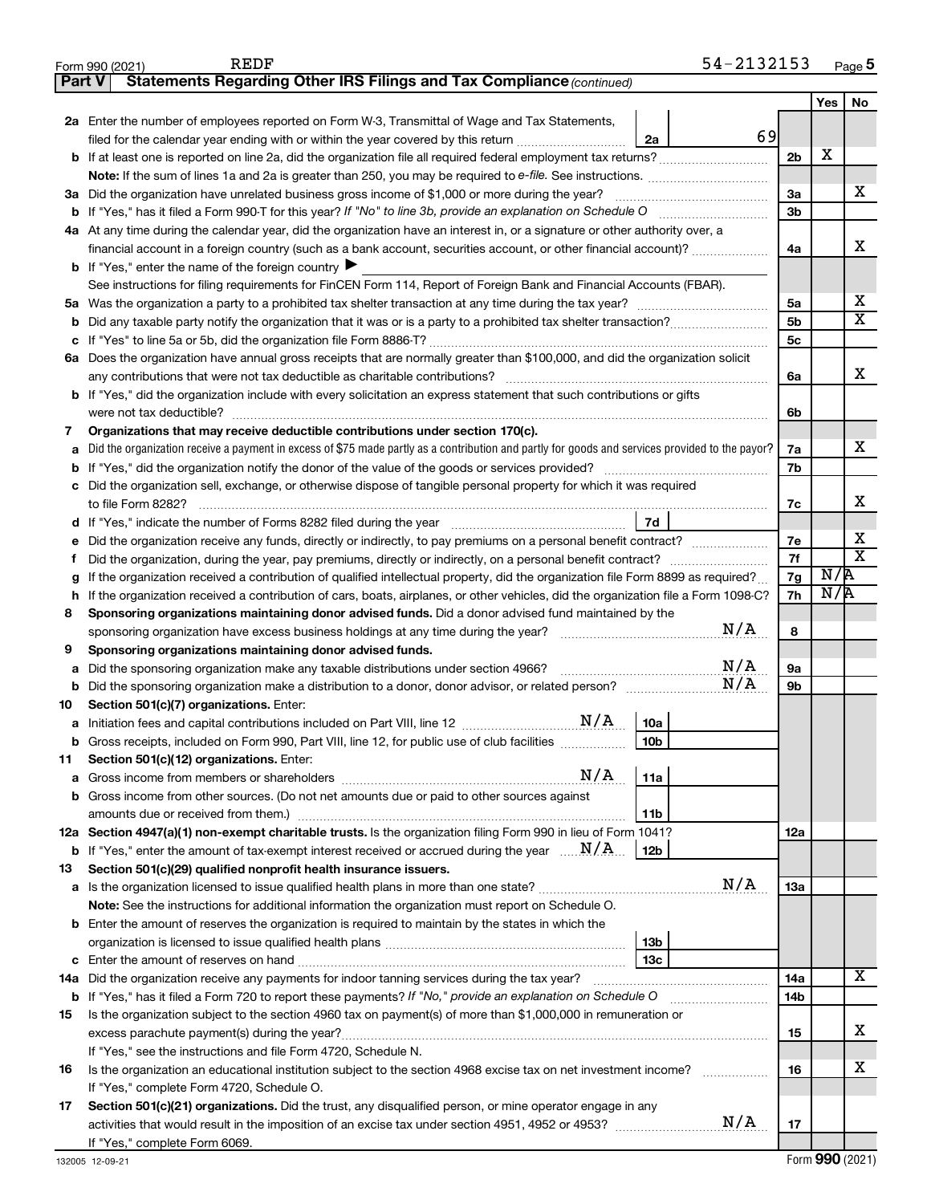Form 990 (2021) REDF 54-2132153 Page 5

**Part V Statements Regarding Other IRS Filings and Tax Compliance** *(continued)*

| | | | | | Yes | No |
|---|---|---|---|---|---|---|
| **2a** | Enter the number of employees reported on Form W-3, Transmittal of Wage and Tax Statements, filed for the calendar year ending with or within the year covered by this return | 2a | 69 | | | |
| **b** | If at least one is reported on line 2a, did the organization file all required federal employment tax returns? | | | 2b | X | |
| | **Note:** If the sum of lines 1a and 2a is greater than 250, you may be required to *e-file*. See instructions. | | | | | |
| **3a** | Did the organization have unrelated business gross income of $1,000 or more during the year? | | | 3a | | X |
| **b** | If "Yes," has it filed a Form 990-T for this year? *If "No" to line 3b, provide an explanation on Schedule O* | | | 3b | | |
| **4a** | At any time during the calendar year, did the organization have an interest in, or a signature or other authority over, a financial account in a foreign country (such as a bank account, securities account, or other financial account)? | | | 4a | | X |
| **b** | If "Yes," enter the name of the foreign country ▶ | | | | | |
| | See instructions for filing requirements for FinCEN Form 114, Report of Foreign Bank and Financial Accounts (FBAR). | | | | | |
| **5a** | Was the organization a party to a prohibited tax shelter transaction at any time during the tax year? | | | 5a | | X |
| **b** | Did any taxable party notify the organization that it was or is a party to a prohibited tax shelter transaction? | | | 5b | | X |
| **c** | If "Yes" to line 5a or 5b, did the organization file Form 8886-T? | | | 5c | | |
| **6a** | Does the organization have annual gross receipts that are normally greater than $100,000, and did the organization solicit any contributions that were not tax deductible as charitable contributions? | | | 6a | | X |
| **b** | If "Yes," did the organization include with every solicitation an express statement that such contributions or gifts were not tax deductible? | | | 6b | | |
| **7** | **Organizations that may receive deductible contributions under section 170(c).** | | | | | |
| **a** | Did the organization receive a payment in excess of $75 made partly as a contribution and partly for goods and services provided to the payor? | | | 7a | | X |
| **b** | If "Yes," did the organization notify the donor of the value of the goods or services provided? | | | 7b | | |
| **c** | Did the organization sell, exchange, or otherwise dispose of tangible personal property for which it was required to file Form 8282? | | | 7c | | X |
| **d** | If "Yes," indicate the number of Forms 8282 filed during the year | 7d | | | | |
| **e** | Did the organization receive any funds, directly or indirectly, to pay premiums on a personal benefit contract? | | | 7e | | X |
| **f** | Did the organization, during the year, pay premiums, directly or indirectly, on a personal benefit contract? | | | 7f | | X |
| **g** | If the organization received a contribution of qualified intellectual property, did the organization file Form 8899 as required? | | | 7g | N/A | |
| **h** | If the organization received a contribution of cars, boats, airplanes, or other vehicles, did the organization file a Form 1098-C? | | | 7h | N/A | |
| **8** | **Sponsoring organizations maintaining donor advised funds.** Did a donor advised fund maintained by the sponsoring organization have excess business holdings at any time during the year? N/A | | | 8 | | |
| **9** | **Sponsoring organizations maintaining donor advised funds.** | | | | | |
| **a** | Did the sponsoring organization make any taxable distributions under section 4966? N/A | | | 9a | | |
| **b** | Did the sponsoring organization make a distribution to a donor, donor advisor, or related person? N/A | | | 9b | | |
| **10** | **Section 501(c)(7) organizations.** Enter: | | | | | |
| **a** | Initiation fees and capital contributions included on Part VIII, line 12 N/A | 10a | | | | |
| **b** | Gross receipts, included on Form 990, Part VIII, line 12, for public use of club facilities | 10b | | | | |
| **11** | **Section 501(c)(12) organizations.** Enter: | | | | | |
| **a** | Gross income from members or shareholders N/A | 11a | | | | |
| **b** | Gross income from other sources. (Do not net amounts due or paid to other sources against amounts due or received from them.) | 11b | | | | |
| **12a** | **Section 4947(a)(1) non-exempt charitable trusts.** Is the organization filing Form 990 in lieu of Form 1041? | | | 12a | | |
| **b** | If "Yes," enter the amount of tax-exempt interest received or accrued during the year N/A | 12b | | | | |
| **13** | **Section 501(c)(29) qualified nonprofit health insurance issuers.** | | | | | |
| **a** | Is the organization licensed to issue qualified health plans in more than one state? N/A | | | 13a | | |
| | **Note:** See the instructions for additional information the organization must report on Schedule O. | | | | | |
| **b** | Enter the amount of reserves the organization is required to maintain by the states in which the organization is licensed to issue qualified health plans | 13b | | | | |
| **c** | Enter the amount of reserves on hand | 13c | | | | |
| **14a** | Did the organization receive any payments for indoor tanning services during the tax year? | | | 14a | | X |
| **b** | If "Yes," has it filed a Form 720 to report these payments? *If "No," provide an explanation on Schedule O* | | | 14b | | |
| **15** | Is the organization subject to the section 4960 tax on payment(s) of more than $1,000,000 in remuneration or excess parachute payment(s) during the year? | | | 15 | | X |
| | If "Yes," see the instructions and file Form 4720, Schedule N. | | | | | |
| **16** | Is the organization an educational institution subject to the section 4968 excise tax on net investment income? | | | 16 | | X |
| | If "Yes," complete Form 4720, Schedule O. | | | | | |
| **17** | **Section 501(c)(21) organizations.** Did the trust, any disqualified person, or mine operator engage in any activities that would result in the imposition of an excise tax under section 4951, 4952 or 4953? N/A | | | 17 | | |
| | If "Yes," complete Form 6069. | | | | | |

132005 12-09-21 Form **990** (2021)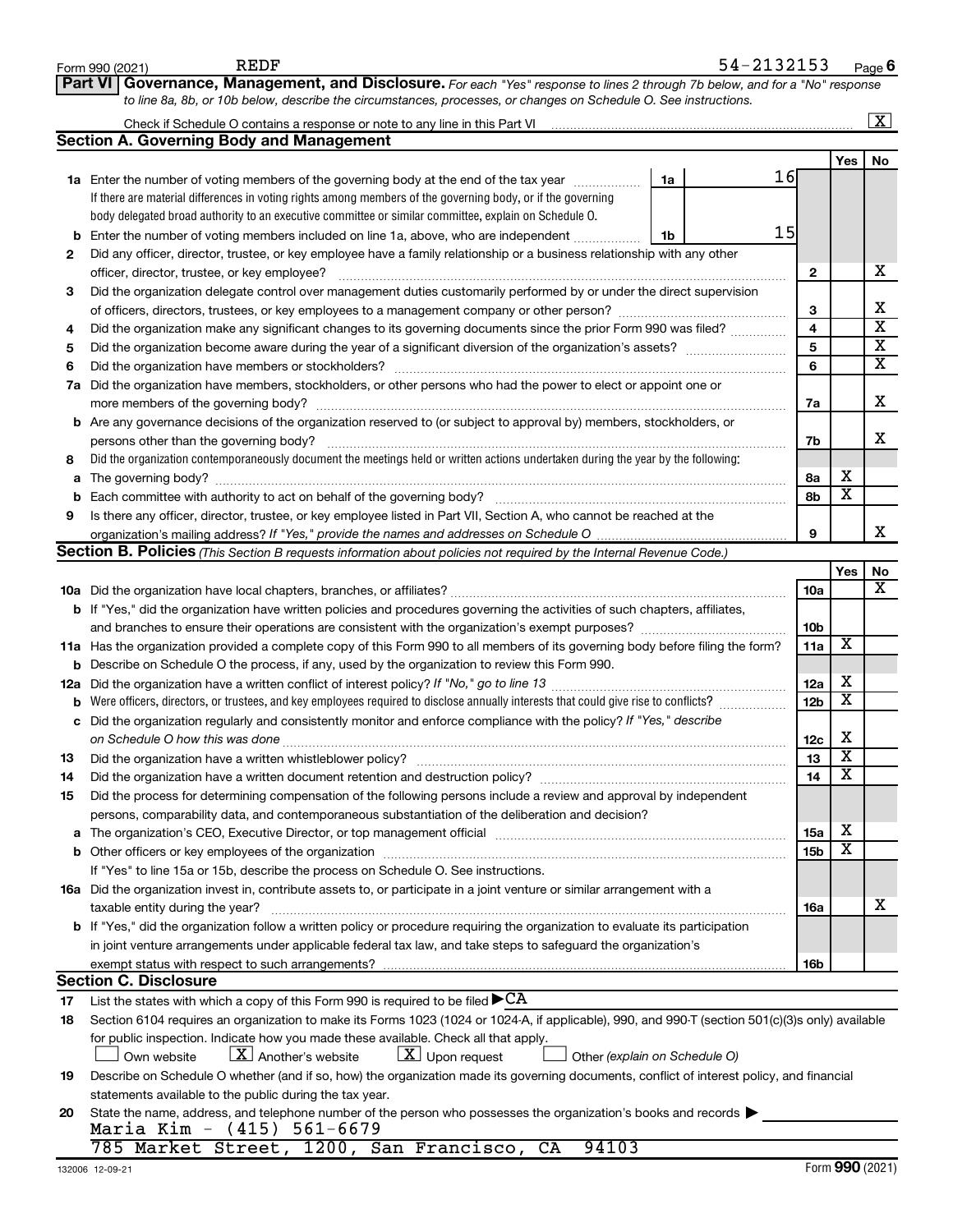Form 990 (2021) REDF 54-2132153 Page 6

**Part VI Governance, Management, and Disclosure.** *For each "Yes" response to lines 2 through 7b below, and for a "No" response to line 8a, 8b, or 10b below, describe the circumstances, processes, or changes on Schedule O. See instructions.*

Check if Schedule O contains a response or note to any line in this Part VI ..... [X]

## Section A. Governing Body and Management

| | | | Yes | No |
|---|---|---|---|---|
| **1a** | Enter the number of voting members of the governing body at the end of the tax year ..... 1a: 16<br>If there are material differences in voting rights among members of the governing body, or if the governing body delegated broad authority to an executive committee or similar committee, explain on Schedule O. | | | |
| **b** | Enter the number of voting members included on line 1a, above, who are independent ..... 1b: 15 | | | |
| **2** | Did any officer, director, trustee, or key employee have a family relationship or a business relationship with any other officer, director, trustee, or key employee? | 2 | | X |
| **3** | Did the organization delegate control over management duties customarily performed by or under the direct supervision of officers, directors, trustees, or key employees to a management company or other person? | 3 | | X |
| **4** | Did the organization make any significant changes to its governing documents since the prior Form 990 was filed? | 4 | | X |
| **5** | Did the organization become aware during the year of a significant diversion of the organization's assets? | 5 | | X |
| **6** | Did the organization have members or stockholders? | 6 | | X |
| **7a** | Did the organization have members, stockholders, or other persons who had the power to elect or appoint one or more members of the governing body? | 7a | | X |
| **b** | Are any governance decisions of the organization reserved to (or subject to approval by) members, stockholders, or persons other than the governing body? | 7b | | X |
| **8** | Did the organization contemporaneously document the meetings held or written actions undertaken during the year by the following: | | | |
| **a** | The governing body? | 8a | X | |
| **b** | Each committee with authority to act on behalf of the governing body? | 8b | X | |
| **9** | Is there any officer, director, trustee, or key employee listed in Part VII, Section A, who cannot be reached at the organization's mailing address? *If "Yes," provide the names and addresses on Schedule O* | 9 | | X |

## Section B. Policies *(This Section B requests information about policies not required by the Internal Revenue Code.)*

| | | | Yes | No |
|---|---|---|---|---|
| **10a** | Did the organization have local chapters, branches, or affiliates? | 10a | | X |
| **b** | If "Yes," did the organization have written policies and procedures governing the activities of such chapters, affiliates, and branches to ensure their operations are consistent with the organization's exempt purposes? | 10b | | |
| **11a** | Has the organization provided a complete copy of this Form 990 to all members of its governing body before filing the form? | 11a | X | |
| **b** | Describe on Schedule O the process, if any, used by the organization to review this Form 990. | | | |
| **12a** | Did the organization have a written conflict of interest policy? *If "No," go to line 13* | 12a | X | |
| **b** | Were officers, directors, or trustees, and key employees required to disclose annually interests that could give rise to conflicts? | 12b | X | |
| **c** | Did the organization regularly and consistently monitor and enforce compliance with the policy? *If "Yes," describe on Schedule O how this was done* | 12c | X | |
| **13** | Did the organization have a written whistleblower policy? | 13 | X | |
| **14** | Did the organization have a written document retention and destruction policy? | 14 | X | |
| **15** | Did the process for determining compensation of the following persons include a review and approval by independent persons, comparability data, and contemporaneous substantiation of the deliberation and decision? | | | |
| **a** | The organization's CEO, Executive Director, or top management official | 15a | X | |
| **b** | Other officers or key employees of the organization | 15b | X | |
| | If "Yes" to line 15a or 15b, describe the process on Schedule O. See instructions. | | | |
| **16a** | Did the organization invest in, contribute assets to, or participate in a joint venture or similar arrangement with a taxable entity during the year? | 16a | | X |
| **b** | If "Yes," did the organization follow a written policy or procedure requiring the organization to evaluate its participation in joint venture arrangements under applicable federal tax law, and take steps to safeguard the organization's exempt status with respect to such arrangements? | 16b | | |

## Section C. Disclosure

**17** List the states with which a copy of this Form 990 is required to be filed ▶ CA

**18** Section 6104 requires an organization to make its Forms 1023 (1024 or 1024-A, if applicable), 990, and 990-T (section 501(c)(3)s only) available for public inspection. Indicate how you made these available. Check all that apply.

[ ] Own website [X] Another's website [X] Upon request [ ] Other *(explain on Schedule O)*

**19** Describe on Schedule O whether (and if so, how) the organization made its governing documents, conflict of interest policy, and financial statements available to the public during the tax year.

**20** State the name, address, and telephone number of the person who possesses the organization's books and records ▶

Maria Kim - (415) 561-6679
785 Market Street, 1200, San Francisco, CA 94103

132006 12-09-21 Form **990** (2021)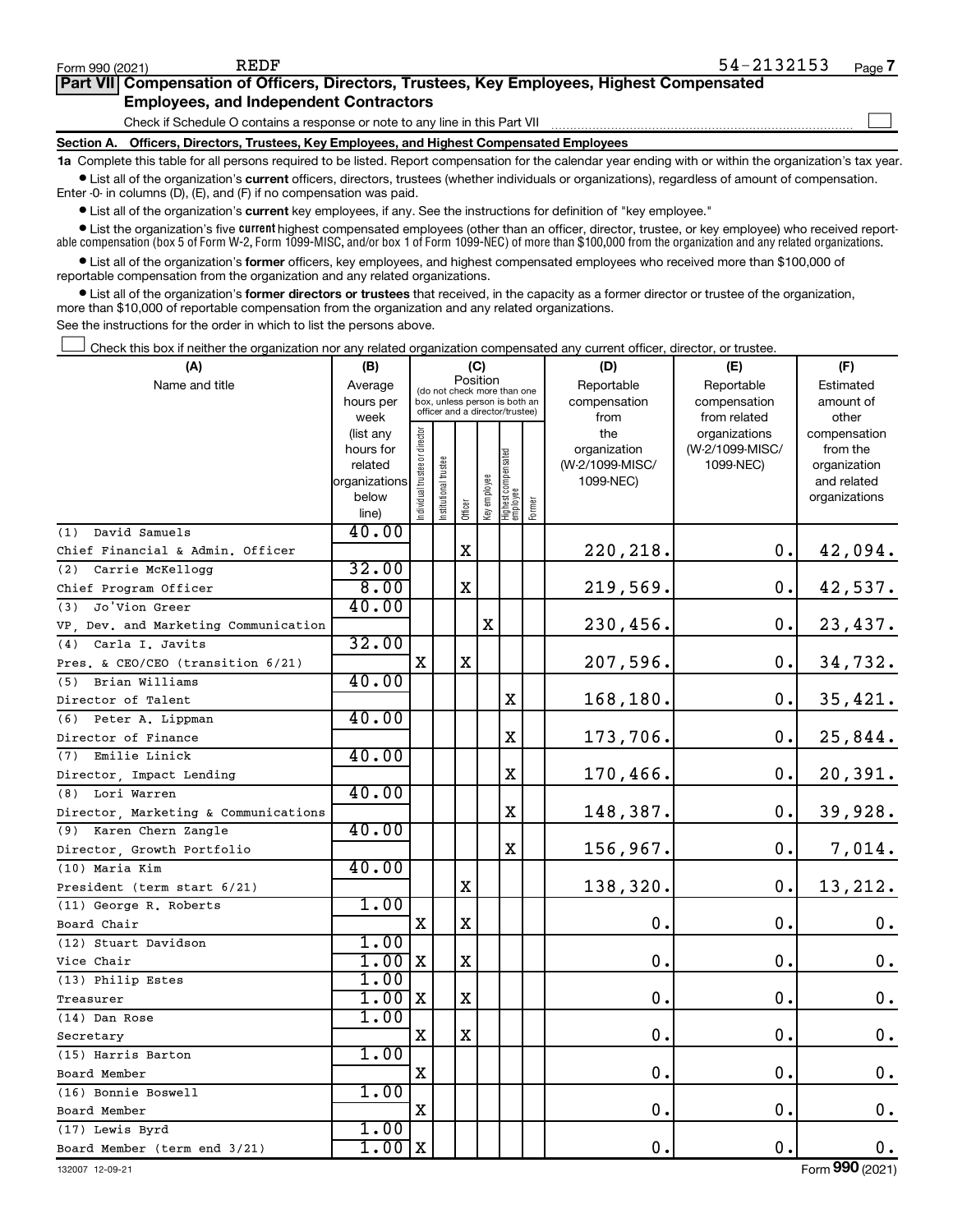Form 990 (2021) REDF 54-2132153 Page 7

## Part VII Compensation of Officers, Directors, Trustees, Key Employees, Highest Compensated Employees, and Independent Contractors

Check if Schedule O contains a response or note to any line in this Part VII ☐

### Section A. Officers, Directors, Trustees, Key Employees, and Highest Compensated Employees

**1a** Complete this table for all persons required to be listed. Report compensation for the calendar year ending with or within the organization's tax year.

- List all of the organization's **current** officers, directors, trustees (whether individuals or organizations), regardless of amount of compensation. Enter -0- in columns (D), (E), and (F) if no compensation was paid.
- List all of the organization's **current** key employees, if any. See the instructions for definition of "key employee."
- List the organization's five **current** highest compensated employees (other than an officer, director, trustee, or key employee) who received reportable compensation (box 5 of Form W-2, Form 1099-MISC, and/or box 1 of Form 1099-NEC) of more than $100,000 from the organization and any related organizations.
- List all of the organization's **former** officers, key employees, and highest compensated employees who received more than $100,000 of reportable compensation from the organization and any related organizations.
- List all of the organization's **former directors or trustees** that received, in the capacity as a former director or trustee of the organization, more than $10,000 of reportable compensation from the organization and any related organizations.

See the instructions for the order in which to list the persons above.

☐ Check this box if neither the organization nor any related organization compensated any current officer, director, or trustee.

| (A) Name and title | (B) Average hours per week (list any hours for related organizations below line) | (C) Position: Individual trustee or director | Institutional trustee | Officer | Key employee | Highest compensated employee | Former | (D) Reportable compensation from the organization (W-2/1099-MISC/ 1099-NEC) | (E) Reportable compensation from related organizations (W-2/1099-MISC/ 1099-NEC) | (F) Estimated amount of other compensation from the organization and related organizations |
|---|---|---|---|---|---|---|---|---|---|---|
| (1) David Samuels<br>Chief Financial & Admin. Officer | 40.00 | | | X | | | | 220,218. | 0. | 42,094. |
| (2) Carrie McKellogg<br>Chief Program Officer | 32.00<br>8.00 | | | X | | | | 219,569. | 0. | 42,537. |
| (3) Jo'Vion Greer<br>VP, Dev. and Marketing Communication | 40.00 | | | | X | | | 230,456. | 0. | 23,437. |
| (4) Carla I. Javits<br>Pres. & CEO/CEO (transition 6/21) | 32.00 | X | | X | | | | 207,596. | 0. | 34,732. |
| (5) Brian Williams<br>Director of Talent | 40.00 | | | | | X | | 168,180. | 0. | 35,421. |
| (6) Peter A. Lippman<br>Director of Finance | 40.00 | | | | | X | | 173,706. | 0. | 25,844. |
| (7) Emilie Linick<br>Director, Impact Lending | 40.00 | | | | | X | | 170,466. | 0. | 20,391. |
| (8) Lori Warren<br>Director, Marketing & Communications | 40.00 | | | | | X | | 148,387. | 0. | 39,928. |
| (9) Karen Chern Zangle<br>Director, Growth Portfolio | 40.00 | | | | | X | | 156,967. | 0. | 7,014. |
| (10) Maria Kim<br>President (term start 6/21) | 40.00 | | | X | | | | 138,320. | 0. | 13,212. |
| (11) George R. Roberts<br>Board Chair | 1.00 | X | | X | | | | 0. | 0. | 0. |
| (12) Stuart Davidson<br>Vice Chair | 1.00<br>1.00 | X | | X | | | | 0. | 0. | 0. |
| (13) Philip Estes<br>Treasurer | 1.00<br>1.00 | X | | X | | | | 0. | 0. | 0. |
| (14) Dan Rose<br>Secretary | 1.00 | X | | X | | | | 0. | 0. | 0. |
| (15) Harris Barton<br>Board Member | 1.00 | X | | | | | | 0. | 0. | 0. |
| (16) Bonnie Boswell<br>Board Member | 1.00 | X | | | | | | 0. | 0. | 0. |
| (17) Lewis Byrd<br>Board Member (term end 3/21) | 1.00<br>1.00 | X | | | | | | 0. | 0. | 0. |

132007 12-09-21 Form 990 (2021)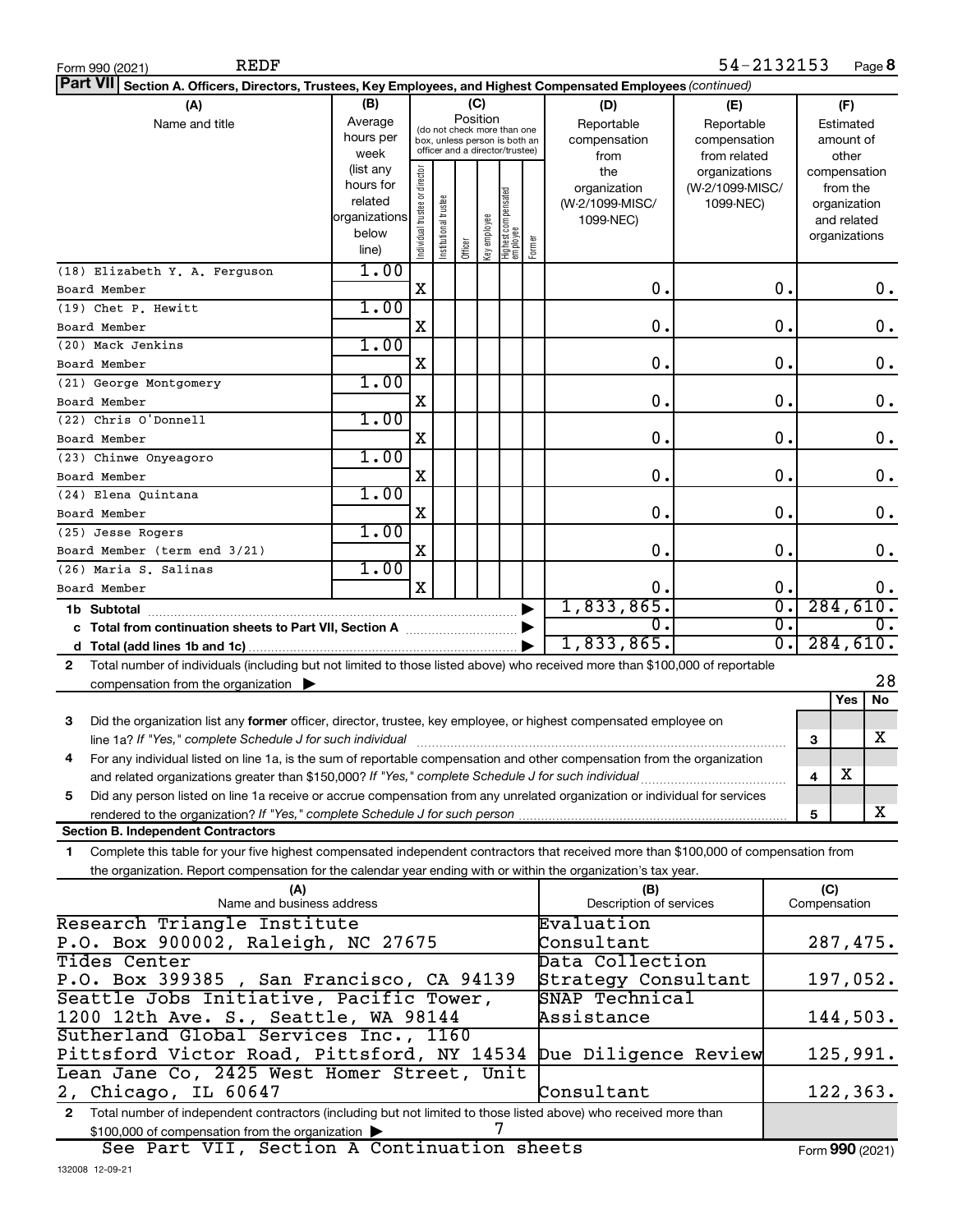Form 990 (2021) REDF 54-2132153 Page 8

**Part VII Section A. Officers, Directors, Trustees, Key Employees, and Highest Compensated Employees** *(continued)*

| (A) Name and title | (B) Average hours per week (list any hours for related organizations below line) | (C) Position: Individual trustee or director | Institutional trustee | Officer | Key employee | Highest compensated employee | Former | (D) Reportable compensation from the organization (W-2/1099-MISC/1099-NEC) | (E) Reportable compensation from related organizations (W-2/1099-MISC/1099-NEC) | (F) Estimated amount of other compensation from the organization and related organizations |
|---|---|---|---|---|---|---|---|---|---|---|
| (18) Elizabeth Y. A. Ferguson<br>Board Member | 1.00 | X | | | | | | 0. | 0. | 0. |
| (19) Chet P. Hewitt<br>Board Member | 1.00 | X | | | | | | 0. | 0. | 0. |
| (20) Mack Jenkins<br>Board Member | 1.00 | X | | | | | | 0. | 0. | 0. |
| (21) George Montgomery<br>Board Member | 1.00 | X | | | | | | 0. | 0. | 0. |
| (22) Chris O'Donnell<br>Board Member | 1.00 | X | | | | | | 0. | 0. | 0. |
| (23) Chinwe Onyeagoro<br>Board Member | 1.00 | X | | | | | | 0. | 0. | 0. |
| (24) Elena Quintana<br>Board Member | 1.00 | X | | | | | | 0. | 0. | 0. |
| (25) Jesse Rogers<br>Board Member (term end 3/21) | 1.00 | X | | | | | | 0. | 0. | 0. |
| (26) Maria S. Salinas<br>Board Member | 1.00 | X | | | | | | 0. | 0. | 0. |
| **1b Subtotal** | | | | | | | | 1,833,865. | 0. | 284,610. |
| **c Total from continuation sheets to Part VII, Section A** | | | | | | | | 0. | 0. | 0. |
| **d Total (add lines 1b and 1c)** | | | | | | | | 1,833,865. | 0. | 284,610. |

**2** Total number of individuals (including but not limited to those listed above) who received more than $100,000 of reportable compensation from the organization ▶ 28

| | | | Yes | No |
|---|---|---|---|---|
| **3** | Did the organization list any **former** officer, director, trustee, key employee, or highest compensated employee on line 1a? *If "Yes," complete Schedule J for such individual* | 3 | | X |
| **4** | For any individual listed on line 1a, is the sum of reportable compensation and other compensation from the organization and related organizations greater than $150,000? *If "Yes," complete Schedule J for such individual* | 4 | X | |
| **5** | Did any person listed on line 1a receive or accrue compensation from any unrelated organization or individual for services rendered to the organization? *If "Yes," complete Schedule J for such person* | 5 | | X |

**Section B. Independent Contractors**

**1** Complete this table for your five highest compensated independent contractors that received more than $100,000 of compensation from the organization. Report compensation for the calendar year ending with or within the organization's tax year.

| (A) Name and business address | (B) Description of services | (C) Compensation |
|---|---|---|
| Research Triangle Institute<br>P.O. Box 900002, Raleigh, NC 27675 | Evaluation Consultant | 287,475. |
| Tides Center<br>P.O. Box 399385 , San Francisco, CA 94139 | Data Collection Strategy Consultant | 197,052. |
| Seattle Jobs Initiative, Pacific Tower, 1200 12th Ave. S., Seattle, WA 98144 | SNAP Technical Assistance | 144,503. |
| Sutherland Global Services Inc., 1160 Pittsford Victor Road, Pittsford, NY 14534 | Due Diligence Review | 125,991. |
| Lean Jane Co, 2425 West Homer Street, Unit 2, Chicago, IL 60647 | Consultant | 122,363. |

**2** Total number of independent contractors (including but not limited to those listed above) who received more than $100,000 of compensation from the organization ▶ 7

See Part VII, Section A Continuation sheets

Form **990** (2021)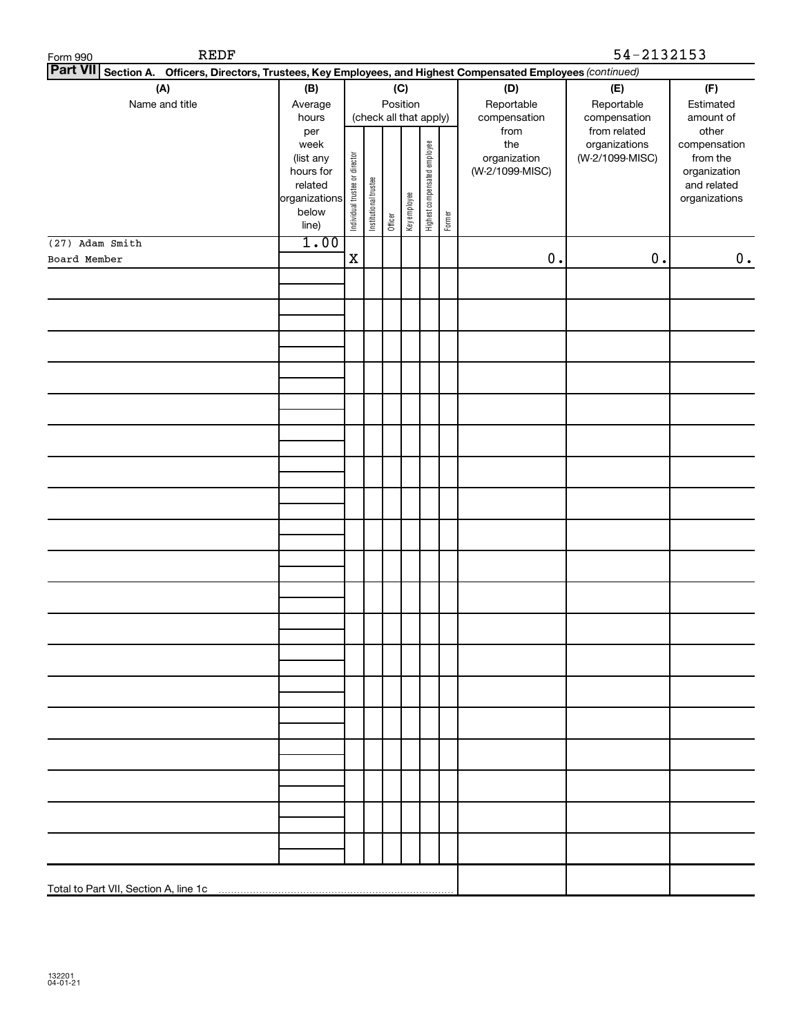Form 990 REDF 54-2132153

**Part VII Section A. Officers, Directors, Trustees, Key Employees, and Highest Compensated Employees** *(continued)*

| (A) Name and title | (B) Average hours per week (list any hours for related organizations below line) | (C) Position (check all that apply): Individual trustee or director | Institutional trustee | Officer | Key employee | Highest compensated employee | Former | (D) Reportable compensation from the organization (W-2/1099-MISC) | (E) Reportable compensation from related organizations (W-2/1099-MISC) | (F) Estimated amount of other compensation from the organization and related organizations |
|---|---|---|---|---|---|---|---|---|---|---|
| (27) Adam Smith<br>Board Member | 1.00 | X | | | | | | 0. | 0. | 0. |
| | | | | | | | | | | |
| Total to Part VII, Section A, line 1c | | | | | | | | | | |

132201 04-01-21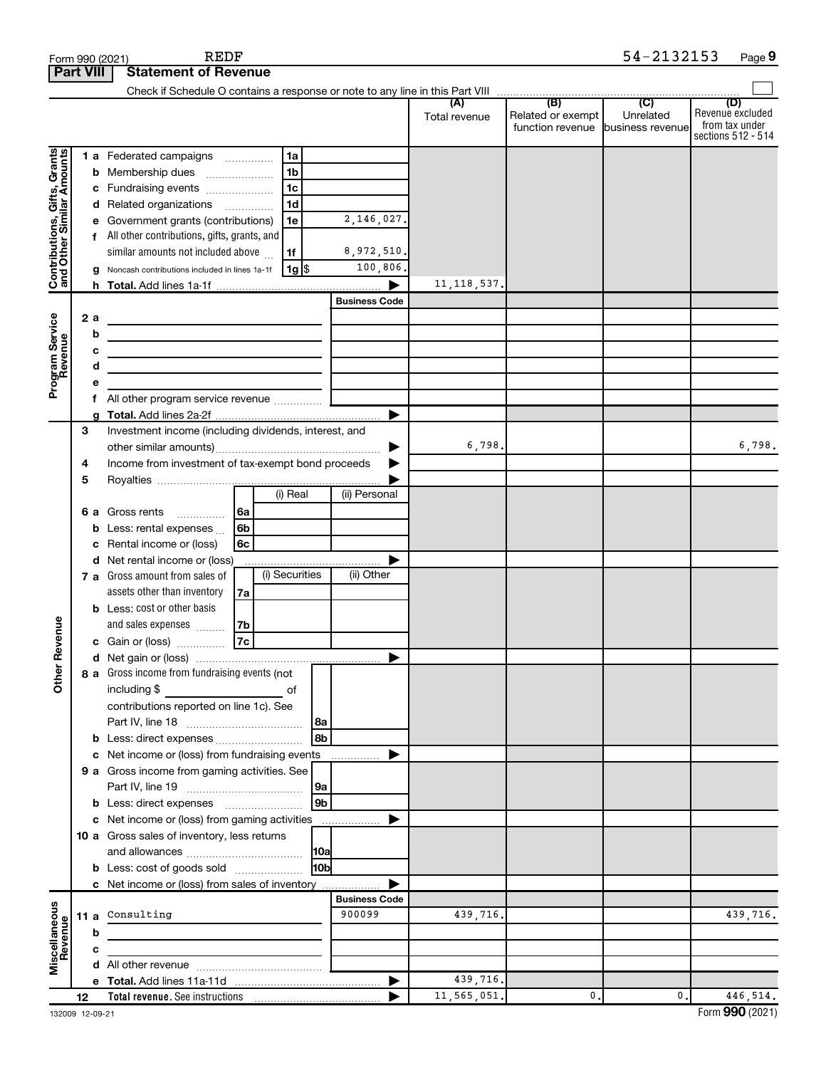Form 990 (2021) REDF 54-2132153 Page **9**

**Part VIII Statement of Revenue**

Check if Schedule O contains a response or note to any line in this Part VIII

| | | | (A) Total revenue | (B) Related or exempt function revenue | (C) Unrelated business revenue | (D) Revenue excluded from tax under sections 512 - 514 |
|---|---|---|---|---|---|---|
| **Contributions, Gifts, Grants and Other Similar Amounts** | 1 a Federated campaigns | 1a | | | | |
| | b Membership dues | 1b | | | | |
| | c Fundraising events | 1c | | | | |
| | d Related organizations | 1d | | | | |
| | e Government grants (contributions) | 1e 2,146,027. | | | | |
| | f All other contributions, gifts, grants, and similar amounts not included above | 1f 8,972,510. | | | | |
| | g Noncash contributions included in lines 1a-1f | 1g $ 100,806. | | | | |
| | h **Total.** Add lines 1a-1f | ▶ | 11,118,537. | | | |
| **Program Service Revenue** | | **Business Code** | | | | |
| | 2 a | | | | | |
| | b | | | | | |
| | c | | | | | |
| | d | | | | | |
| | e | | | | | |
| | f All other program service revenue | | | | | |
| | g **Total.** Add lines 2a-2f | ▶ | | | | |
| **Other Revenue** | 3 Investment income (including dividends, interest, and other similar amounts) | ▶ | 6,798. | | | 6,798. |
| | 4 Income from investment of tax-exempt bond proceeds | ▶ | | | | |
| | 5 Royalties | ▶ | | | | |
| | 6 a Gross rents — 6a (i) Real / (ii) Personal | | | | | |
| | b Less: rental expenses — 6b | | | | | |
| | c Rental income or (loss) — 6c | | | | | |
| | d Net rental income or (loss) | ▶ | | | | |
| | 7 a Gross amount from sales of assets other than inventory — 7a (i) Securities / (ii) Other | | | | | |
| | b Less: cost or other basis and sales expenses — 7b | | | | | |
| | c Gain or (loss) — 7c | | | | | |
| | d Net gain or (loss) | ▶ | | | | |
| | 8 a Gross income from fundraising events (not including $ ______ of contributions reported on line 1c). See Part IV, line 18 | 8a | | | | |
| | b Less: direct expenses | 8b | | | | |
| | c Net income or (loss) from fundraising events | ▶ | | | | |
| | 9 a Gross income from gaming activities. See Part IV, line 19 | 9a | | | | |
| | b Less: direct expenses | 9b | | | | |
| | c Net income or (loss) from gaming activities | ▶ | | | | |
| | 10 a Gross sales of inventory, less returns and allowances | 10a | | | | |
| | b Less: cost of goods sold | 10b | | | | |
| | c Net income or (loss) from sales of inventory | ▶ | | | | |
| **Miscellaneous Revenue** | | **Business Code** | | | | |
| | 11 a Consulting | 900099 | 439,716. | | | 439,716. |
| | b | | | | | |
| | c | | | | | |
| | d All other revenue | | | | | |
| | e **Total.** Add lines 11a-11d | ▶ | 439,716. | | | |
| | 12 **Total revenue.** See instructions | ▶ | 11,565,051. | 0. | 0. | 446,514. |

132009 12-09-21 Form **990** (2021)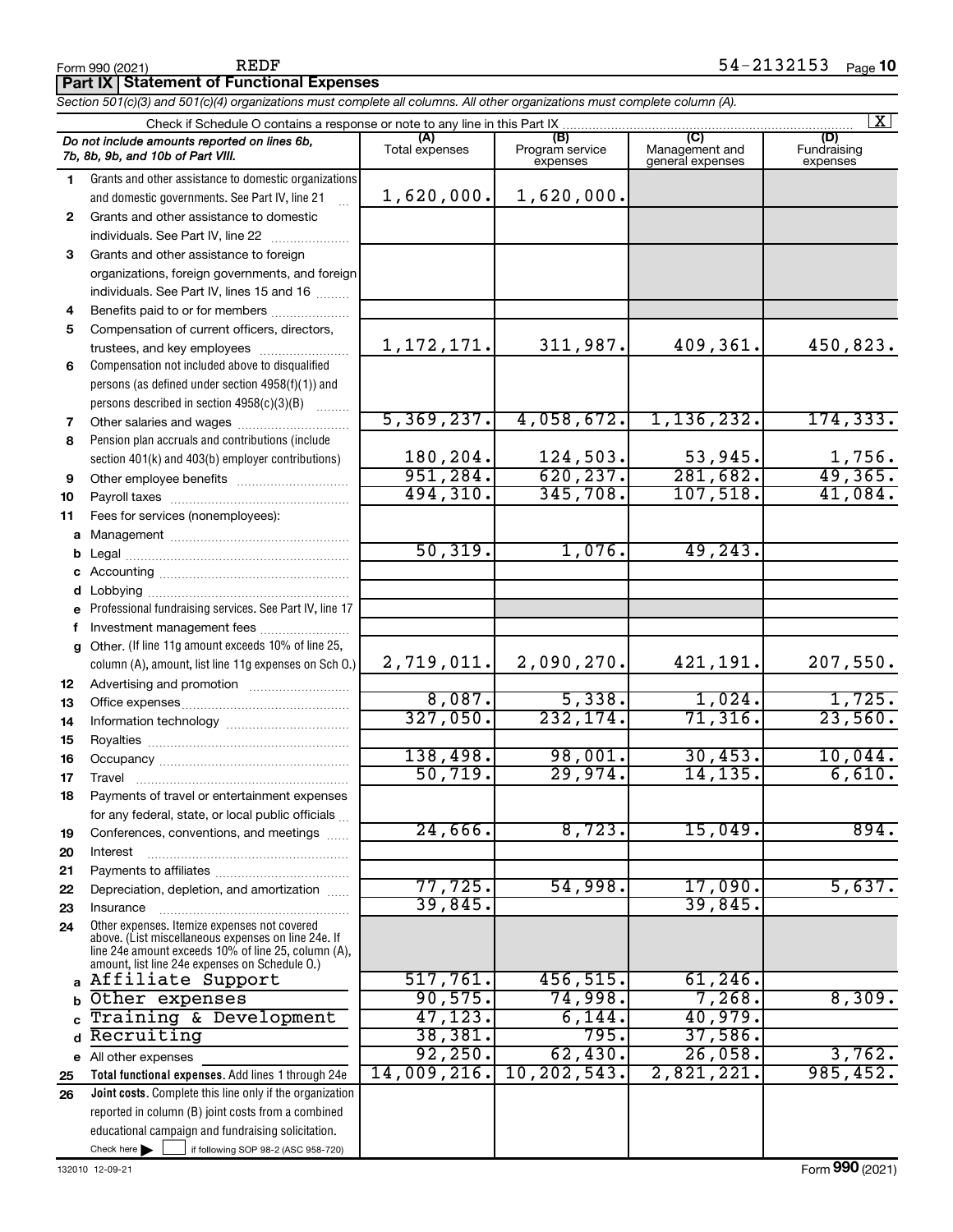Form 990 (2021) REDF 54-2132153 Page **10**

**Part IX | Statement of Functional Expenses**

*Section 501(c)(3) and 501(c)(4) organizations must complete all columns. All other organizations must complete column (A).*

Check if Schedule O contains a response or note to any line in this Part IX [X]

| *Do not include amounts reported on lines 6b, 7b, 8b, 9b, and 10b of Part VIII.* | (A) Total expenses | (B) Program service expenses | (C) Management and general expenses | (D) Fundraising expenses |
|---|---|---|---|---|
| **1** Grants and other assistance to domestic organizations and domestic governments. See Part IV, line 21 | 1,620,000. | 1,620,000. | | |
| **2** Grants and other assistance to domestic individuals. See Part IV, line 22 | | | | |
| **3** Grants and other assistance to foreign organizations, foreign governments, and foreign individuals. See Part IV, lines 15 and 16 | | | | |
| **4** Benefits paid to or for members | | | | |
| **5** Compensation of current officers, directors, trustees, and key employees | 1,172,171. | 311,987. | 409,361. | 450,823. |
| **6** Compensation not included above to disqualified persons (as defined under section 4958(f)(1)) and persons described in section 4958(c)(3)(B) | | | | |
| **7** Other salaries and wages | 5,369,237. | 4,058,672. | 1,136,232. | 174,333. |
| **8** Pension plan accruals and contributions (include section 401(k) and 403(b) employer contributions) | 180,204. | 124,503. | 53,945. | 1,756. |
| **9** Other employee benefits | 951,284. | 620,237. | 281,682. | 49,365. |
| **10** Payroll taxes | 494,310. | 345,708. | 107,518. | 41,084. |
| **11** Fees for services (nonemployees): | | | | |
| **a** Management | | | | |
| **b** Legal | 50,319. | 1,076. | 49,243. | |
| **c** Accounting | | | | |
| **d** Lobbying | | | | |
| **e** Professional fundraising services. See Part IV, line 17 | | | | |
| **f** Investment management fees | | | | |
| **g** Other. (If line 11g amount exceeds 10% of line 25, column (A), amount, list line 11g expenses on Sch O.) | 2,719,011. | 2,090,270. | 421,191. | 207,550. |
| **12** Advertising and promotion | | | | |
| **13** Office expenses | 8,087. | 5,338. | 1,024. | 1,725. |
| **14** Information technology | 327,050. | 232,174. | 71,316. | 23,560. |
| **15** Royalties | | | | |
| **16** Occupancy | 138,498. | 98,001. | 30,453. | 10,044. |
| **17** Travel | 50,719. | 29,974. | 14,135. | 6,610. |
| **18** Payments of travel or entertainment expenses for any federal, state, or local public officials | | | | |
| **19** Conferences, conventions, and meetings | 24,666. | 8,723. | 15,049. | 894. |
| **20** Interest | | | | |
| **21** Payments to affiliates | | | | |
| **22** Depreciation, depletion, and amortization | 77,725. | 54,998. | 17,090. | 5,637. |
| **23** Insurance | 39,845. | | 39,845. | |
| **24** Other expenses. Itemize expenses not covered above. (List miscellaneous expenses on line 24e. If line 24e amount exceeds 10% of line 25, column (A), amount, list line 24e expenses on Schedule O.) | | | | |
| **a** Affiliate Support | 517,761. | 456,515. | 61,246. | |
| **b** Other expenses | 90,575. | 74,998. | 7,268. | 8,309. |
| **c** Training & Development | 47,123. | 6,144. | 40,979. | |
| **d** Recruiting | 38,381. | 795. | 37,586. | |
| **e** All other expenses | 92,250. | 62,430. | 26,058. | 3,762. |
| **25 Total functional expenses.** Add lines 1 through 24e | 14,009,216. | 10,202,543. | 2,821,221. | 985,452. |
| **26 Joint costs.** Complete this line only if the organization reported in column (B) joint costs from a combined educational campaign and fundraising solicitation. Check here [ ] if following SOP 98-2 (ASC 958-720) | | | | |

132010 12-09-21 Form **990** (2021)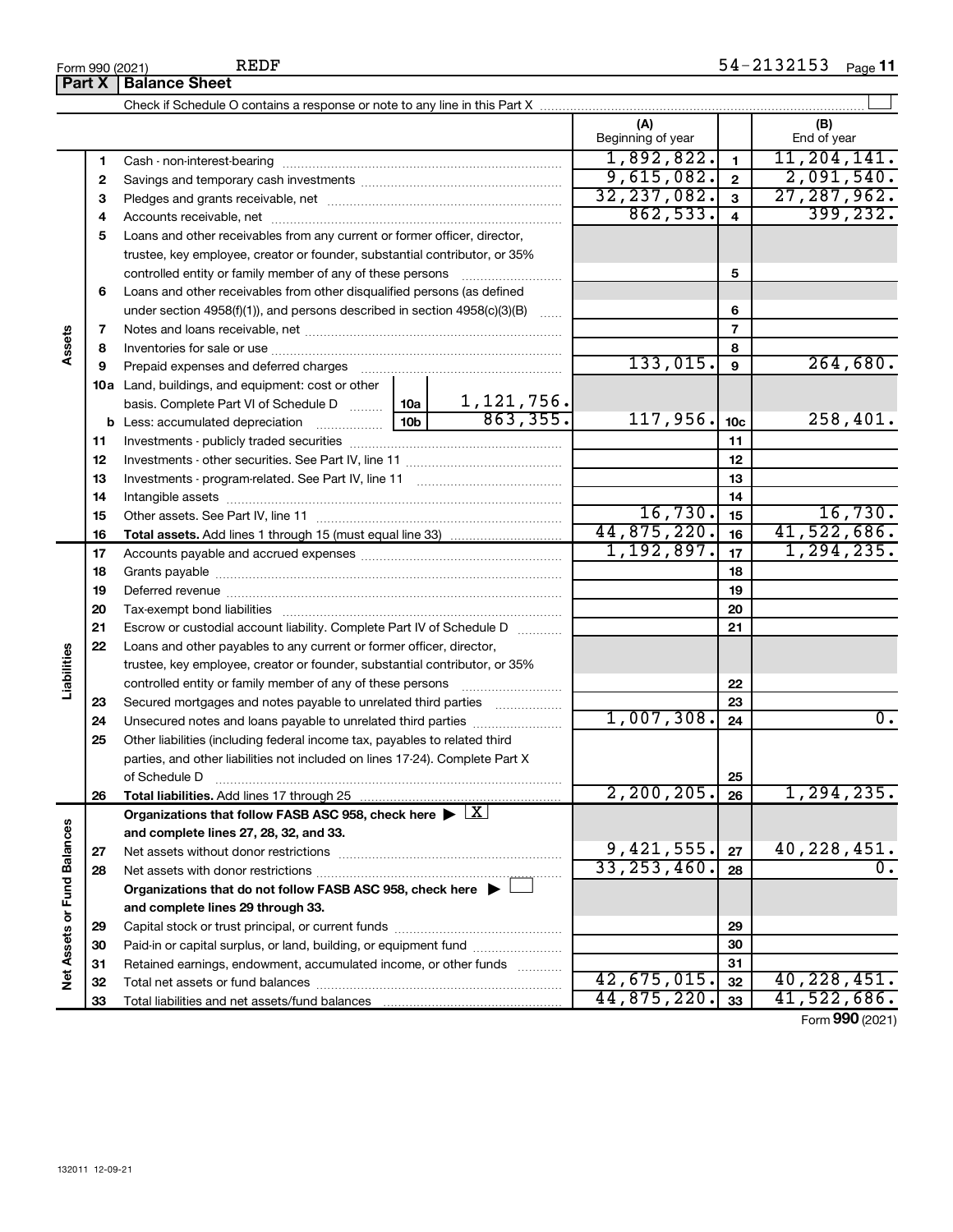Form 990 (2021) REDF 54-2132153 Page 11

## Part X Balance Sheet

Check if Schedule O contains a response or note to any line in this Part X

| | | | (A) Beginning of year | | (B) End of year |
|---|---|---|---|---|---|
| Assets | 1 | Cash - non-interest-bearing | 1,892,822. | 1 | 11,204,141. |
| | 2 | Savings and temporary cash investments | 9,615,082. | 2 | 2,091,540. |
| | 3 | Pledges and grants receivable, net | 32,237,082. | 3 | 27,287,962. |
| | 4 | Accounts receivable, net | 862,533. | 4 | 399,232. |
| | 5 | Loans and other receivables from any current or former officer, director, trustee, key employee, creator or founder, substantial contributor, or 35% controlled entity or family member of any of these persons | | 5 | |
| | 6 | Loans and other receivables from other disqualified persons (as defined under section 4958(f)(1)), and persons described in section 4958(c)(3)(B) | | 6 | |
| | 7 | Notes and loans receivable, net | | 7 | |
| | 8 | Inventories for sale or use | | 8 | |
| | 9 | Prepaid expenses and deferred charges | 133,015. | 9 | 264,680. |
| | 10a | Land, buildings, and equipment: cost or other basis. Complete Part VI of Schedule D — 10a: 1,121,756. | | | |
| | b | Less: accumulated depreciation — 10b: 863,355. | 117,956. | 10c | 258,401. |
| | 11 | Investments - publicly traded securities | | 11 | |
| | 12 | Investments - other securities. See Part IV, line 11 | | 12 | |
| | 13 | Investments - program-related. See Part IV, line 11 | | 13 | |
| | 14 | Intangible assets | | 14 | |
| | 15 | Other assets. See Part IV, line 11 | 16,730. | 15 | 16,730. |
| | 16 | **Total assets.** Add lines 1 through 15 (must equal line 33) | 44,875,220. | 16 | 41,522,686. |
| Liabilities | 17 | Accounts payable and accrued expenses | 1,192,897. | 17 | 1,294,235. |
| | 18 | Grants payable | | 18 | |
| | 19 | Deferred revenue | | 19 | |
| | 20 | Tax-exempt bond liabilities | | 20 | |
| | 21 | Escrow or custodial account liability. Complete Part IV of Schedule D | | 21 | |
| | 22 | Loans and other payables to any current or former officer, director, trustee, key employee, creator or founder, substantial contributor, or 35% controlled entity or family member of any of these persons | | 22 | |
| | 23 | Secured mortgages and notes payable to unrelated third parties | | 23 | |
| | 24 | Unsecured notes and loans payable to unrelated third parties | 1,007,308. | 24 | 0. |
| | 25 | Other liabilities (including federal income tax, payables to related third parties, and other liabilities not included on lines 17-24). Complete Part X of Schedule D | | 25 | |
| | 26 | **Total liabilities.** Add lines 17 through 25 | 2,200,205. | 26 | 1,294,235. |
| Net Assets or Fund Balances | | **Organizations that follow FASB ASC 958, check here** ▶ X **and complete lines 27, 28, 32, and 33.** | | | |
| | 27 | Net assets without donor restrictions | 9,421,555. | 27 | 40,228,451. |
| | 28 | Net assets with donor restrictions | 33,253,460. | 28 | 0. |
| | | **Organizations that do not follow FASB ASC 958, check here** ▶ ☐ **and complete lines 29 through 33.** | | | |
| | 29 | Capital stock or trust principal, or current funds | | 29 | |
| | 30 | Paid-in or capital surplus, or land, building, or equipment fund | | 30 | |
| | 31 | Retained earnings, endowment, accumulated income, or other funds | | 31 | |
| | 32 | Total net assets or fund balances | 42,675,015. | 32 | 40,228,451. |
| | 33 | Total liabilities and net assets/fund balances | 44,875,220. | 33 | 41,522,686. |

Form **990** (2021)

132011 12-09-21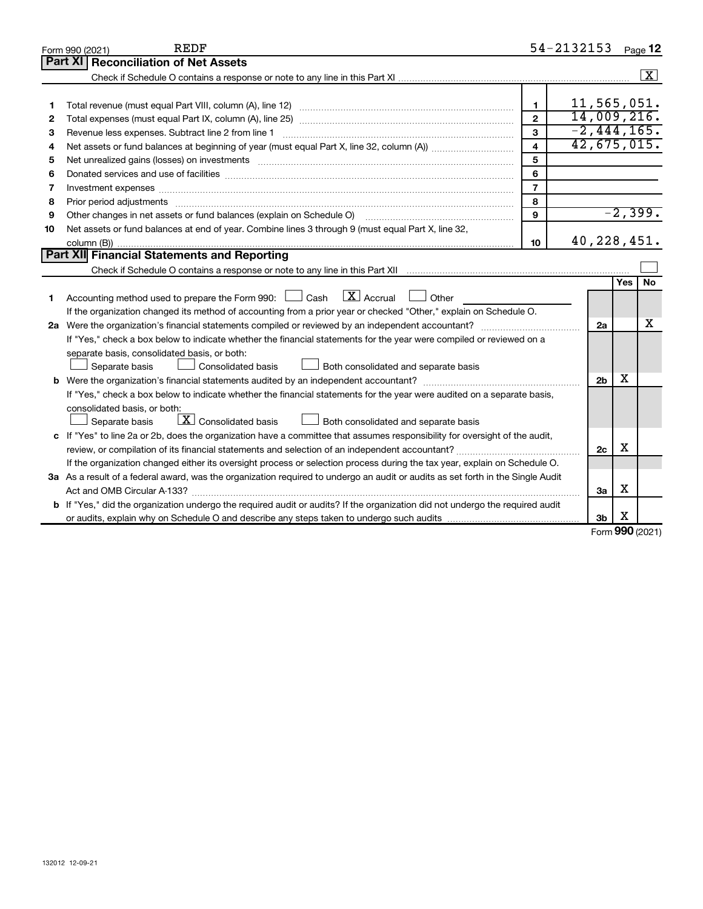Form 990 (2021) REDF 54-2132153 Page 12

## Part XI Reconciliation of Net Assets

Check if Schedule O contains a response or note to any line in this Part XI ..... [X]

| | | | |
|---|---|---|---|
| 1 | Total revenue (must equal Part VIII, column (A), line 12) | 1 | 11,565,051. |
| 2 | Total expenses (must equal Part IX, column (A), line 25) | 2 | 14,009,216. |
| 3 | Revenue less expenses. Subtract line 2 from line 1 | 3 | -2,444,165. |
| 4 | Net assets or fund balances at beginning of year (must equal Part X, line 32, column (A)) | 4 | 42,675,015. |
| 5 | Net unrealized gains (losses) on investments | 5 | |
| 6 | Donated services and use of facilities | 6 | |
| 7 | Investment expenses | 7 | |
| 8 | Prior period adjustments | 8 | |
| 9 | Other changes in net assets or fund balances (explain on Schedule O) | 9 | -2,399. |
| 10 | Net assets or fund balances at end of year. Combine lines 3 through 9 (must equal Part X, line 32, column (B)) | 10 | 40,228,451. |

## Part XII Financial Statements and Reporting

Check if Schedule O contains a response or note to any line in this Part XII ..... [ ]

| | | | Yes | No |
|---|---|---|---|---|
| 1 | Accounting method used to prepare the Form 990: [ ] Cash [X] Accrual [ ] Other<br>If the organization changed its method of accounting from a prior year or checked "Other," explain on Schedule O. | | | |
| 2a | Were the organization's financial statements compiled or reviewed by an independent accountant?<br>If "Yes," check a box below to indicate whether the financial statements for the year were compiled or reviewed on a separate basis, consolidated basis, or both:<br>[ ] Separate basis [ ] Consolidated basis [ ] Both consolidated and separate basis | 2a | | X |
| b | Were the organization's financial statements audited by an independent accountant?<br>If "Yes," check a box below to indicate whether the financial statements for the year were audited on a separate basis, consolidated basis, or both:<br>[ ] Separate basis [X] Consolidated basis [ ] Both consolidated and separate basis | 2b | X | |
| c | If "Yes" to line 2a or 2b, does the organization have a committee that assumes responsibility for oversight of the audit, review, or compilation of its financial statements and selection of an independent accountant?<br>If the organization changed either its oversight process or selection process during the tax year, explain on Schedule O. | 2c | X | |
| 3a | As a result of a federal award, was the organization required to undergo an audit or audits as set forth in the Single Audit Act and OMB Circular A-133? | 3a | X | |
| b | If "Yes," did the organization undergo the required audit or audits? If the organization did not undergo the required audit or audits, explain why on Schedule O and describe any steps taken to undergo such audits | 3b | X | |

Form 990 (2021)

132012 12-09-21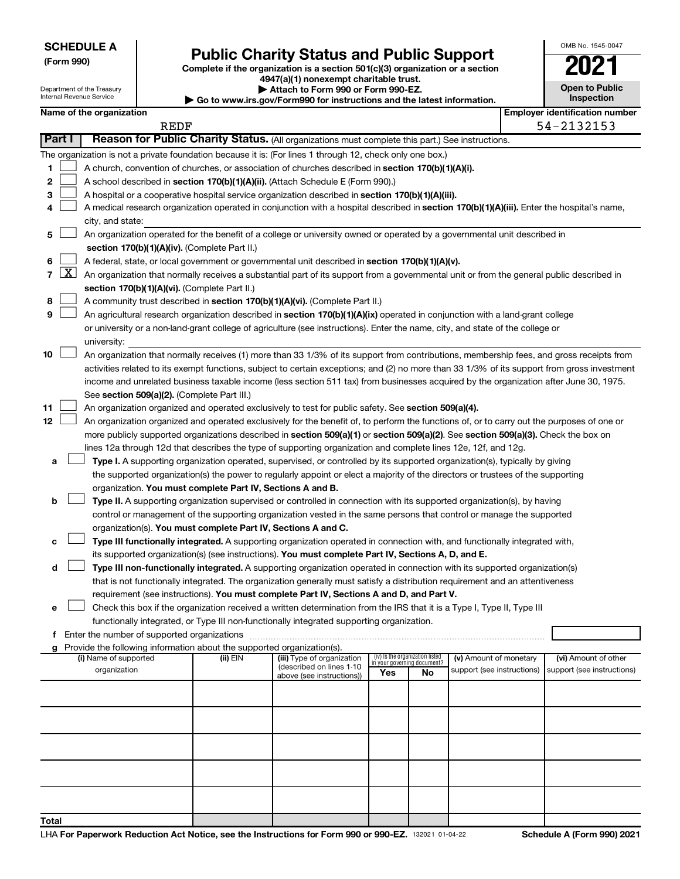**SCHEDULE A**
**(Form 990)**

Department of the Treasury
Internal Revenue Service

# Public Charity Status and Public Support

**Complete if the organization is a section 501(c)(3) organization or a section 4947(a)(1) nonexempt charitable trust.**
**▶ Attach to Form 990 or Form 990-EZ.**
**▶ Go to www.irs.gov/Form990 for instructions and the latest information.**

OMB No. 1545-0047

**2021**

**Open to Public Inspection**

**Name of the organization**: REDF
**Employer identification number**: 54-2132153

**Part I** **Reason for Public Charity Status.** (All organizations must complete this part.) See instructions.

The organization is not a private foundation because it is: (For lines 1 through 12, check only one box.)

1 [ ] A church, convention of churches, or association of churches described in **section 170(b)(1)(A)(i).**

2 [ ] A school described in **section 170(b)(1)(A)(ii).** (Attach Schedule E (Form 990).)

3 [ ] A hospital or a cooperative hospital service organization described in **section 170(b)(1)(A)(iii).**

4 [ ] A medical research organization operated in conjunction with a hospital described in **section 170(b)(1)(A)(iii).** Enter the hospital's name, city, and state:

5 [ ] An organization operated for the benefit of a college or university owned or operated by a governmental unit described in **section 170(b)(1)(A)(iv).** (Complete Part II.)

6 [ ] A federal, state, or local government or governmental unit described in **section 170(b)(1)(A)(v).**

7 [X] An organization that normally receives a substantial part of its support from a governmental unit or from the general public described in **section 170(b)(1)(A)(vi).** (Complete Part II.)

8 [ ] A community trust described in **section 170(b)(1)(A)(vi).** (Complete Part II.)

9 [ ] An agricultural research organization described in **section 170(b)(1)(A)(ix)** operated in conjunction with a land-grant college or university or a non-land-grant college of agriculture (see instructions). Enter the name, city, and state of the college or university:

10 [ ] An organization that normally receives (1) more than 33 1/3% of its support from contributions, membership fees, and gross receipts from activities related to its exempt functions, subject to certain exceptions; and (2) no more than 33 1/3% of its support from gross investment income and unrelated business taxable income (less section 511 tax) from businesses acquired by the organization after June 30, 1975. See **section 509(a)(2).** (Complete Part III.)

11 [ ] An organization organized and operated exclusively to test for public safety. See **section 509(a)(4).**

12 [ ] An organization organized and operated exclusively for the benefit of, to perform the functions of, or to carry out the purposes of one or more publicly supported organizations described in **section 509(a)(1)** or **section 509(a)(2).** See **section 509(a)(3).** Check the box on lines 12a through 12d that describes the type of supporting organization and complete lines 12e, 12f, and 12g.

a [ ] **Type I.** A supporting organization operated, supervised, or controlled by its supported organization(s), typically by giving the supported organization(s) the power to regularly appoint or elect a majority of the directors or trustees of the supporting organization. **You must complete Part IV, Sections A and B.**

b [ ] **Type II.** A supporting organization supervised or controlled in connection with its supported organization(s), by having control or management of the supporting organization vested in the same persons that control or manage the supported organization(s). **You must complete Part IV, Sections A and C.**

c [ ] **Type III functionally integrated.** A supporting organization operated in connection with, and functionally integrated with, its supported organization(s) (see instructions). **You must complete Part IV, Sections A, D, and E.**

d [ ] **Type III non-functionally integrated.** A supporting organization operated in connection with its supported organization(s) that is not functionally integrated. The organization generally must satisfy a distribution requirement and an attentiveness requirement (see instructions). **You must complete Part IV, Sections A and D, and Part V.**

e [ ] Check this box if the organization received a written determination from the IRS that it is a Type I, Type II, Type III functionally integrated, or Type III non-functionally integrated supporting organization.

f Enter the number of supported organizations

g Provide the following information about the supported organization(s).

| (i) Name of supported organization | (ii) EIN | (iii) Type of organization (described on lines 1-10 above (see instructions)) | (iv) Is the organization listed in your governing document? Yes | No | (v) Amount of monetary support (see instructions) | (vi) Amount of other support (see instructions) |
|---|---|---|---|---|---|---|
| | | | | | | |
| | | | | | | |
| | | | | | | |
| | | | | | | |
| | | | | | | |
| **Total** | | | | | | |

LHA **For Paperwork Reduction Act Notice, see the Instructions for Form 990 or 990-EZ.** 132021 01-04-22 **Schedule A (Form 990) 2021**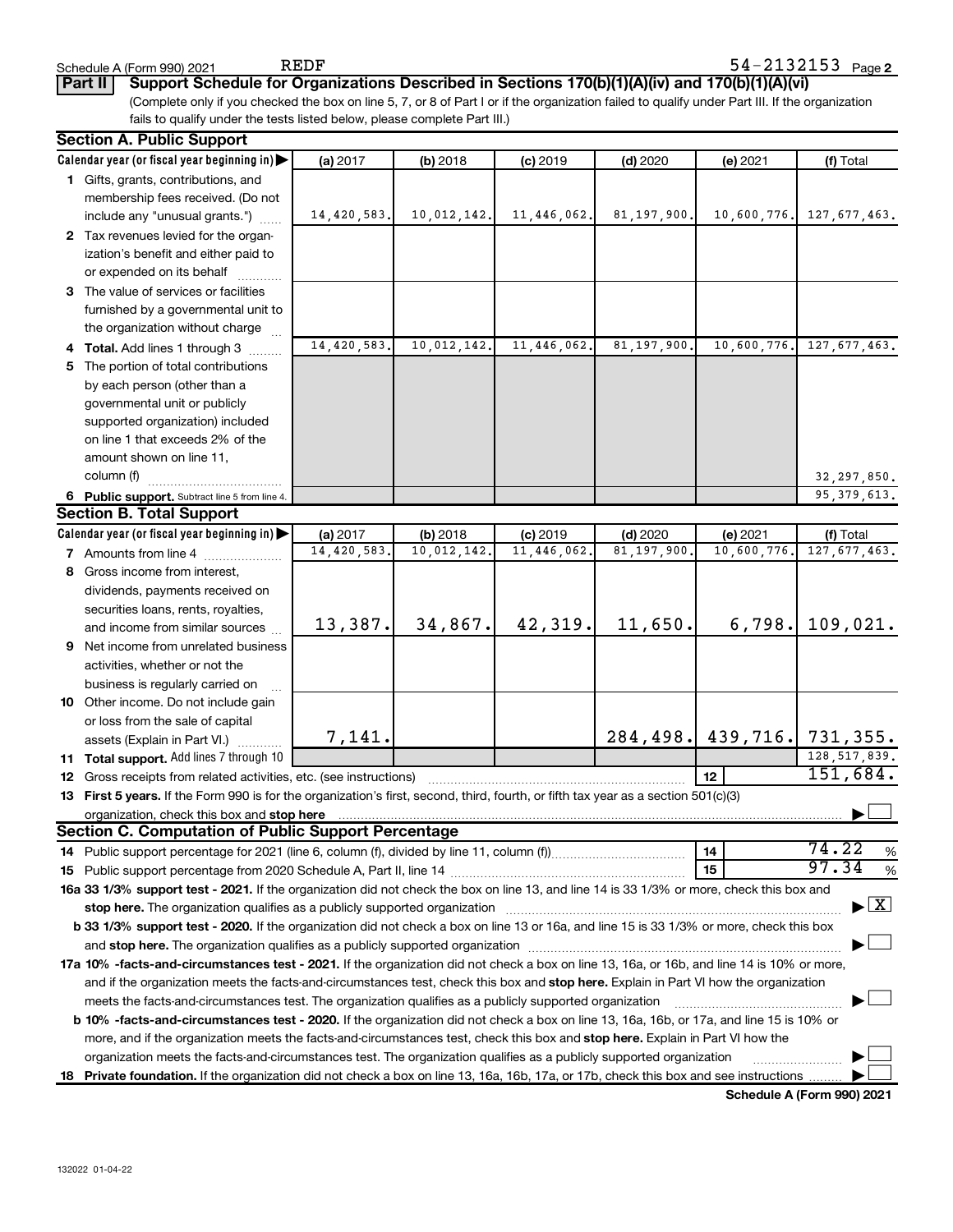Schedule A (Form 990) 2021 REDF 54-2132153 Page 2

**Part II** **Support Schedule for Organizations Described in Sections 170(b)(1)(A)(iv) and 170(b)(1)(A)(vi)**

(Complete only if you checked the box on line 5, 7, or 8 of Part I or if the organization failed to qualify under Part III. If the organization fails to qualify under the tests listed below, please complete Part III.)

## Section A. Public Support

| Calendar year (or fiscal year beginning in) ▶ | (a) 2017 | (b) 2018 | (c) 2019 | (d) 2020 | (e) 2021 | (f) Total |
|---|---|---|---|---|---|---|
| **1** Gifts, grants, contributions, and membership fees received. (Do not include any "unusual grants.") | 14,420,583. | 10,012,142. | 11,446,062. | 81,197,900. | 10,600,776. | 127,677,463. |
| **2** Tax revenues levied for the organization's benefit and either paid to or expended on its behalf | | | | | | |
| **3** The value of services or facilities furnished by a governmental unit to the organization without charge | | | | | | |
| **4 Total.** Add lines 1 through 3 | 14,420,583. | 10,012,142. | 11,446,062. | 81,197,900. | 10,600,776. | 127,677,463. |
| **5** The portion of total contributions by each person (other than a governmental unit or publicly supported organization) included on line 1 that exceeds 2% of the amount shown on line 11, column (f) | | | | | | 32,297,850. |
| **6 Public support.** Subtract line 5 from line 4. | | | | | | 95,379,613. |

## Section B. Total Support

| Calendar year (or fiscal year beginning in) ▶ | (a) 2017 | (b) 2018 | (c) 2019 | (d) 2020 | (e) 2021 | (f) Total |
|---|---|---|---|---|---|---|
| **7** Amounts from line 4 | 14,420,583. | 10,012,142. | 11,446,062. | 81,197,900. | 10,600,776. | 127,677,463. |
| **8** Gross income from interest, dividends, payments received on securities loans, rents, royalties, and income from similar sources | 13,387. | 34,867. | 42,319. | 11,650. | 6,798. | 109,021. |
| **9** Net income from unrelated business activities, whether or not the business is regularly carried on | | | | | | |
| **10** Other income. Do not include gain or loss from the sale of capital assets (Explain in Part VI.) | 7,141. | | | 284,498. | 439,716. | 731,355. |
| **11 Total support.** Add lines 7 through 10 | | | | | | 128,517,839. |
| **12** Gross receipts from related activities, etc. (see instructions) | | | | | **12** | 151,684. |

**13 First 5 years.** If the Form 990 is for the organization's first, second, third, fourth, or fifth tax year as a section 501(c)(3) organization, check this box and **stop here** ▶ ☐

## Section C. Computation of Public Support Percentage

| | | |
|---|---|---|
| **14** Public support percentage for 2021 (line 6, column (f), divided by line 11, column (f)) | **14** | 74.22 % |
| **15** Public support percentage from 2020 Schedule A, Part II, line 14 | **15** | 97.34 % |

**16a 33 1/3% support test - 2021.** If the organization did not check the box on line 13, and line 14 is 33 1/3% or more, check this box and **stop here.** The organization qualifies as a publicly supported organization ▶ ☒

**b 33 1/3% support test - 2020.** If the organization did not check a box on line 13 or 16a, and line 15 is 33 1/3% or more, check this box and **stop here.** The organization qualifies as a publicly supported organization ▶ ☐

**17a 10% -facts-and-circumstances test - 2021.** If the organization did not check a box on line 13, 16a, or 16b, and line 14 is 10% or more, and if the organization meets the facts-and-circumstances test, check this box and **stop here.** Explain in Part VI how the organization meets the facts-and-circumstances test. The organization qualifies as a publicly supported organization ▶ ☐

**b 10% -facts-and-circumstances test - 2020.** If the organization did not check a box on line 13, 16a, 16b, or 17a, and line 15 is 10% or more, and if the organization meets the facts-and-circumstances test, check this box and **stop here.** Explain in Part VI how the organization meets the facts-and-circumstances test. The organization qualifies as a publicly supported organization ▶ ☐

**18 Private foundation.** If the organization did not check a box on line 13, 16a, 16b, 17a, or 17b, check this box and see instructions ▶ ☐

**Schedule A (Form 990) 2021**

132022 01-04-22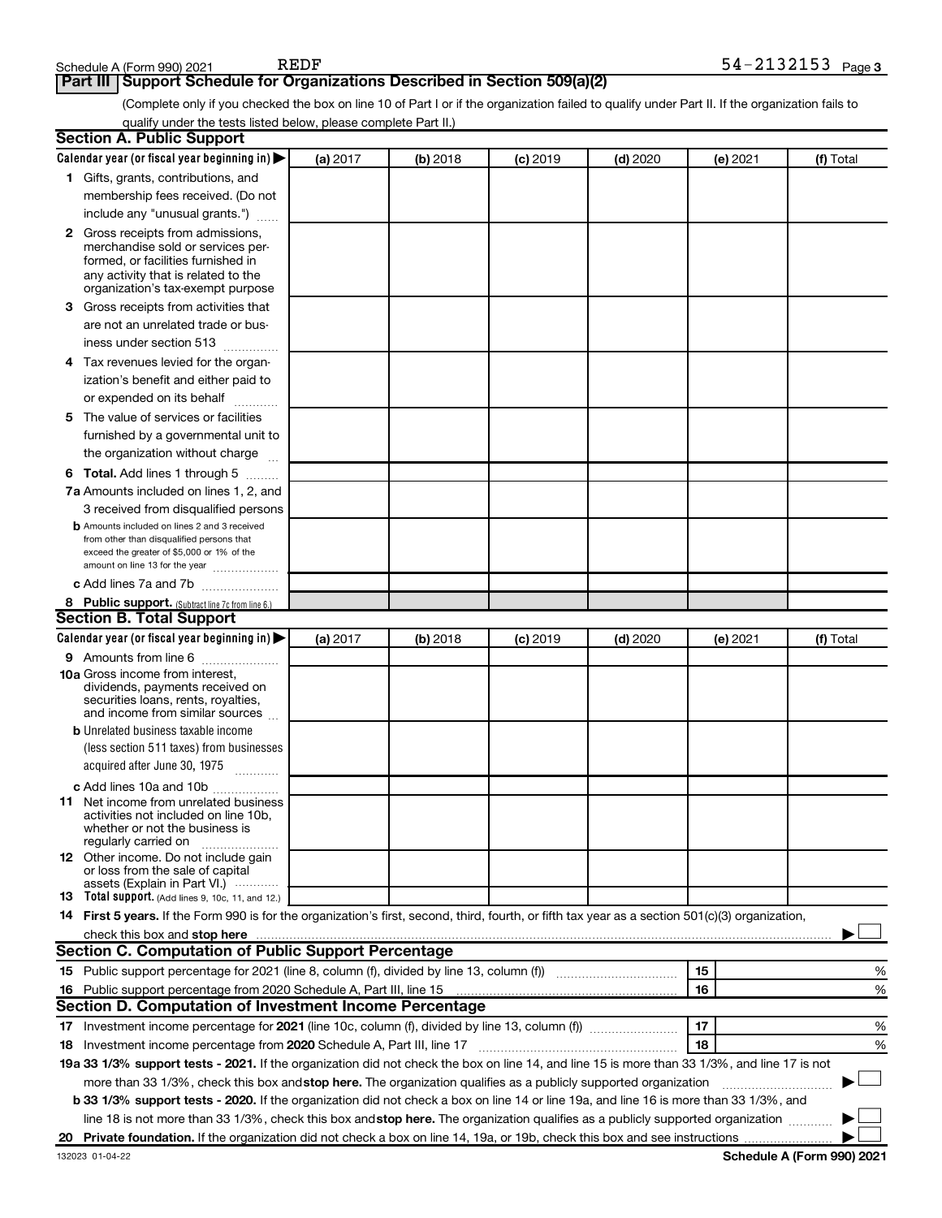Schedule A (Form 990) 2021 REDF 54-2132153 Page 3

## Part III Support Schedule for Organizations Described in Section 509(a)(2)

(Complete only if you checked the box on line 10 of Part I or if the organization failed to qualify under Part II. If the organization fails to qualify under the tests listed below, please complete Part II.)

### Section A. Public Support

| Calendar year (or fiscal year beginning in) ▶ | (a) 2017 | (b) 2018 | (c) 2019 | (d) 2020 | (e) 2021 | (f) Total |
|---|---|---|---|---|---|---|
| **1** Gifts, grants, contributions, and membership fees received. (Do not include any "unusual grants.") | | | | | | |
| **2** Gross receipts from admissions, merchandise sold or services performed, or facilities furnished in any activity that is related to the organization's tax-exempt purpose | | | | | | |
| **3** Gross receipts from activities that are not an unrelated trade or business under section 513 | | | | | | |
| **4** Tax revenues levied for the organization's benefit and either paid to or expended on its behalf | | | | | | |
| **5** The value of services or facilities furnished by a governmental unit to the organization without charge | | | | | | |
| **6 Total.** Add lines 1 through 5 | | | | | | |
| **7a** Amounts included on lines 1, 2, and 3 received from disqualified persons | | | | | | |
| **b** Amounts included on lines 2 and 3 received from other than disqualified persons that exceed the greater of $5,000 or 1% of the amount on line 13 for the year | | | | | | |
| **c** Add lines 7a and 7b | | | | | | |
| **8 Public support.** (Subtract line 7c from line 6.) | | | | | | |

### Section B. Total Support

| Calendar year (or fiscal year beginning in) ▶ | (a) 2017 | (b) 2018 | (c) 2019 | (d) 2020 | (e) 2021 | (f) Total |
|---|---|---|---|---|---|---|
| **9** Amounts from line 6 | | | | | | |
| **10a** Gross income from interest, dividends, payments received on securities loans, rents, royalties, and income from similar sources | | | | | | |
| **b** Unrelated business taxable income (less section 511 taxes) from businesses acquired after June 30, 1975 | | | | | | |
| **c** Add lines 10a and 10b | | | | | | |
| **11** Net income from unrelated business activities not included on line 10b, whether or not the business is regularly carried on | | | | | | |
| **12** Other income. Do not include gain or loss from the sale of capital assets (Explain in Part VI.) | | | | | | |
| **13 Total support.** (Add lines 9, 10c, 11, and 12.) | | | | | | |

**14 First 5 years.** If the Form 990 is for the organization's first, second, third, fourth, or fifth tax year as a section 501(c)(3) organization, check this box and **stop here** ▶ ☐

### Section C. Computation of Public Support Percentage

| | | | |
|---|---|---|---|
| **15** Public support percentage for 2021 (line 8, column (f), divided by line 13, column (f)) | 15 | | % |
| **16** Public support percentage from 2020 Schedule A, Part III, line 15 | 16 | | % |

### Section D. Computation of Investment Income Percentage

| | | | |
|---|---|---|---|
| **17** Investment income percentage for **2021** (line 10c, column (f), divided by line 13, column (f)) | 17 | | % |
| **18** Investment income percentage from **2020** Schedule A, Part III, line 17 | 18 | | % |

**19a 33 1/3% support tests - 2021.** If the organization did not check the box on line 14, and line 15 is more than 33 1/3%, and line 17 is not more than 33 1/3%, check this box and **stop here.** The organization qualifies as a publicly supported organization ▶ ☐

**b 33 1/3% support tests - 2020.** If the organization did not check a box on line 14 or line 19a, and line 16 is more than 33 1/3%, and line 18 is not more than 33 1/3%, check this box and **stop here.** The organization qualifies as a publicly supported organization ▶ ☐

**20 Private foundation.** If the organization did not check a box on line 14, 19a, or 19b, check this box and see instructions ▶ ☐

132023 01-04-22 **Schedule A (Form 990) 2021**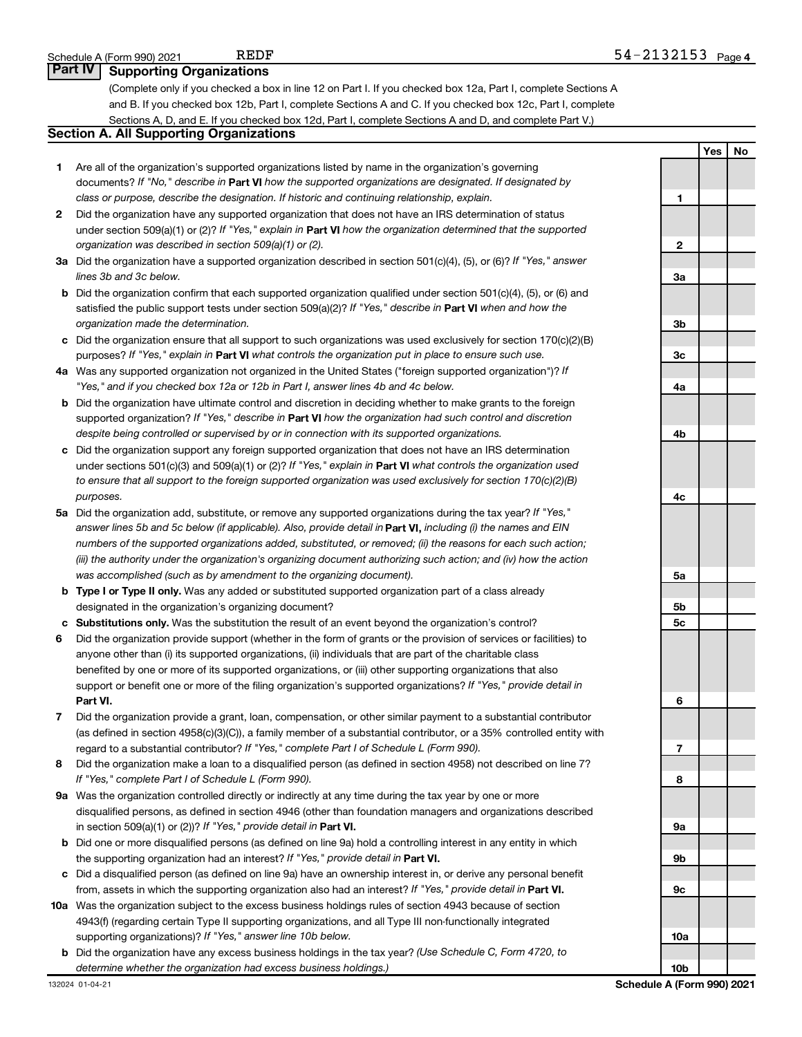Schedule A (Form 990) 2021 REDF 54-2132153 Page 4

## Part IV Supporting Organizations

(Complete only if you checked a box in line 12 on Part I. If you checked box 12a, Part I, complete Sections A and B. If you checked box 12b, Part I, complete Sections A and C. If you checked box 12c, Part I, complete Sections A, D, and E. If you checked box 12d, Part I, complete Sections A and D, and complete Part V.)

### Section A. All Supporting Organizations

| | | | Yes | No |
|---|---|---|---|---|
| **1** | Are all of the organization's supported organizations listed by name in the organization's governing documents? *If "No," describe in* **Part VI** *how the supported organizations are designated. If designated by class or purpose, describe the designation. If historic and continuing relationship, explain.* | 1 | | |
| **2** | Did the organization have any supported organization that does not have an IRS determination of status under section 509(a)(1) or (2)? *If "Yes," explain in* **Part VI** *how the organization determined that the supported organization was described in section 509(a)(1) or (2).* | 2 | | |
| **3a** | Did the organization have a supported organization described in section 501(c)(4), (5), or (6)? *If "Yes," answer lines 3b and 3c below.* | 3a | | |
| **b** | Did the organization confirm that each supported organization qualified under section 501(c)(4), (5), or (6) and satisfied the public support tests under section 509(a)(2)? *If "Yes," describe in* **Part VI** *when and how the organization made the determination.* | 3b | | |
| **c** | Did the organization ensure that all support to such organizations was used exclusively for section 170(c)(2)(B) purposes? *If "Yes," explain in* **Part VI** *what controls the organization put in place to ensure such use.* | 3c | | |
| **4a** | Was any supported organization not organized in the United States ("foreign supported organization")? *If "Yes," and if you checked box 12a or 12b in Part I, answer lines 4b and 4c below.* | 4a | | |
| **b** | Did the organization have ultimate control and discretion in deciding whether to make grants to the foreign supported organization? *If "Yes," describe in* **Part VI** *how the organization had such control and discretion despite being controlled or supervised by or in connection with its supported organizations.* | 4b | | |
| **c** | Did the organization support any foreign supported organization that does not have an IRS determination under sections 501(c)(3) and 509(a)(1) or (2)? *If "Yes," explain in* **Part VI** *what controls the organization used to ensure that all support to the foreign supported organization was used exclusively for section 170(c)(2)(B) purposes.* | 4c | | |
| **5a** | Did the organization add, substitute, or remove any supported organizations during the tax year? *If "Yes," answer lines 5b and 5c below (if applicable). Also, provide detail in* **Part VI,** *including (i) the names and EIN numbers of the supported organizations added, substituted, or removed; (ii) the reasons for each such action; (iii) the authority under the organization's organizing document authorizing such action; and (iv) how the action was accomplished (such as by amendment to the organizing document).* | 5a | | |
| **b** | **Type I or Type II only.** Was any added or substituted supported organization part of a class already designated in the organization's organizing document? | 5b | | |
| **c** | **Substitutions only.** Was the substitution the result of an event beyond the organization's control? | 5c | | |
| **6** | Did the organization provide support (whether in the form of grants or the provision of services or facilities) to anyone other than (i) its supported organizations, (ii) individuals that are part of the charitable class benefited by one or more of its supported organizations, or (iii) other supporting organizations that also support or benefit one or more of the filing organization's supported organizations? *If "Yes," provide detail in* **Part VI.** | 6 | | |
| **7** | Did the organization provide a grant, loan, compensation, or other similar payment to a substantial contributor (as defined in section 4958(c)(3)(C)), a family member of a substantial contributor, or a 35% controlled entity with regard to a substantial contributor? *If "Yes," complete Part I of Schedule L (Form 990).* | 7 | | |
| **8** | Did the organization make a loan to a disqualified person (as defined in section 4958) not described on line 7? *If "Yes," complete Part I of Schedule L (Form 990).* | 8 | | |
| **9a** | Was the organization controlled directly or indirectly at any time during the tax year by one or more disqualified persons, as defined in section 4946 (other than foundation managers and organizations described in section 509(a)(1) or (2))? *If "Yes," provide detail in* **Part VI.** | 9a | | |
| **b** | Did one or more disqualified persons (as defined on line 9a) hold a controlling interest in any entity in which the supporting organization had an interest? *If "Yes," provide detail in* **Part VI.** | 9b | | |
| **c** | Did a disqualified person (as defined on line 9a) have an ownership interest in, or derive any personal benefit from, assets in which the supporting organization also had an interest? *If "Yes," provide detail in* **Part VI.** | 9c | | |
| **10a** | Was the organization subject to the excess business holdings rules of section 4943 because of section 4943(f) (regarding certain Type II supporting organizations, and all Type III non-functionally integrated supporting organizations)? *If "Yes," answer line 10b below.* | 10a | | |
| **b** | Did the organization have any excess business holdings in the tax year? *(Use Schedule C, Form 4720, to determine whether the organization had excess business holdings.)* | 10b | | |

132024 01-04-21 **Schedule A (Form 990) 2021**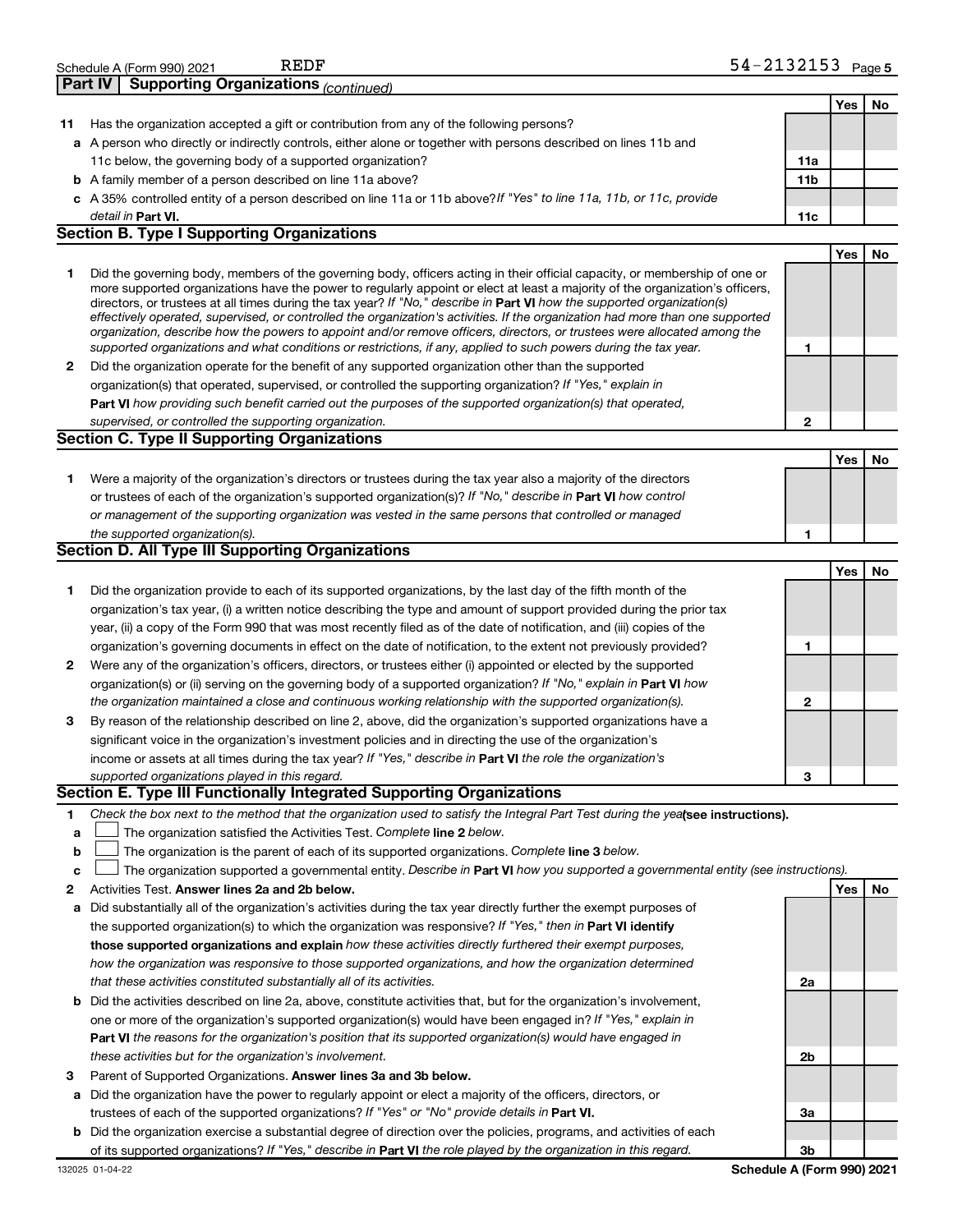## Part IV Supporting Organizations *(continued)*

| | | | Yes | No |
|---|---|---|---|---|
| **11** | Has the organization accepted a gift or contribution from any of the following persons? | | | |
| **a** | A person who directly or indirectly controls, either alone or together with persons described on lines 11b and 11c below, the governing body of a supported organization? | **11a** | | |
| **b** | A family member of a person described on line 11a above? | **11b** | | |
| **c** | A 35% controlled entity of a person described on line 11a or 11b above? *If "Yes" to line 11a, 11b, or 11c, provide detail in* **Part VI.** | **11c** | | |

## Section B. Type I Supporting Organizations

| | | | Yes | No |
|---|---|---|---|---|
| **1** | Did the governing body, members of the governing body, officers acting in their official capacity, or membership of one or more supported organizations have the power to regularly appoint or elect at least a majority of the organization's officers, directors, or trustees at all times during the tax year? *If "No," describe in* **Part VI** *how the supported organization(s) effectively operated, supervised, or controlled the organization's activities. If the organization had more than one supported organization, describe how the powers to appoint and/or remove officers, directors, or trustees were allocated among the supported organizations and what conditions or restrictions, if any, applied to such powers during the tax year.* | **1** | | |
| **2** | Did the organization operate for the benefit of any supported organization other than the supported organization(s) that operated, supervised, or controlled the supporting organization? *If "Yes," explain in* **Part VI** *how providing such benefit carried out the purposes of the supported organization(s) that operated, supervised, or controlled the supporting organization.* | **2** | | |

## Section C. Type II Supporting Organizations

| | | | Yes | No |
|---|---|---|---|---|
| **1** | Were a majority of the organization's directors or trustees during the tax year also a majority of the directors or trustees of each of the organization's supported organization(s)? *If "No," describe in* **Part VI** *how control or management of the supporting organization was vested in the same persons that controlled or managed the supported organization(s).* | **1** | | |

## Section D. All Type III Supporting Organizations

| | | | Yes | No |
|---|---|---|---|---|
| **1** | Did the organization provide to each of its supported organizations, by the last day of the fifth month of the organization's tax year, (i) a written notice describing the type and amount of support provided during the prior tax year, (ii) a copy of the Form 990 that was most recently filed as of the date of notification, and (iii) copies of the organization's governing documents in effect on the date of notification, to the extent not previously provided? | **1** | | |
| **2** | Were any of the organization's officers, directors, or trustees either (i) appointed or elected by the supported organization(s) or (ii) serving on the governing body of a supported organization? *If "No," explain in* **Part VI** *how the organization maintained a close and continuous working relationship with the supported organization(s).* | **2** | | |
| **3** | By reason of the relationship described on line 2, above, did the organization's supported organizations have a significant voice in the organization's investment policies and in directing the use of the organization's income or assets at all times during the tax year? *If "Yes," describe in* **Part VI** *the role the organization's supported organizations played in this regard.* | **3** | | |

## Section E. Type III Functionally Integrated Supporting Organizations

**1** *Check the box next to the method that the organization used to satisfy the Integral Part Test during the year* **(see instructions).**

- **a** ☐ The organization satisfied the Activities Test. *Complete* **line 2** *below.*
- **b** ☐ The organization is the parent of each of its supported organizations. *Complete* **line 3** *below.*
- **c** ☐ The organization supported a governmental entity. *Describe in* **Part VI** *how you supported a governmental entity (see instructions).*

| | | | Yes | No |
|---|---|---|---|---|
| **2** | Activities Test. **Answer lines 2a and 2b below.** | | | |
| **a** | Did substantially all of the organization's activities during the tax year directly further the exempt purposes of the supported organization(s) to which the organization was responsive? *If "Yes," then in* **Part VI identify those supported organizations and explain** *how these activities directly furthered their exempt purposes, how the organization was responsive to those supported organizations, and how the organization determined that these activities constituted substantially all of its activities.* | **2a** | | |
| **b** | Did the activities described on line 2a, above, constitute activities that, but for the organization's involvement, one or more of the organization's supported organization(s) would have been engaged in? *If "Yes," explain in* **Part VI** *the reasons for the organization's position that its supported organization(s) would have engaged in these activities but for the organization's involvement.* | **2b** | | |
| **3** | Parent of Supported Organizations. **Answer lines 3a and 3b below.** | | | |
| **a** | Did the organization have the power to regularly appoint or elect a majority of the officers, directors, or trustees of each of the supported organizations? *If "Yes" or "No" provide details in* **Part VI.** | **3a** | | |
| **b** | Did the organization exercise a substantial degree of direction over the policies, programs, and activities of each of its supported organizations? *If "Yes," describe in* **Part VI** *the role played by the organization in this regard.* | **3b** | | |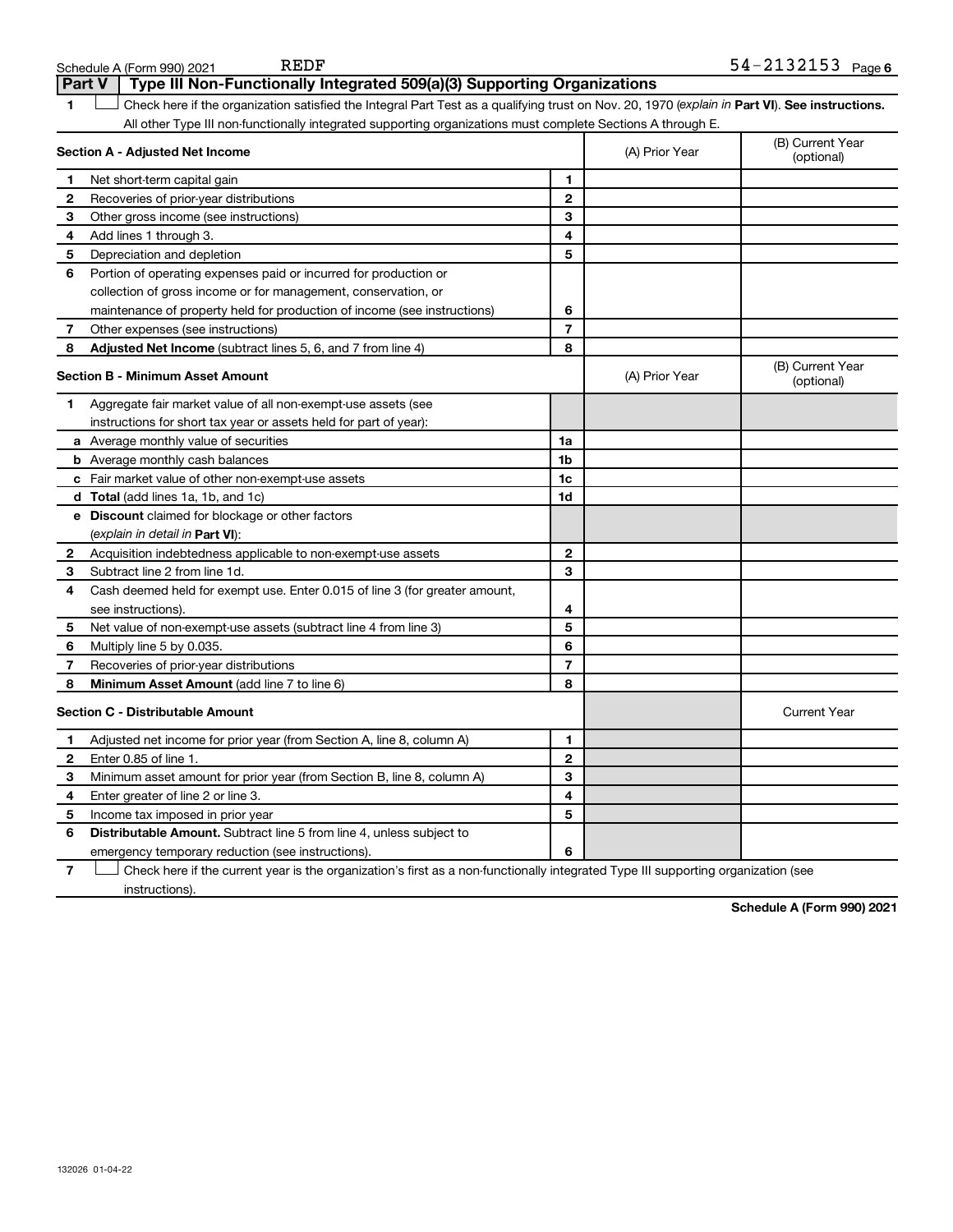Schedule A (Form 990) 2021 REDF 54-2132153 Page 6

## Part V Type III Non-Functionally Integrated 509(a)(3) Supporting Organizations

1 ☐ Check here if the organization satisfied the Integral Part Test as a qualifying trust on Nov. 20, 1970 (*explain in* **Part VI**). **See instructions.** All other Type III non-functionally integrated supporting organizations must complete Sections A through E.

| **Section A - Adjusted Net Income** | | | (A) Prior Year | (B) Current Year (optional) |
|---|---|---|---|---|
| 1 | Net short-term capital gain | 1 | | |
| 2 | Recoveries of prior-year distributions | 2 | | |
| 3 | Other gross income (see instructions) | 3 | | |
| 4 | Add lines 1 through 3. | 4 | | |
| 5 | Depreciation and depletion | 5 | | |
| 6 | Portion of operating expenses paid or incurred for production or collection of gross income or for management, conservation, or maintenance of property held for production of income (see instructions) | 6 | | |
| 7 | Other expenses (see instructions) | 7 | | |
| 8 | **Adjusted Net Income** (subtract lines 5, 6, and 7 from line 4) | 8 | | |

| **Section B - Minimum Asset Amount** | | | (A) Prior Year | (B) Current Year (optional) |
|---|---|---|---|---|
| 1 | Aggregate fair market value of all non-exempt-use assets (see instructions for short tax year or assets held for part of year): | | | |
| a | Average monthly value of securities | 1a | | |
| b | Average monthly cash balances | 1b | | |
| c | Fair market value of other non-exempt-use assets | 1c | | |
| d | **Total** (add lines 1a, 1b, and 1c) | 1d | | |
| e | **Discount** claimed for blockage or other factors (*explain in detail in* **Part VI**): | | | |
| 2 | Acquisition indebtedness applicable to non-exempt-use assets | 2 | | |
| 3 | Subtract line 2 from line 1d. | 3 | | |
| 4 | Cash deemed held for exempt use. Enter 0.015 of line 3 (for greater amount, see instructions). | 4 | | |
| 5 | Net value of non-exempt-use assets (subtract line 4 from line 3) | 5 | | |
| 6 | Multiply line 5 by 0.035. | 6 | | |
| 7 | Recoveries of prior-year distributions | 7 | | |
| 8 | **Minimum Asset Amount** (add line 7 to line 6) | 8 | | |

| **Section C - Distributable Amount** | | | | Current Year |
|---|---|---|---|---|
| 1 | Adjusted net income for prior year (from Section A, line 8, column A) | 1 | | |
| 2 | Enter 0.85 of line 1. | 2 | | |
| 3 | Minimum asset amount for prior year (from Section B, line 8, column A) | 3 | | |
| 4 | Enter greater of line 2 or line 3. | 4 | | |
| 5 | Income tax imposed in prior year | 5 | | |
| 6 | **Distributable Amount.** Subtract line 5 from line 4, unless subject to emergency temporary reduction (see instructions). | 6 | | |

7 ☐ Check here if the current year is the organization's first as a non-functionally integrated Type III supporting organization (see instructions).

Schedule A (Form 990) 2021

132026 01-04-22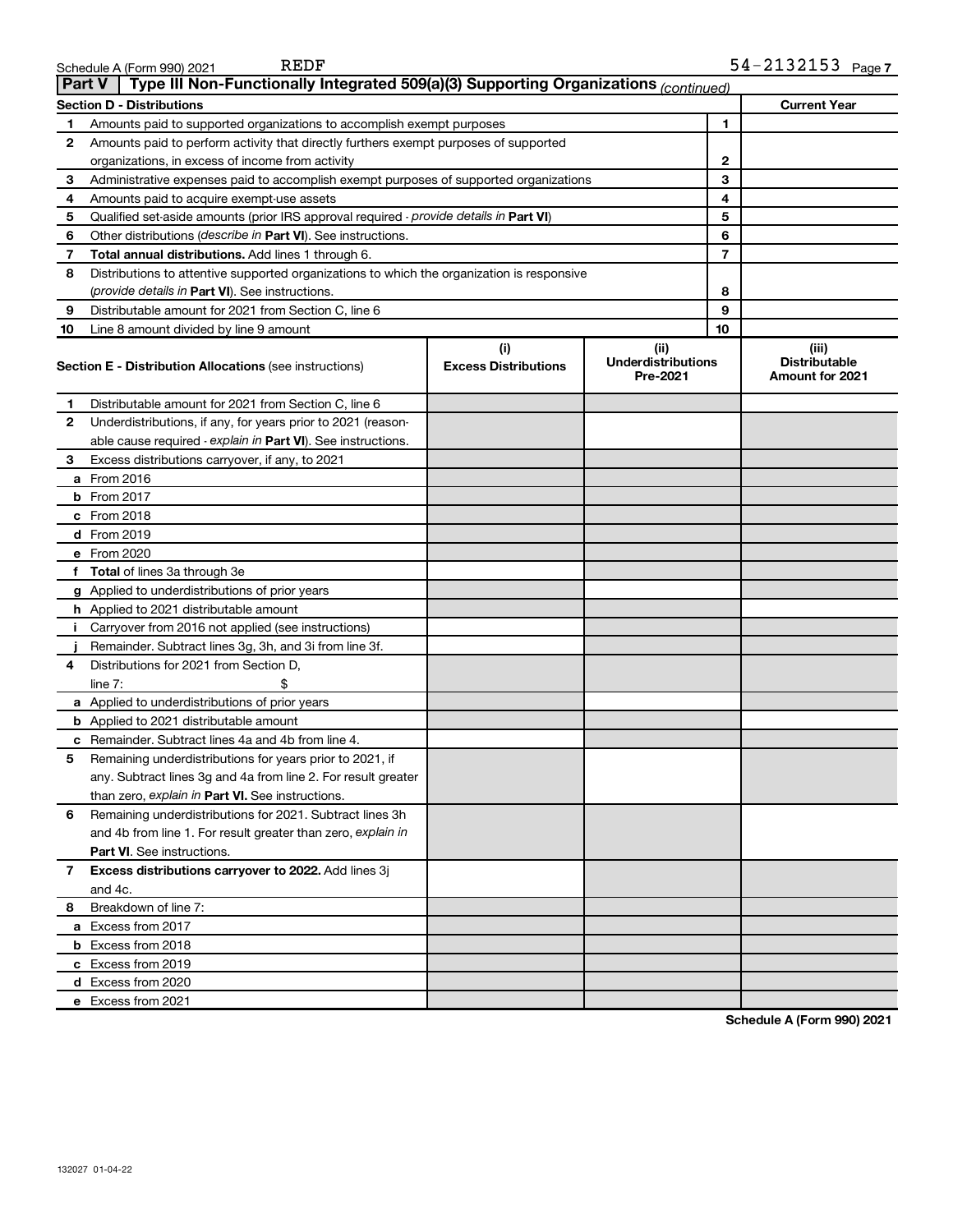Schedule A (Form 990) 2021 REDF 54-2132153 Page 7

## Part V | Type III Non-Functionally Integrated 509(a)(3) Supporting Organizations *(continued)*

| Section D - Distributions | | | Current Year |
|---|---|---|---|
| 1 | Amounts paid to supported organizations to accomplish exempt purposes | 1 | |
| 2 | Amounts paid to perform activity that directly furthers exempt purposes of supported organizations, in excess of income from activity | 2 | |
| 3 | Administrative expenses paid to accomplish exempt purposes of supported organizations | 3 | |
| 4 | Amounts paid to acquire exempt-use assets | 4 | |
| 5 | Qualified set-aside amounts (prior IRS approval required - *provide details in* **Part VI**) | 5 | |
| 6 | Other distributions (*describe in* **Part VI**). See instructions. | 6 | |
| 7 | **Total annual distributions.** Add lines 1 through 6. | 7 | |
| 8 | Distributions to attentive supported organizations to which the organization is responsive (*provide details in* **Part VI**). See instructions. | 8 | |
| 9 | Distributable amount for 2021 from Section C, line 6 | 9 | |
| 10 | Line 8 amount divided by line 9 amount | 10 | |

| | Section E - Distribution Allocations (see instructions) | (i) Excess Distributions | (ii) Underdistributions Pre-2021 | (iii) Distributable Amount for 2021 |
|---|---|---|---|---|
| 1 | Distributable amount for 2021 from Section C, line 6 | | | |
| 2 | Underdistributions, if any, for years prior to 2021 (reasonable cause required - *explain in* **Part VI**). See instructions. | | | |
| 3 | Excess distributions carryover, if any, to 2021 | | | |
| a | From 2016 | | | |
| b | From 2017 | | | |
| c | From 2018 | | | |
| d | From 2019 | | | |
| e | From 2020 | | | |
| f | **Total** of lines 3a through 3e | | | |
| g | Applied to underdistributions of prior years | | | |
| h | Applied to 2021 distributable amount | | | |
| i | Carryover from 2016 not applied (see instructions) | | | |
| j | Remainder. Subtract lines 3g, 3h, and 3i from line 3f. | | | |
| 4 | Distributions for 2021 from Section D, line 7: $ | | | |
| a | Applied to underdistributions of prior years | | | |
| b | Applied to 2021 distributable amount | | | |
| c | Remainder. Subtract lines 4a and 4b from line 4. | | | |
| 5 | Remaining underdistributions for years prior to 2021, if any. Subtract lines 3g and 4a from line 2. For result greater than zero, *explain in* **Part VI.** See instructions. | | | |
| 6 | Remaining underdistributions for 2021. Subtract lines 3h and 4b from line 1. For result greater than zero, *explain in* **Part VI**. See instructions. | | | |
| 7 | **Excess distributions carryover to 2022.** Add lines 3j and 4c. | | | |
| 8 | Breakdown of line 7: | | | |
| a | Excess from 2017 | | | |
| b | Excess from 2018 | | | |
| c | Excess from 2019 | | | |
| d | Excess from 2020 | | | |
| e | Excess from 2021 | | | |

**Schedule A (Form 990) 2021**

132027 01-04-22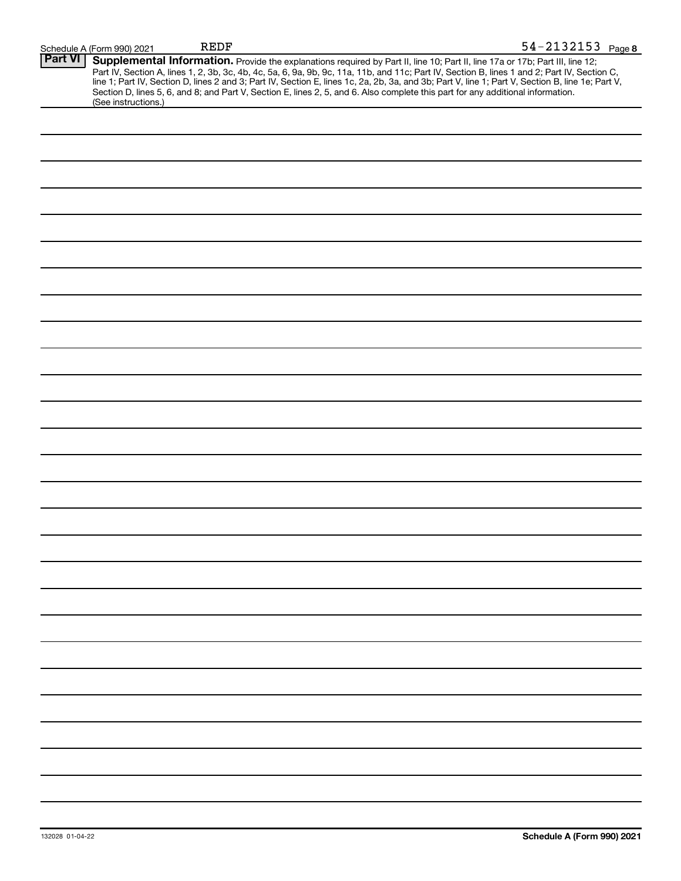Schedule A (Form 990) 2021 REDF 54-2132153

**Part VI** **Supplemental Information.** Provide the explanations required by Part II, line 10; Part II, line 17a or 17b; Part III, line 12; Part IV, Section A, lines 1, 2, 3b, 3c, 4b, 4c, 5a, 6, 9a, 9b, 9c, 11a, 11b, and 11c; Part IV, Section B, lines 1 and 2; Part IV, Section C, line 1; Part IV, Section D, lines 2 and 3; Part IV, Section E, lines 1c, 2a, 2b, 3a, and 3b; Part V, line 1; Part V, Section B, line 1e; Part V, Section D, lines 5, 6, and 8; and Part V, Section E, lines 2, 5, and 6. Also complete this part for any additional information. (See instructions.)

132028 01-04-22

**Schedule A (Form 990) 2021**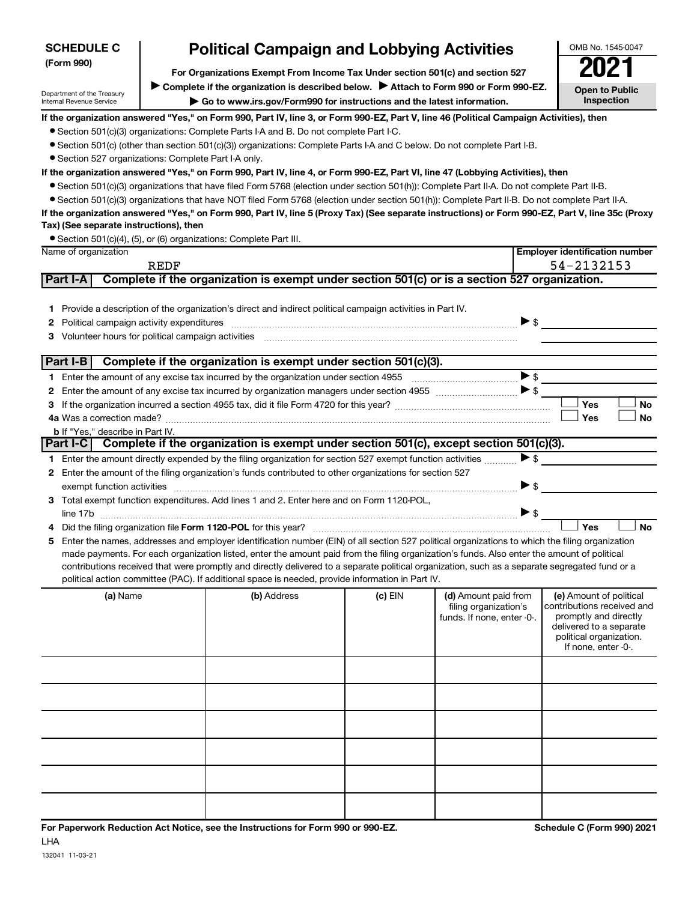**SCHEDULE C (Form 990)**

Department of the Treasury
Internal Revenue Service

# Political Campaign and Lobbying Activities

**For Organizations Exempt From Income Tax Under section 501(c) and section 527**

▶ **Complete if the organization is described below.** ▶ **Attach to Form 990 or Form 990-EZ.**

▶ **Go to www.irs.gov/Form990 for instructions and the latest information.**

OMB No. 1545-0047

**2021**

**Open to Public Inspection**

**If the organization answered "Yes," on Form 990, Part IV, line 3, or Form 990-EZ, Part V, line 46 (Political Campaign Activities), then**

- Section 501(c)(3) organizations: Complete Parts I-A and B. Do not complete Part I-C.
- Section 501(c) (other than section 501(c)(3)) organizations: Complete Parts I-A and C below. Do not complete Part I-B.
- Section 527 organizations: Complete Part I-A only.

**If the organization answered "Yes," on Form 990, Part IV, line 4, or Form 990-EZ, Part VI, line 47 (Lobbying Activities), then**

- Section 501(c)(3) organizations that have filed Form 5768 (election under section 501(h)): Complete Part II-A. Do not complete Part II-B.
- Section 501(c)(3) organizations that have NOT filed Form 5768 (election under section 501(h)): Complete Part II-B. Do not complete Part II-A.

**If the organization answered "Yes," on Form 990, Part IV, line 5 (Proxy Tax) (See separate instructions) or Form 990-EZ, Part V, line 35c (Proxy Tax) (See separate instructions), then**

- Section 501(c)(4), (5), or (6) organizations: Complete Part III.

| Name of organization | Employer identification number |
|---|---|
| REDF | 54-2132153 |

## Part I-A Complete if the organization is exempt under section 501(c) or is a section 527 organization.

1. Provide a description of the organization's direct and indirect political campaign activities in Part IV.
2. Political campaign activity expenditures ▶ $
3. Volunteer hours for political campaign activities

## Part I-B Complete if the organization is exempt under section 501(c)(3).

1. Enter the amount of any excise tax incurred by the organization under section 4955 ▶ $
2. Enter the amount of any excise tax incurred by organization managers under section 4955 ▶ $
3. If the organization incurred a section 4955 tax, did it file Form 4720 for this year? ☐ Yes ☐ No

4a. Was a correction made? ☐ Yes ☐ No

b. If "Yes," describe in Part IV.

## Part I-C Complete if the organization is exempt under section 501(c), except section 501(c)(3).

1. Enter the amount directly expended by the filing organization for section 527 exempt function activities ▶ $
2. Enter the amount of the filing organization's funds contributed to other organizations for section 527 exempt function activities ▶ $
3. Total exempt function expenditures. Add lines 1 and 2. Enter here and on Form 1120-POL, line 17b ▶ $
4. Did the filing organization file **Form 1120-POL** for this year? ☐ Yes ☐ No
5. Enter the names, addresses and employer identification number (EIN) of all section 527 political organizations to which the filing organization made payments. For each organization listed, enter the amount paid from the filing organization's funds. Also enter the amount of political contributions received that were promptly and directly delivered to a separate political organization, such as a separate segregated fund or a political action committee (PAC). If additional space is needed, provide information in Part IV.

| (a) Name | (b) Address | (c) EIN | (d) Amount paid from filing organization's funds. If none, enter -0-. | (e) Amount of political contributions received and promptly and directly delivered to a separate political organization. If none, enter -0-. |
|---|---|---|---|---|
| | | | | |
| | | | | |
| | | | | |
| | | | | |
| | | | | |
| | | | | |

**For Paperwork Reduction Act Notice, see the Instructions for Form 990 or 990-EZ.** **Schedule C (Form 990) 2021**

LHA

132041 11-03-21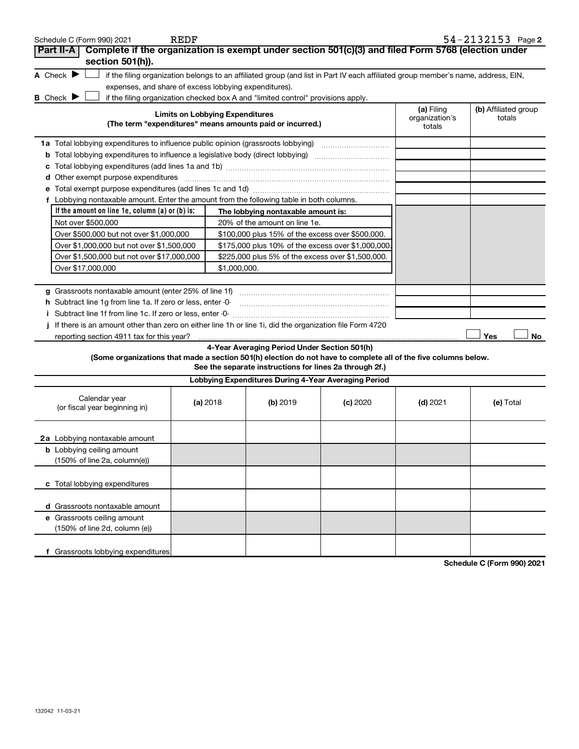Schedule C (Form 990) 2021 REDF 54-2132153 Page 2

**Part II-A** **Complete if the organization is exempt under section 501(c)(3) and filed Form 5768 (election under section 501(h)).**

A Check ▶ ☐ if the filing organization belongs to an affiliated group (and list in Part IV each affiliated group member's name, address, EIN, expenses, and share of excess lobbying expenditures).

B Check ▶ ☐ if the filing organization checked box A and "limited control" provisions apply.

| Limits on Lobbying Expenditures (The term "expenditures" means amounts paid or incurred.) | (a) Filing organization's totals | (b) Affiliated group totals |
|---|---|---|
| **1a** Total lobbying expenditures to influence public opinion (grassroots lobbying) | | |
| **b** Total lobbying expenditures to influence a legislative body (direct lobbying) | | |
| **c** Total lobbying expenditures (add lines 1a and 1b) | | |
| **d** Other exempt purpose expenditures | | |
| **e** Total exempt purpose expenditures (add lines 1c and 1d) | | |
| **f** Lobbying nontaxable amount. Enter the amount from the following table in both columns. | | |

| If the amount on line 1e, column (a) or (b) is: | The lobbying nontaxable amount is: |
|---|---|
| Not over $500,000 | 20% of the amount on line 1e. |
| Over $500,000 but not over $1,000,000 | $100,000 plus 15% of the excess over $500,000. |
| Over $1,000,000 but not over $1,500,000 | $175,000 plus 10% of the excess over $1,000,000. |
| Over $1,500,000 but not over $17,000,000 | $225,000 plus 5% of the excess over $1,500,000. |
| Over $17,000,000 | $1,000,000. |

| | (a) Filing organization's totals | (b) Affiliated group totals |
|---|---|---|
| **g** Grassroots nontaxable amount (enter 25% of line 1f) | | |
| **h** Subtract line 1g from line 1a. If zero or less, enter -0- | | |
| **i** Subtract line 1f from line 1c. If zero or less, enter -0- | | |
| **j** If there is an amount other than zero on either line 1h or line 1i, did the organization file Form 4720 reporting section 4911 tax for this year? | ☐ Yes | ☐ No |

**4-Year Averaging Period Under Section 501(h)**

**(Some organizations that made a section 501(h) election do not have to complete all of the five columns below. See the separate instructions for lines 2a through 2f.)**

**Lobbying Expenditures During 4-Year Averaging Period**

| Calendar year (or fiscal year beginning in) | (a) 2018 | (b) 2019 | (c) 2020 | (d) 2021 | (e) Total |
|---|---|---|---|---|---|
| **2a** Lobbying nontaxable amount | | | | | |
| **b** Lobbying ceiling amount (150% of line 2a, column(e)) | | | | | |
| **c** Total lobbying expenditures | | | | | |
| **d** Grassroots nontaxable amount | | | | | |
| **e** Grassroots ceiling amount (150% of line 2d, column (e)) | | | | | |
| **f** Grassroots lobbying expenditures | | | | | |

**Schedule C (Form 990) 2021**

132042 11-03-21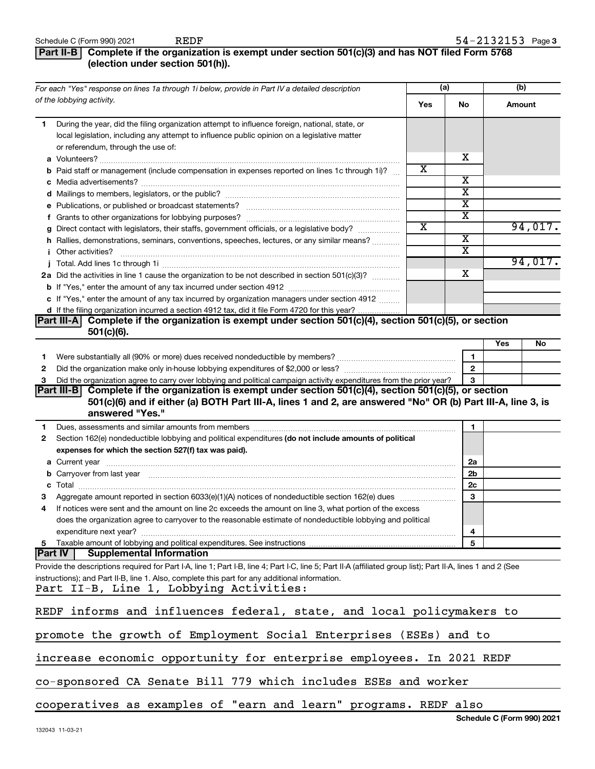Schedule C (Form 990) 2021 REDF 54-2132153 Page 3

## Part II-B Complete if the organization is exempt under section 501(c)(3) and has NOT filed Form 5768 (election under section 501(h)).

| For each "Yes" response on lines 1a through 1i below, provide in Part IV a detailed description of the lobbying activity. | (a) Yes | (a) No | (b) Amount |
|---|---|---|---|
| **1** During the year, did the filing organization attempt to influence foreign, national, state, or local legislation, including any attempt to influence public opinion on a legislative matter or referendum, through the use of: | | | |
| **a** Volunteers? | | X | |
| **b** Paid staff or management (include compensation in expenses reported on lines 1c through 1i)? | X | | |
| **c** Media advertisements? | | X | |
| **d** Mailings to members, legislators, or the public? | | X | |
| **e** Publications, or published or broadcast statements? | | X | |
| **f** Grants to other organizations for lobbying purposes? | | X | |
| **g** Direct contact with legislators, their staffs, government officials, or a legislative body? | X | | 94,017. |
| **h** Rallies, demonstrations, seminars, conventions, speeches, lectures, or any similar means? | | X | |
| **i** Other activities? | | X | |
| **j** Total. Add lines 1c through 1i | | | 94,017. |
| **2a** Did the activities in line 1 cause the organization to be not described in section 501(c)(3)? | | X | |
| **b** If "Yes," enter the amount of any tax incurred under section 4912 | | | |
| **c** If "Yes," enter the amount of any tax incurred by organization managers under section 4912 | | | |
| **d** If the filing organization incurred a section 4912 tax, did it file Form 4720 for this year? | | | |

## Part III-A Complete if the organization is exempt under section 501(c)(4), section 501(c)(5), or section 501(c)(6).

| | | | Yes | No |
|---|---|---|---|---|
| **1** | Were substantially all (90% or more) dues received nondeductible by members? | 1 | | |
| **2** | Did the organization make only in-house lobbying expenditures of $2,000 or less? | 2 | | |
| **3** | Did the organization agree to carry over lobbying and political campaign activity expenditures from the prior year? | 3 | | |

## Part III-B Complete if the organization is exempt under section 501(c)(4), section 501(c)(5), or section 501(c)(6) and if either (a) BOTH Part III-A, lines 1 and 2, are answered "No" OR (b) Part III-A, line 3, is answered "Yes."

| | | | |
|---|---|---|---|
| **1** | Dues, assessments and similar amounts from members | 1 | |
| **2** | Section 162(e) nondeductible lobbying and political expenditures **(do not include amounts of political expenses for which the section 527(f) tax was paid).** | | |
| **a** | Current year | 2a | |
| **b** | Carryover from last year | 2b | |
| **c** | Total | 2c | |
| **3** | Aggregate amount reported in section 6033(e)(1)(A) notices of nondeductible section 162(e) dues | 3 | |
| **4** | If notices were sent and the amount on line 2c exceeds the amount on line 3, what portion of the excess does the organization agree to carryover to the reasonable estimate of nondeductible lobbying and political expenditure next year? | 4 | |
| **5** | Taxable amount of lobbying and political expenditures. See instructions | 5 | |

## Part IV Supplemental Information

Provide the descriptions required for Part I-A, line 1; Part I-B, line 4; Part I-C, line 5; Part II-A (affiliated group list); Part II-A, lines 1 and 2 (See instructions); and Part II-B, line 1. Also, complete this part for any additional information.

Part II-B, Line 1, Lobbying Activities:

REDF informs and influences federal, state, and local policymakers to promote the growth of Employment Social Enterprises (ESEs) and to increase economic opportunity for enterprise employees. In 2021 REDF co-sponsored CA Senate Bill 779 which includes ESEs and worker cooperatives as examples of "earn and learn" programs. REDF also

Schedule C (Form 990) 2021

132043 11-03-21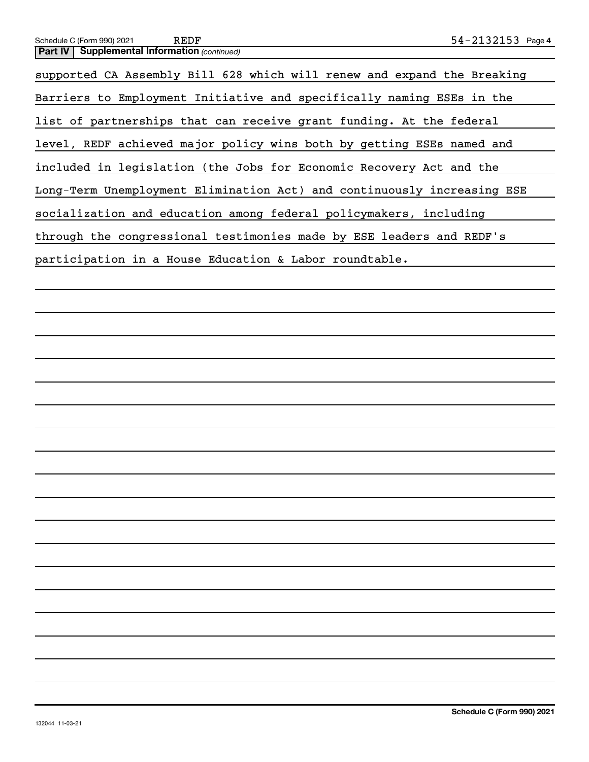**Part IV | Supplemental Information** *(continued)*

supported CA Assembly Bill 628 which will renew and expand the Breaking Barriers to Employment Initiative and specifically naming ESEs in the list of partnerships that can receive grant funding. At the federal level, REDF achieved major policy wins both by getting ESEs named and included in legislation (the Jobs for Economic Recovery Act and the Long-Term Unemployment Elimination Act) and continuously increasing ESE socialization and education among federal policymakers, including through the congressional testimonies made by ESE leaders and REDF's participation in a House Education & Labor roundtable.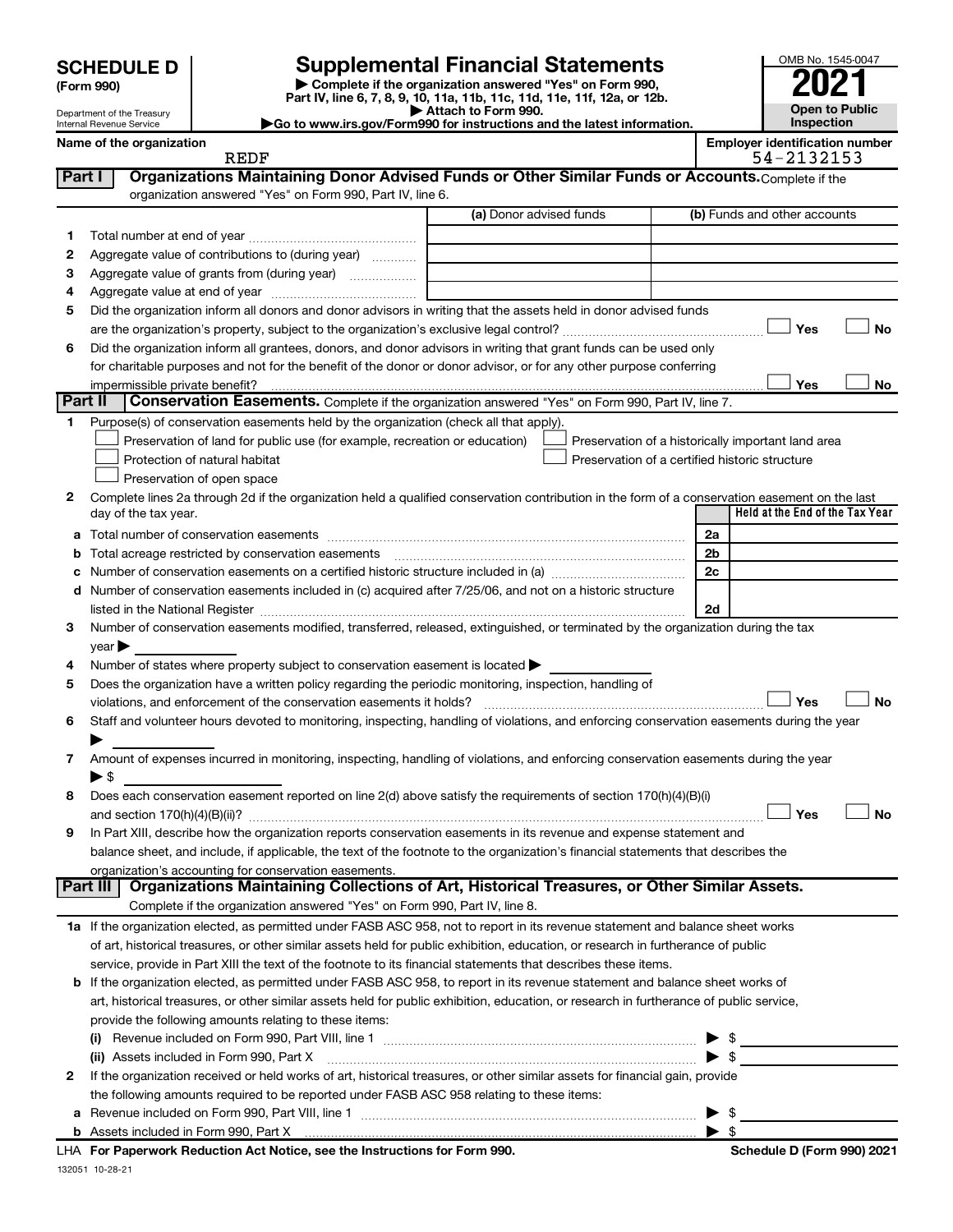# SCHEDULE D (Form 990)

Department of the Treasury
Internal Revenue Service

## Supplemental Financial Statements

▶ Complete if the organization answered "Yes" on Form 990, Part IV, line 6, 7, 8, 9, 10, 11a, 11b, 11c, 11d, 11e, 11f, 12a, or 12b.
▶ Attach to Form 990.
▶Go to www.irs.gov/Form990 for instructions and the latest information.

OMB No. 1545-0047

**2021**

**Open to Public Inspection**

Name of the organization: REDF

Employer identification number: 54-2132153

## Part I — Organizations Maintaining Donor Advised Funds or Other Similar Funds or Accounts.

Complete if the organization answered "Yes" on Form 990, Part IV, line 6.

| | | (a) Donor advised funds | (b) Funds and other accounts |
|---|---|---|---|
| 1 | Total number at end of year | | |
| 2 | Aggregate value of contributions to (during year) | | |
| 3 | Aggregate value of grants from (during year) | | |
| 4 | Aggregate value at end of year | | |

5 Did the organization inform all donors and donor advisors in writing that the assets held in donor advised funds are the organization's property, subject to the organization's exclusive legal control? ☐ Yes ☐ No

6 Did the organization inform all grantees, donors, and donor advisors in writing that grant funds can be used only for charitable purposes and not for the benefit of the donor or donor advisor, or for any other purpose conferring impermissible private benefit? ☐ Yes ☐ No

## Part II — Conservation Easements.

Complete if the organization answered "Yes" on Form 990, Part IV, line 7.

1 Purpose(s) of conservation easements held by the organization (check all that apply).

- ☐ Preservation of land for public use (for example, recreation or education)
- ☐ Protection of natural habitat
- ☐ Preservation of open space
- ☐ Preservation of a historically important land area
- ☐ Preservation of a certified historic structure

2 Complete lines 2a through 2d if the organization held a qualified conservation contribution in the form of a conservation easement on the last day of the tax year.

| | | | Held at the End of the Tax Year |
|---|---|---|---|
| a | Total number of conservation easements | 2a | |
| b | Total acreage restricted by conservation easements | 2b | |
| c | Number of conservation easements on a certified historic structure included in (a) | 2c | |
| d | Number of conservation easements included in (c) acquired after 7/25/06, and not on a historic structure listed in the National Register | 2d | |

3 Number of conservation easements modified, transferred, released, extinguished, or terminated by the organization during the tax year ▶

4 Number of states where property subject to conservation easement is located ▶

5 Does the organization have a written policy regarding the periodic monitoring, inspection, handling of violations, and enforcement of the conservation easements it holds? ☐ Yes ☐ No

6 Staff and volunteer hours devoted to monitoring, inspecting, handling of violations, and enforcing conservation easements during the year ▶

7 Amount of expenses incurred in monitoring, inspecting, handling of violations, and enforcing conservation easements during the year ▶ $

8 Does each conservation easement reported on line 2(d) above satisfy the requirements of section 170(h)(4)(B)(i) and section 170(h)(4)(B)(ii)? ☐ Yes ☐ No

9 In Part XIII, describe how the organization reports conservation easements in its revenue and expense statement and balance sheet, and include, if applicable, the text of the footnote to the organization's financial statements that describes the organization's accounting for conservation easements.

## Part III — Organizations Maintaining Collections of Art, Historical Treasures, or Other Similar Assets.

Complete if the organization answered "Yes" on Form 990, Part IV, line 8.

1a If the organization elected, as permitted under FASB ASC 958, not to report in its revenue statement and balance sheet works of art, historical treasures, or other similar assets held for public exhibition, education, or research in furtherance of public service, provide in Part XIII the text of the footnote to its financial statements that describes these items.

b If the organization elected, as permitted under FASB ASC 958, to report in its revenue statement and balance sheet works of art, historical treasures, or other similar assets held for public exhibition, education, or research in furtherance of public service, provide the following amounts relating to these items:

(i) Revenue included on Form 990, Part VIII, line 1 ▶ $

(ii) Assets included in Form 990, Part X ▶ $

2 If the organization received or held works of art, historical treasures, or other similar assets for financial gain, provide the following amounts required to be reported under FASB ASC 958 relating to these items:

a Revenue included on Form 990, Part VIII, line 1 ▶ $

b Assets included in Form 990, Part X ▶ $

LHA For Paperwork Reduction Act Notice, see the Instructions for Form 990. Schedule D (Form 990) 2021

132051 10-28-21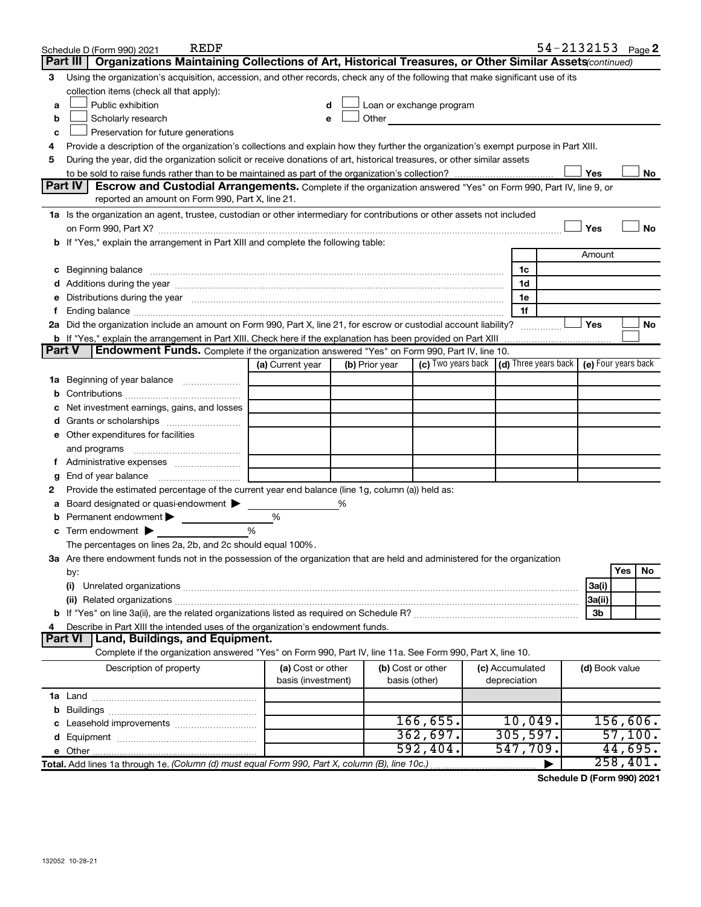Schedule D (Form 990) 2021 REDF 54-2132153 Page 2

## Part III Organizations Maintaining Collections of Art, Historical Treasures, or Other Similar Assets *(continued)*

3 Using the organization's acquisition, accession, and other records, check any of the following that make significant use of its collection items (check all that apply):

- a ☐ Public exhibition
- b ☐ Scholarly research
- c ☐ Preservation for future generations
- d ☐ Loan or exchange program
- e ☐ Other

4 Provide a description of the organization's collections and explain how they further the organization's exempt purpose in Part XIII.

5 During the year, did the organization solicit or receive donations of art, historical treasures, or other similar assets to be sold to raise funds rather than to be maintained as part of the organization's collection? ☐ Yes ☐ No

## Part IV Escrow and Custodial Arrangements.

Complete if the organization answered "Yes" on Form 990, Part IV, line 9, or reported an amount on Form 990, Part X, line 21.

1a Is the organization an agent, trustee, custodian or other intermediary for contributions or other assets not included on Form 990, Part X? ☐ Yes ☐ No

b If "Yes," explain the arrangement in Part XIII and complete the following table:

| | | Amount |
|---|---|---|
| c Beginning balance | 1c | |
| d Additions during the year | 1d | |
| e Distributions during the year | 1e | |
| f Ending balance | 1f | |

2a Did the organization include an amount on Form 990, Part X, line 21, for escrow or custodial account liability? ☐ Yes ☐ No

b If "Yes," explain the arrangement in Part XIII. Check here if the explanation has been provided on Part XIII ☐

## Part V Endowment Funds.

Complete if the organization answered "Yes" on Form 990, Part IV, line 10.

| | (a) Current year | (b) Prior year | (c) Two years back | (d) Three years back | (e) Four years back |
|---|---|---|---|---|---|
| 1a Beginning of year balance | | | | | |
| b Contributions | | | | | |
| c Net investment earnings, gains, and losses | | | | | |
| d Grants or scholarships | | | | | |
| e Other expenditures for facilities and programs | | | | | |
| f Administrative expenses | | | | | |
| g End of year balance | | | | | |

2 Provide the estimated percentage of the current year end balance (line 1g, column (a)) held as:

- a Board designated or quasi-endowment ▶ %
- b Permanent endowment ▶ %
- c Term endowment ▶ %

The percentages on lines 2a, 2b, and 2c should equal 100%.

3a Are there endowment funds not in the possession of the organization that are held and administered for the organization by:

| | | Yes | No |
|---|---|---|---|
| (i) Unrelated organizations | 3a(i) | | |
| (ii) Related organizations | 3a(ii) | | |
| b If "Yes" on line 3a(ii), are the related organizations listed as required on Schedule R? | 3b | | |

4 Describe in Part XIII the intended uses of the organization's endowment funds.

## Part VI Land, Buildings, and Equipment.

Complete if the organization answered "Yes" on Form 990, Part IV, line 11a. See Form 990, Part X, line 10.

| Description of property | (a) Cost or other basis (investment) | (b) Cost or other basis (other) | (c) Accumulated depreciation | (d) Book value |
|---|---|---|---|---|
| 1a Land | | | | |
| b Buildings | | | | |
| c Leasehold improvements | | 166,655. | 10,049. | 156,606. |
| d Equipment | | 362,697. | 305,597. | 57,100. |
| e Other | | 592,404. | 547,709. | 44,695. |
| **Total.** Add lines 1a through 1e. *(Column (d) must equal Form 990, Part X, column (B), line 10c.)* ▶ | | | | 258,401. |

**Schedule D (Form 990) 2021**

132052 10-28-21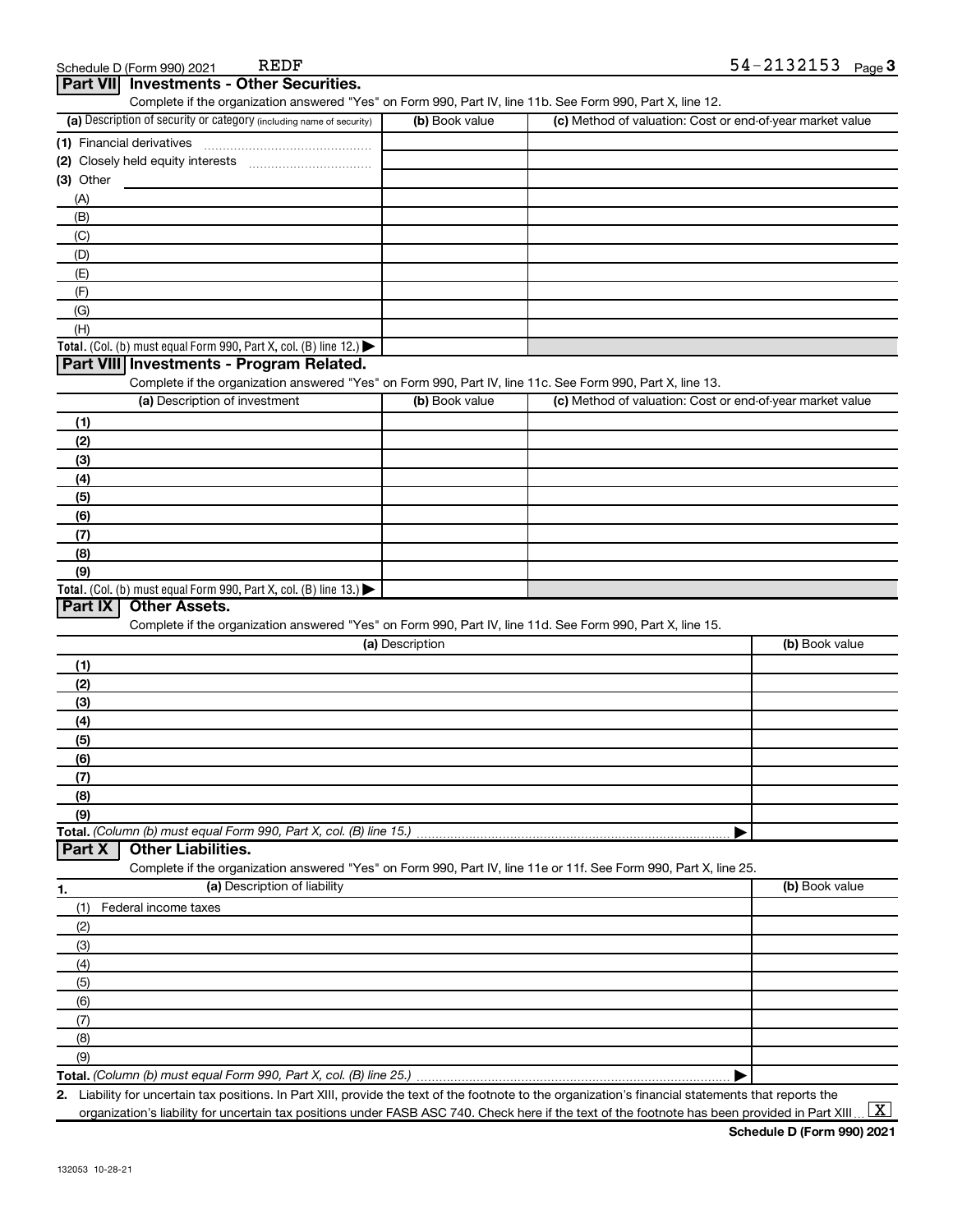Schedule D (Form 990) 2021 REDF 54-2132153 Page 3

## Part VII Investments - Other Securities.

Complete if the organization answered "Yes" on Form 990, Part IV, line 11b. See Form 990, Part X, line 12.

| (a) Description of security or category (including name of security) | (b) Book value | (c) Method of valuation: Cost or end-of-year market value |
|---|---|---|
| (1) Financial derivatives | | |
| (2) Closely held equity interests | | |
| (3) Other | | |
| (A) | | |
| (B) | | |
| (C) | | |
| (D) | | |
| (E) | | |
| (F) | | |
| (G) | | |
| (H) | | |
| **Total.** (Col. (b) must equal Form 990, Part X, col. (B) line 12.) ▶ | | |

## Part VIII Investments - Program Related.

Complete if the organization answered "Yes" on Form 990, Part IV, line 11c. See Form 990, Part X, line 13.

| (a) Description of investment | (b) Book value | (c) Method of valuation: Cost or end-of-year market value |
|---|---|---|
| (1) | | |
| (2) | | |
| (3) | | |
| (4) | | |
| (5) | | |
| (6) | | |
| (7) | | |
| (8) | | |
| (9) | | |
| **Total.** (Col. (b) must equal Form 990, Part X, col. (B) line 13.) ▶ | | |

## Part IX Other Assets.

Complete if the organization answered "Yes" on Form 990, Part IV, line 11d. See Form 990, Part X, line 15.

| (a) Description | (b) Book value |
|---|---|
| (1) | |
| (2) | |
| (3) | |
| (4) | |
| (5) | |
| (6) | |
| (7) | |
| (8) | |
| (9) | |
| **Total.** *(Column (b) must equal Form 990, Part X, col. (B) line 15.)* ▶ | |

## Part X Other Liabilities.

Complete if the organization answered "Yes" on Form 990, Part IV, line 11e or 11f. See Form 990, Part X, line 25.

| 1. (a) Description of liability | (b) Book value |
|---|---|
| (1) Federal income taxes | |
| (2) | |
| (3) | |
| (4) | |
| (5) | |
| (6) | |
| (7) | |
| (8) | |
| (9) | |
| **Total.** *(Column (b) must equal Form 990, Part X, col. (B) line 25.)* ▶ | |

2. Liability for uncertain tax positions. In Part XIII, provide the text of the footnote to the organization's financial statements that reports the organization's liability for uncertain tax positions under FASB ASC 740. Check here if the text of the footnote has been provided in Part XIII ... [X]

**Schedule D (Form 990) 2021**

132053 10-28-21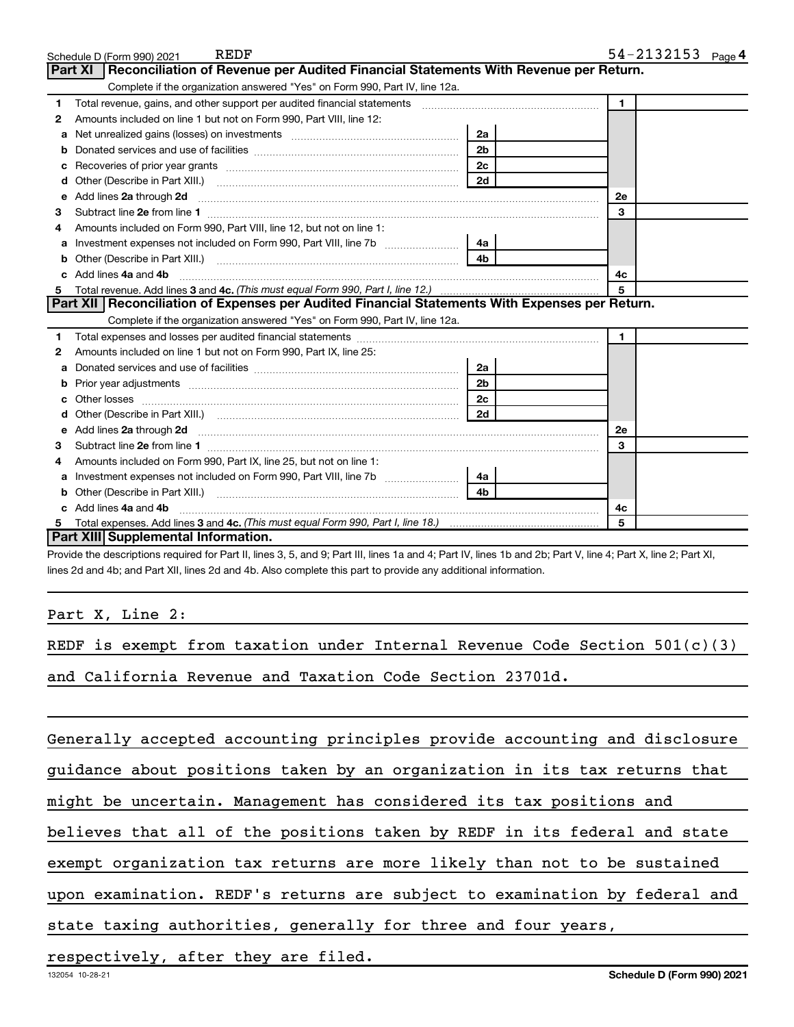Schedule D (Form 990) 2021 REDF 54-2132153 Page **4**

## Part XI Reconciliation of Revenue per Audited Financial Statements With Revenue per Return.

Complete if the organization answered "Yes" on Form 990, Part IV, line 12a.

| | | | | | |
|---|---|---|---|---|---|
| **1** | Total revenue, gains, and other support per audited financial statements | | | 1 | |
| **2** | Amounts included on line 1 but not on Form 990, Part VIII, line 12: | | | | |
| **a** | Net unrealized gains (losses) on investments | 2a | | | |
| **b** | Donated services and use of facilities | 2b | | | |
| **c** | Recoveries of prior year grants | 2c | | | |
| **d** | Other (Describe in Part XIII.) | 2d | | | |
| **e** | Add lines **2a** through **2d** | | | 2e | |
| **3** | Subtract line **2e** from line **1** | | | 3 | |
| **4** | Amounts included on Form 990, Part VIII, line 12, but not on line 1: | | | | |
| **a** | Investment expenses not included on Form 990, Part VIII, line 7b | 4a | | | |
| **b** | Other (Describe in Part XIII.) | 4b | | | |
| **c** | Add lines **4a** and **4b** | | | 4c | |
| **5** | Total revenue. Add lines **3** and **4c.** *(This must equal Form 990, Part I, line 12.)* | | | 5 | |

## Part XII Reconciliation of Expenses per Audited Financial Statements With Expenses per Return.

Complete if the organization answered "Yes" on Form 990, Part IV, line 12a.

| | | | | | |
|---|---|---|---|---|---|
| **1** | Total expenses and losses per audited financial statements | | | 1 | |
| **2** | Amounts included on line 1 but not on Form 990, Part IX, line 25: | | | | |
| **a** | Donated services and use of facilities | 2a | | | |
| **b** | Prior year adjustments | 2b | | | |
| **c** | Other losses | 2c | | | |
| **d** | Other (Describe in Part XIII.) | 2d | | | |
| **e** | Add lines **2a** through **2d** | | | 2e | |
| **3** | Subtract line **2e** from line **1** | | | 3 | |
| **4** | Amounts included on Form 990, Part IX, line 25, but not on line 1: | | | | |
| **a** | Investment expenses not included on Form 990, Part VIII, line 7b | 4a | | | |
| **b** | Other (Describe in Part XIII.) | 4b | | | |
| **c** | Add lines **4a** and **4b** | | | 4c | |
| **5** | Total expenses. Add lines **3** and **4c.** *(This must equal Form 990, Part I, line 18.)* | | | 5 | |

## Part XIII Supplemental Information.

Provide the descriptions required for Part II, lines 3, 5, and 9; Part III, lines 1a and 4; Part IV, lines 1b and 2b; Part V, line 4; Part X, line 2; Part XI, lines 2d and 4b; and Part XII, lines 2d and 4b. Also complete this part to provide any additional information.

Part X, Line 2:

REDF is exempt from taxation under Internal Revenue Code Section 501(c)(3) and California Revenue and Taxation Code Section 23701d.

Generally accepted accounting principles provide accounting and disclosure guidance about positions taken by an organization in its tax returns that might be uncertain. Management has considered its tax positions and believes that all of the positions taken by REDF in its federal and state exempt organization tax returns are more likely than not to be sustained upon examination. REDF's returns are subject to examination by federal and state taxing authorities, generally for three and four years, respectively, after they are filed.

132054 10-28-21 **Schedule D (Form 990) 2021**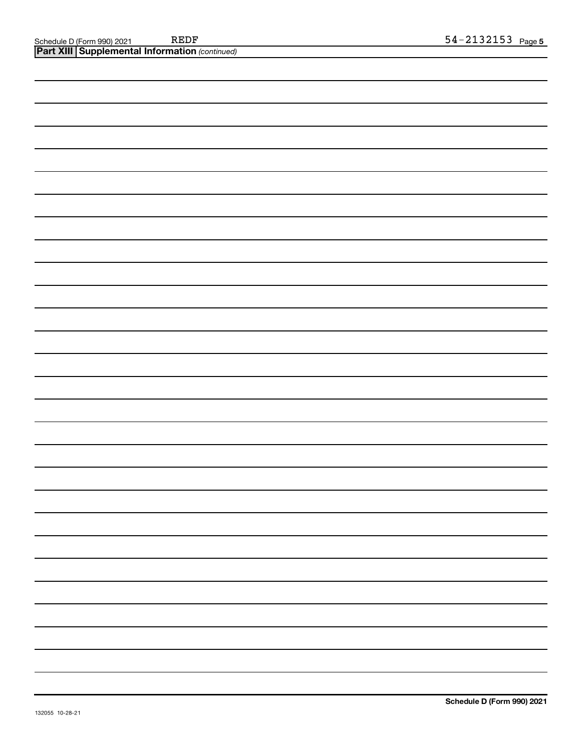Schedule D (Form 990) 2021 REDF 54-2132153 Page 5

**Part XIII Supplemental Information** *(continued)*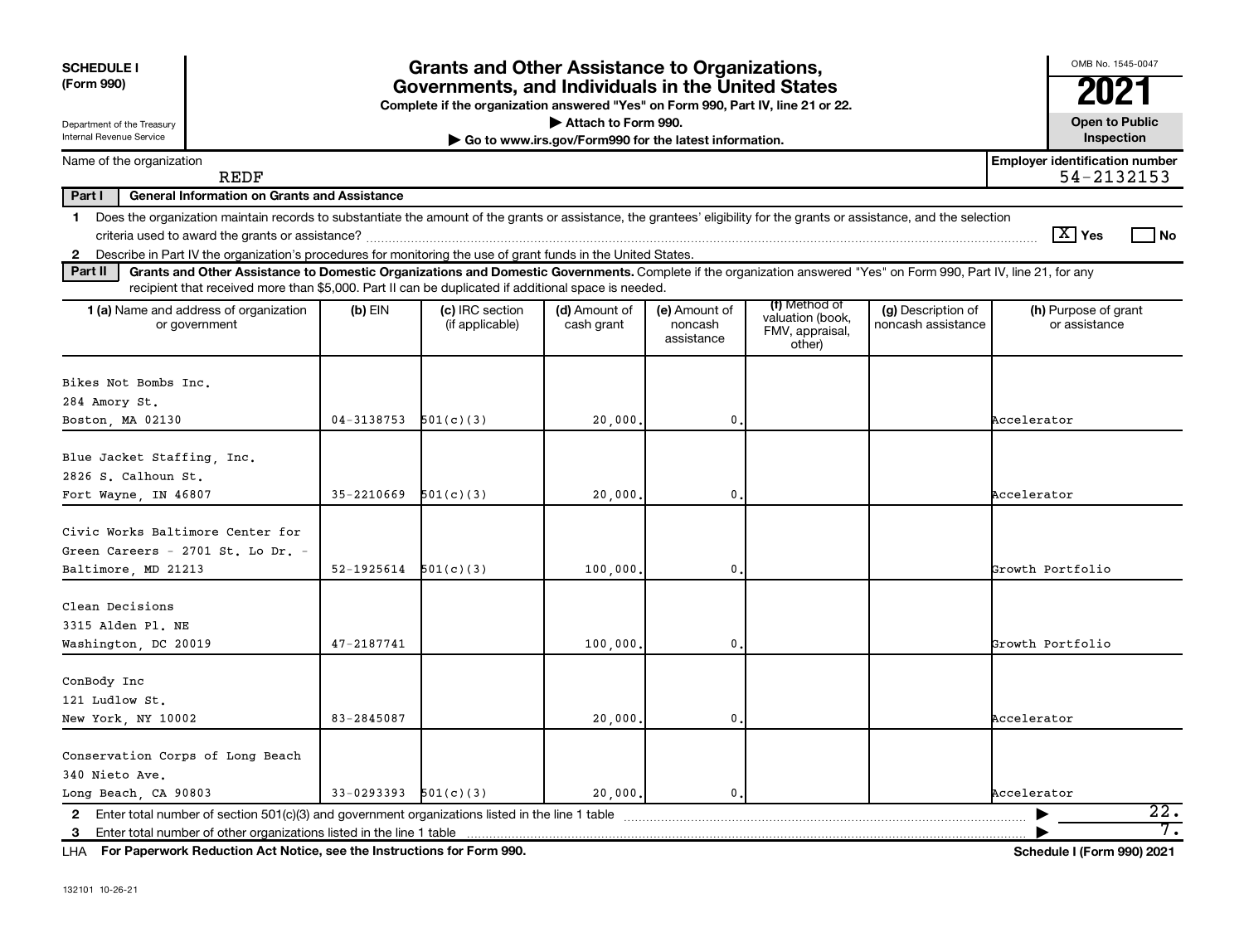**SCHEDULE I**
**(Form 990)**

Department of the Treasury
Internal Revenue Service

# Grants and Other Assistance to Organizations, Governments, and Individuals in the United States

**Complete if the organization answered "Yes" on Form 990, Part IV, line 21 or 22.**
**▶ Attach to Form 990.**
**▶ Go to www.irs.gov/Form990 for the latest information.**

OMB No. 1545-0047
**2021**
**Open to Public Inspection**

Name of the organization: REDF
Employer identification number: 54-2132153

**Part I — General Information on Grants and Assistance**

1 Does the organization maintain records to substantiate the amount of the grants or assistance, the grantees' eligibility for the grants or assistance, and the selection criteria used to award the grants or assistance? [X] Yes [ ] No

2 Describe in Part IV the organization's procedures for monitoring the use of grant funds in the United States.

**Part II — Grants and Other Assistance to Domestic Organizations and Domestic Governments.** Complete if the organization answered "Yes" on Form 990, Part IV, line 21, for any recipient that received more than $5,000. Part II can be duplicated if additional space is needed.

| 1 (a) Name and address of organization or government | (b) EIN | (c) IRC section (if applicable) | (d) Amount of cash grant | (e) Amount of noncash assistance | (f) Method of valuation (book, FMV, appraisal, other) | (g) Description of noncash assistance | (h) Purpose of grant or assistance |
|---|---|---|---|---|---|---|---|
| Bikes Not Bombs Inc.<br>284 Amory St.<br>Boston, MA 02130 | 04-3138753 | 501(c)(3) | 20,000. | 0. | | | Accelerator |
| Blue Jacket Staffing, Inc.<br>2826 S. Calhoun St.<br>Fort Wayne, IN 46807 | 35-2210669 | 501(c)(3) | 20,000. | 0. | | | Accelerator |
| Civic Works Baltimore Center for Green Careers - 2701 St. Lo Dr. -<br>Baltimore, MD 21213 | 52-1925614 | 501(c)(3) | 100,000. | 0. | | | Growth Portfolio |
| Clean Decisions<br>3315 Alden Pl. NE<br>Washington, DC 20019 | 47-2187741 | | 100,000. | 0. | | | Growth Portfolio |
| ConBody Inc<br>121 Ludlow St.<br>New York, NY 10002 | 83-2845087 | | 20,000. | 0. | | | Accelerator |
| Conservation Corps of Long Beach<br>340 Nieto Ave.<br>Long Beach, CA 90803 | 33-0293393 | 501(c)(3) | 20,000. | 0. | | | Accelerator |

2 Enter total number of section 501(c)(3) and government organizations listed in the line 1 table ▶ 22.

3 Enter total number of other organizations listed in the line 1 table ▶ 7.

LHA For Paperwork Reduction Act Notice, see the Instructions for Form 990. Schedule I (Form 990) 2021

132101 10-26-21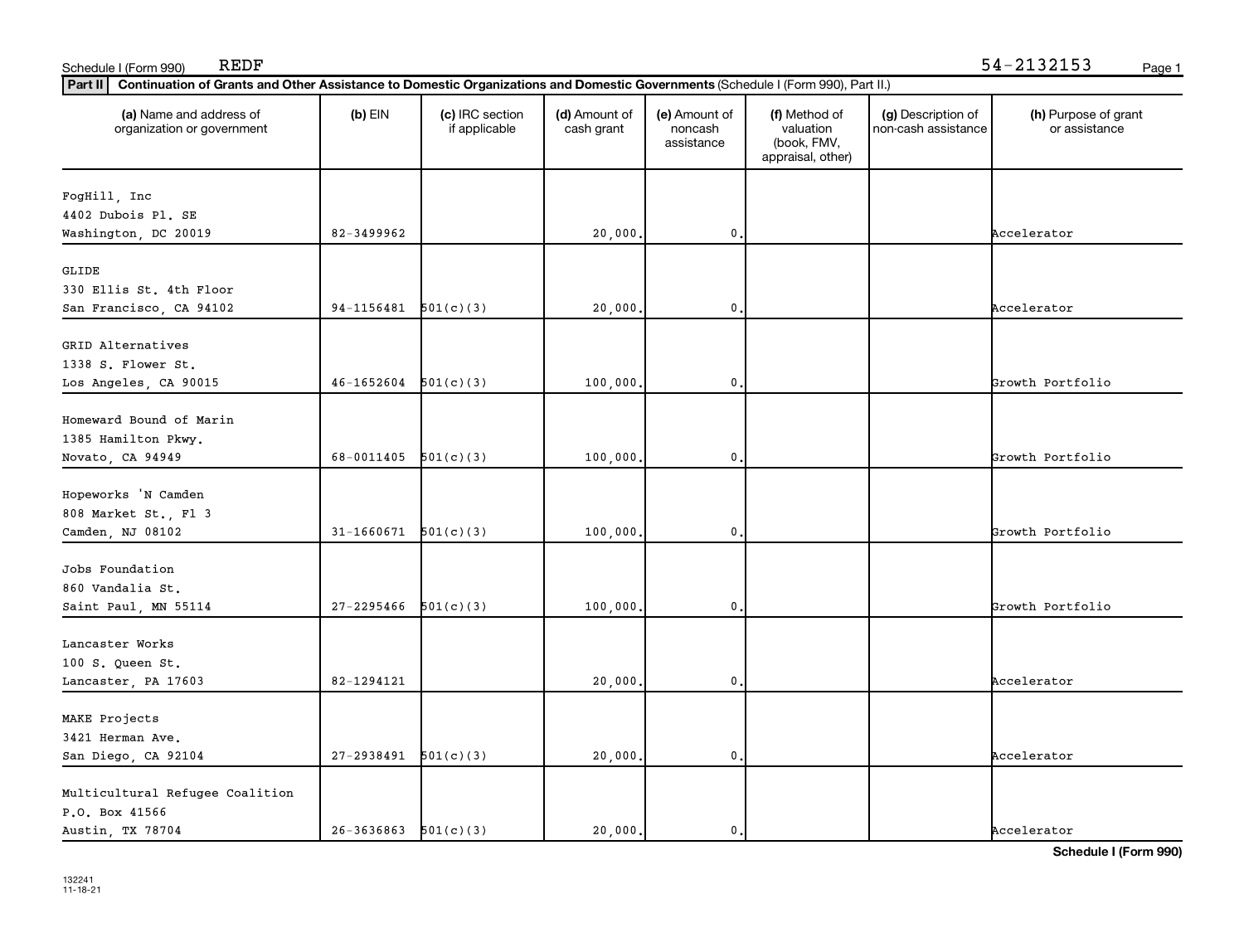Schedule I (Form 990) REDF 54-2132153

**Part II** **Continuation of Grants and Other Assistance to Domestic Organizations and Domestic Governments** (Schedule I (Form 990), Part II.)

| (a) Name and address of organization or government | (b) EIN | (c) IRC section if applicable | (d) Amount of cash grant | (e) Amount of noncash assistance | (f) Method of valuation (book, FMV, appraisal, other) | (g) Description of non-cash assistance | (h) Purpose of grant or assistance |
|---|---|---|---|---|---|---|---|
| FogHill, Inc<br>4402 Dubois Pl. SE<br>Washington, DC 20019 | 82-3499962 | | 20,000. | 0. | | | Accelerator |
| GLIDE<br>330 Ellis St. 4th Floor<br>San Francisco, CA 94102 | 94-1156481 | 501(c)(3) | 20,000. | 0. | | | Accelerator |
| GRID Alternatives<br>1338 S. Flower St.<br>Los Angeles, CA 90015 | 46-1652604 | 501(c)(3) | 100,000. | 0. | | | Growth Portfolio |
| Homeward Bound of Marin<br>1385 Hamilton Pkwy.<br>Novato, CA 94949 | 68-0011405 | 501(c)(3) | 100,000. | 0. | | | Growth Portfolio |
| Hopeworks 'N Camden<br>808 Market St., Fl 3<br>Camden, NJ 08102 | 31-1660671 | 501(c)(3) | 100,000. | 0. | | | Growth Portfolio |
| Jobs Foundation<br>860 Vandalia St.<br>Saint Paul, MN 55114 | 27-2295466 | 501(c)(3) | 100,000. | 0. | | | Growth Portfolio |
| Lancaster Works<br>100 S. Queen St.<br>Lancaster, PA 17603 | 82-1294121 | | 20,000. | 0. | | | Accelerator |
| MAKE Projects<br>3421 Herman Ave.<br>San Diego, CA 92104 | 27-2938491 | 501(c)(3) | 20,000. | 0. | | | Accelerator |
| Multicultural Refugee Coalition<br>P.O. Box 41566<br>Austin, TX 78704 | 26-3636863 | 501(c)(3) | 20,000. | 0. | | | Accelerator |

**Schedule I (Form 990)**

132241
11-18-21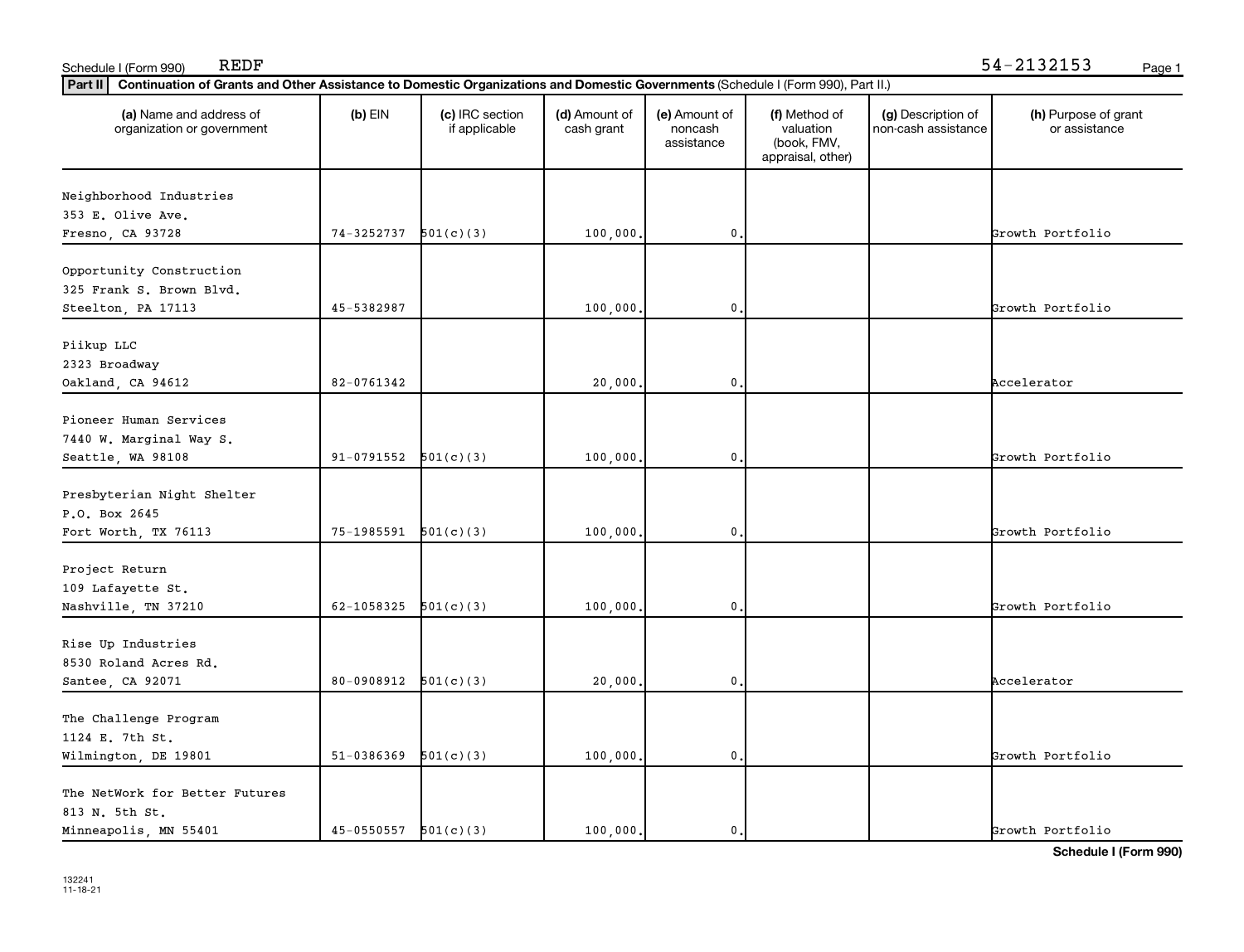Schedule I (Form 990) REDF 54-2132153

**Part II** **Continuation of Grants and Other Assistance to Domestic Organizations and Domestic Governments** (Schedule I (Form 990), Part II.)

| (a) Name and address of organization or government | (b) EIN | (c) IRC section if applicable | (d) Amount of cash grant | (e) Amount of noncash assistance | (f) Method of valuation (book, FMV, appraisal, other) | (g) Description of non-cash assistance | (h) Purpose of grant or assistance |
|---|---|---|---|---|---|---|---|
| Neighborhood Industries<br>353 E. Olive Ave.<br>Fresno, CA 93728 | 74-3252737 | 501(c)(3) | 100,000. | 0. | | | Growth Portfolio |
| Opportunity Construction<br>325 Frank S. Brown Blvd.<br>Steelton, PA 17113 | 45-5382987 | | 100,000. | 0. | | | Growth Portfolio |
| Piikup LLC<br>2323 Broadway<br>Oakland, CA 94612 | 82-0761342 | | 20,000. | 0. | | | Accelerator |
| Pioneer Human Services<br>7440 W. Marginal Way S.<br>Seattle, WA 98108 | 91-0791552 | 501(c)(3) | 100,000. | 0. | | | Growth Portfolio |
| Presbyterian Night Shelter<br>P.O. Box 2645<br>Fort Worth, TX 76113 | 75-1985591 | 501(c)(3) | 100,000. | 0. | | | Growth Portfolio |
| Project Return<br>109 Lafayette St.<br>Nashville, TN 37210 | 62-1058325 | 501(c)(3) | 100,000. | 0. | | | Growth Portfolio |
| Rise Up Industries<br>8530 Roland Acres Rd.<br>Santee, CA 92071 | 80-0908912 | 501(c)(3) | 20,000. | 0. | | | Accelerator |
| The Challenge Program<br>1124 E. 7th St.<br>Wilmington, DE 19801 | 51-0386369 | 501(c)(3) | 100,000. | 0. | | | Growth Portfolio |
| The NetWork for Better Futures<br>813 N. 5th St.<br>Minneapolis, MN 55401 | 45-0550557 | 501(c)(3) | 100,000. | 0. | | | Growth Portfolio |

132241
11-18-21

**Schedule I (Form 990)**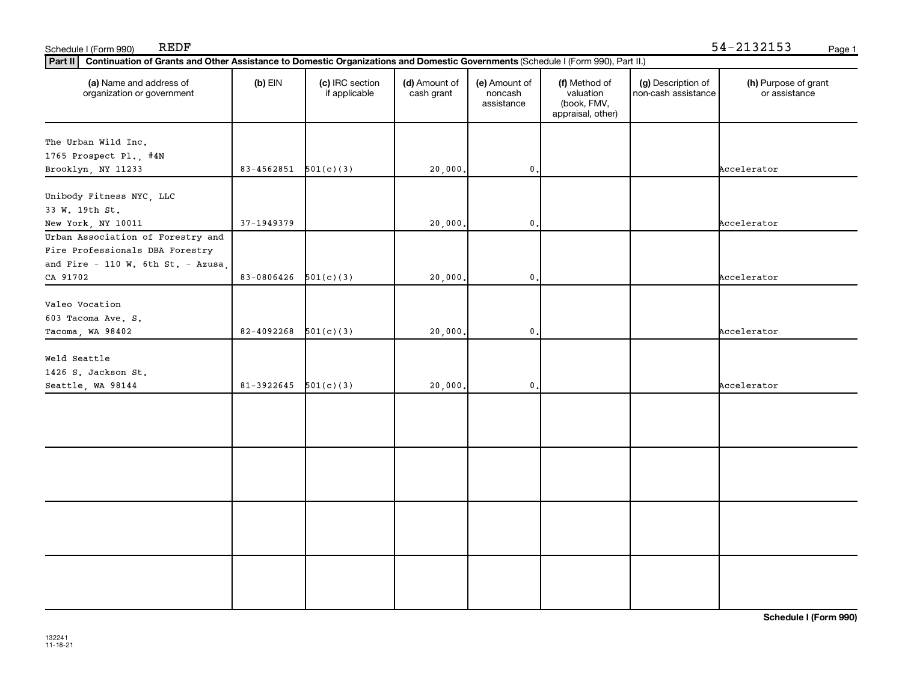Schedule I (Form 990) REDF 54-2132153

**Part II** **Continuation of Grants and Other Assistance to Domestic Organizations and Domestic Governments** (Schedule I (Form 990), Part II.)

| (a) Name and address of organization or government | (b) EIN | (c) IRC section if applicable | (d) Amount of cash grant | (e) Amount of noncash assistance | (f) Method of valuation (book, FMV, appraisal, other) | (g) Description of non-cash assistance | (h) Purpose of grant or assistance |
|---|---|---|---|---|---|---|---|
| The Urban Wild Inc. 1765 Prospect Pl., #4N Brooklyn, NY 11233 | 83-4562851 | 501(c)(3) | 20,000. | 0. | | | Accelerator |
| Unibody Fitness NYC, LLC 33 W. 19th St. New York, NY 10011 | 37-1949379 | | 20,000. | 0. | | | Accelerator |
| Urban Association of Forestry and Fire Professionals DBA Forestry and Fire - 110 W. 6th St. - Azusa, CA 91702 | 83-0806426 | 501(c)(3) | 20,000. | 0. | | | Accelerator |
| Valeo Vocation 603 Tacoma Ave. S. Tacoma, WA 98402 | 82-4092268 | 501(c)(3) | 20,000. | 0. | | | Accelerator |
| Weld Seattle 1426 S. Jackson St. Seattle, WA 98144 | 81-3922645 | 501(c)(3) | 20,000. | 0. | | | Accelerator |
| | | | | | | | |
| | | | | | | | |
| | | | | | | | |
| | | | | | | | |

**Schedule I (Form 990)**

132241 11-18-21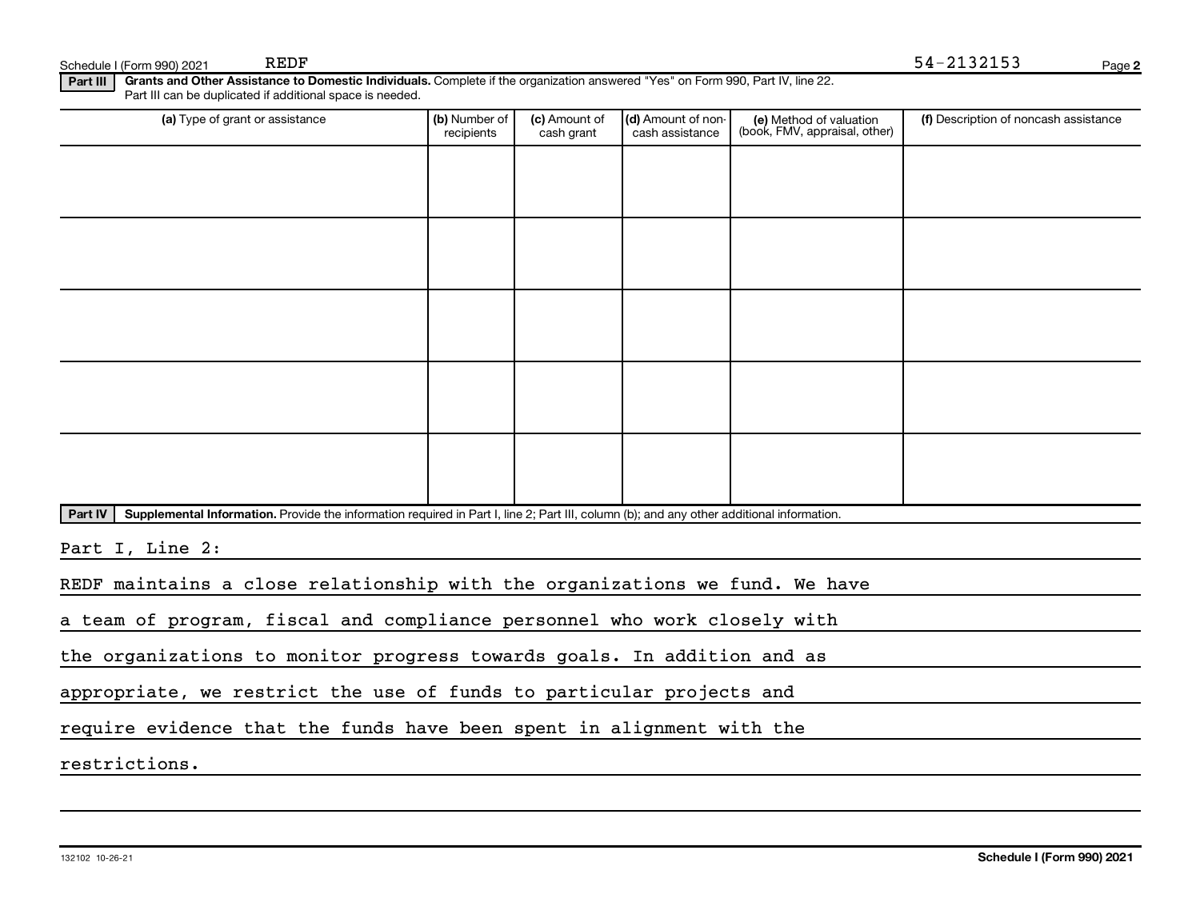Schedule I (Form 990) 2021 REDF 54-2132153

**Part III** **Grants and Other Assistance to Domestic Individuals.** Complete if the organization answered "Yes" on Form 990, Part IV, line 22. Part III can be duplicated if additional space is needed.

| (a) Type of grant or assistance | (b) Number of recipients | (c) Amount of cash grant | (d) Amount of non-cash assistance | (e) Method of valuation (book, FMV, appraisal, other) | (f) Description of noncash assistance |
|---|---|---|---|---|---|
| | | | | | |
| | | | | | |
| | | | | | |
| | | | | | |
| | | | | | |

**Part IV** **Supplemental Information.** Provide the information required in Part I, line 2; Part III, column (b); and any other additional information.

Part I, Line 2:

REDF maintains a close relationship with the organizations we fund. We have a team of program, fiscal and compliance personnel who work closely with the organizations to monitor progress towards goals. In addition and as appropriate, we restrict the use of funds to particular projects and require evidence that the funds have been spent in alignment with the restrictions.

132102 10-26-21

**Schedule I (Form 990) 2021**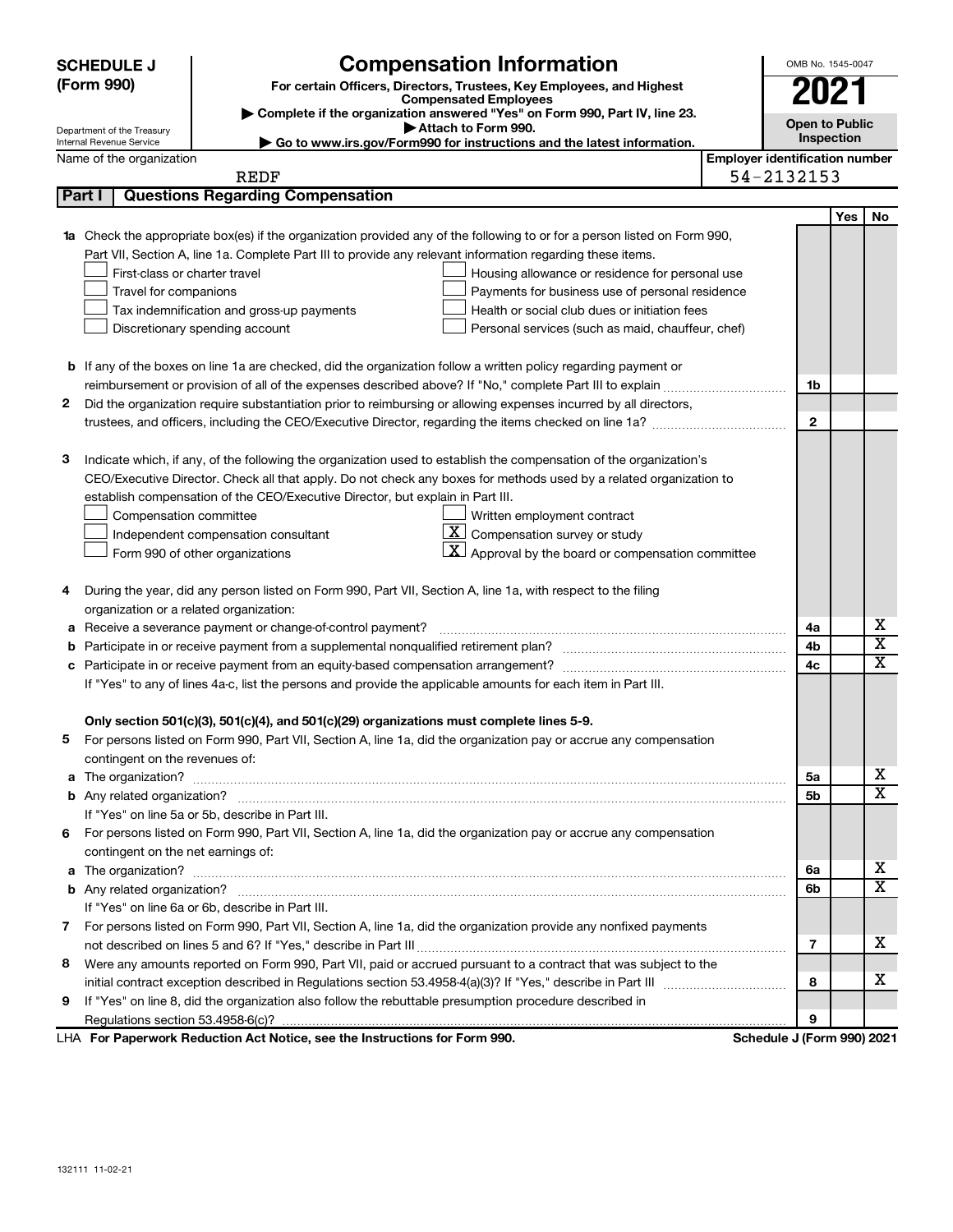**SCHEDULE J (Form 990)**

Department of the Treasury
Internal Revenue Service

# Compensation Information

**For certain Officers, Directors, Trustees, Key Employees, and Highest Compensated Employees**

▶ Complete if the organization answered "Yes" on Form 990, Part IV, line 23.
▶ Attach to Form 990.
▶ Go to www.irs.gov/Form990 for instructions and the latest information.

OMB No. 1545-0047

**2021**

**Open to Public Inspection**

Name of the organization: REDF

Employer identification number: 54-2132153

## Part I Questions Regarding Compensation

| | | | Yes | No |
|---|---|---|---|---|
| **1a** | Check the appropriate box(es) if the organization provided any of the following to or for a person listed on Form 990, Part VII, Section A, line 1a. Complete Part III to provide any relevant information regarding these items.<br>☐ First-class or charter travel ☐ Housing allowance or residence for personal use<br>☐ Travel for companions ☐ Payments for business use of personal residence<br>☐ Tax indemnification and gross-up payments ☐ Health or social club dues or initiation fees<br>☐ Discretionary spending account ☐ Personal services (such as maid, chauffeur, chef) | | | |
| **b** | If any of the boxes on line 1a are checked, did the organization follow a written policy regarding payment or reimbursement or provision of all of the expenses described above? If "No," complete Part III to explain | 1b | | |
| **2** | Did the organization require substantiation prior to reimbursing or allowing expenses incurred by all directors, trustees, and officers, including the CEO/Executive Director, regarding the items checked on line 1a? | 2 | | |
| **3** | Indicate which, if any, of the following the organization used to establish the compensation of the organization's CEO/Executive Director. Check all that apply. Do not check any boxes for methods used by a related organization to establish compensation of the CEO/Executive Director, but explain in Part III.<br>☐ Compensation committee ☐ Written employment contract<br>☐ Independent compensation consultant ☒ Compensation survey or study<br>☐ Form 990 of other organizations ☒ Approval by the board or compensation committee | | | |
| **4** | During the year, did any person listed on Form 990, Part VII, Section A, line 1a, with respect to the filing organization or a related organization: | | | |
| **a** | Receive a severance payment or change-of-control payment? | 4a | | X |
| **b** | Participate in or receive payment from a supplemental nonqualified retirement plan? | 4b | | X |
| **c** | Participate in or receive payment from an equity-based compensation arrangement? | 4c | | X |
| | If "Yes" to any of lines 4a-c, list the persons and provide the applicable amounts for each item in Part III. | | | |
| | **Only section 501(c)(3), 501(c)(4), and 501(c)(29) organizations must complete lines 5-9.** | | | |
| **5** | For persons listed on Form 990, Part VII, Section A, line 1a, did the organization pay or accrue any compensation contingent on the revenues of: | | | |
| **a** | The organization? | 5a | | X |
| **b** | Any related organization? | 5b | | X |
| | If "Yes" on line 5a or 5b, describe in Part III. | | | |
| **6** | For persons listed on Form 990, Part VII, Section A, line 1a, did the organization pay or accrue any compensation contingent on the net earnings of: | | | |
| **a** | The organization? | 6a | | X |
| **b** | Any related organization? | 6b | | X |
| | If "Yes" on line 6a or 6b, describe in Part III. | | | |
| **7** | For persons listed on Form 990, Part VII, Section A, line 1a, did the organization provide any nonfixed payments not described on lines 5 and 6? If "Yes," describe in Part III | 7 | | X |
| **8** | Were any amounts reported on Form 990, Part VII, paid or accrued pursuant to a contract that was subject to the initial contract exception described in Regulations section 53.4958-4(a)(3)? If "Yes," describe in Part III | 8 | | X |
| **9** | If "Yes" on line 8, did the organization also follow the rebuttable presumption procedure described in Regulations section 53.4958-6(c)? | 9 | | |

LHA **For Paperwork Reduction Act Notice, see the Instructions for Form 990.** **Schedule J (Form 990) 2021**

132111 11-02-21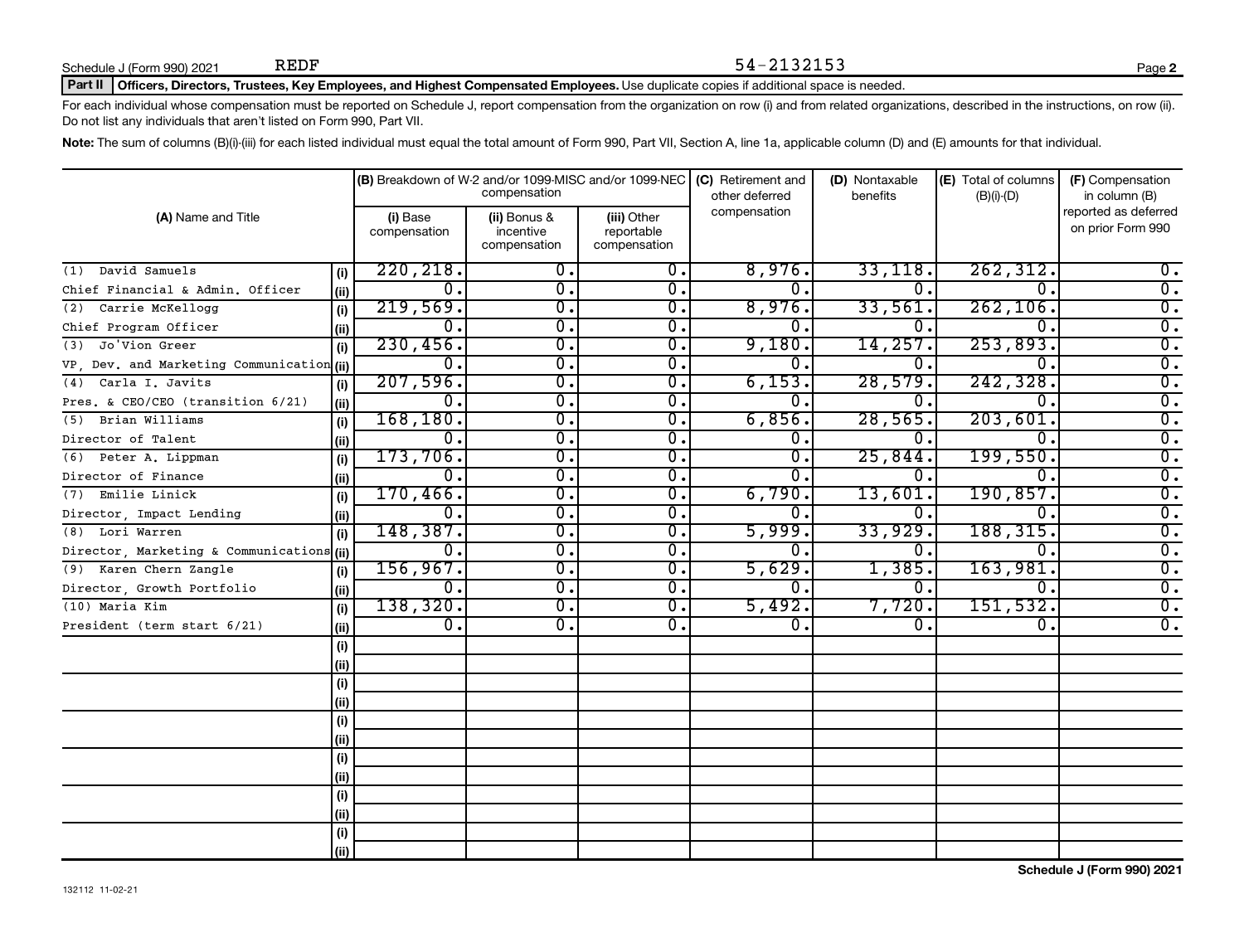Schedule J (Form 990) 2021 REDF 54-2132153

**Part II** **Officers, Directors, Trustees, Key Employees, and Highest Compensated Employees.** Use duplicate copies if additional space is needed.

For each individual whose compensation must be reported on Schedule J, report compensation from the organization on row (i) and from related organizations, described in the instructions, on row (ii). Do not list any individuals that aren't listed on Form 990, Part VII.

**Note:** The sum of columns (B)(i)-(iii) for each listed individual must equal the total amount of Form 990, Part VII, Section A, line 1a, applicable column (D) and (E) amounts for that individual.

| (A) Name and Title | | (B) Breakdown of W-2 and/or 1099-MISC and/or 1099-NEC compensation | | | (C) Retirement and other deferred compensation | (D) Nontaxable benefits | (E) Total of columns (B)(i)-(D) | (F) Compensation in column (B) reported as deferred on prior Form 990 |
|---|---|---|---|---|---|---|---|---|
| | | (i) Base compensation | (ii) Bonus & incentive compensation | (iii) Other reportable compensation | | | | |
| (1) David Samuels | (i) | 220,218. | 0. | 0. | 8,976. | 33,118. | 262,312. | 0. |
| Chief Financial & Admin. Officer | (ii) | 0. | 0. | 0. | 0. | 0. | 0. | 0. |
| (2) Carrie McKellogg | (i) | 219,569. | 0. | 0. | 8,976. | 33,561. | 262,106. | 0. |
| Chief Program Officer | (ii) | 0. | 0. | 0. | 0. | 0. | 0. | 0. |
| (3) Jo'Vion Greer | (i) | 230,456. | 0. | 0. | 9,180. | 14,257. | 253,893. | 0. |
| VP, Dev. and Marketing Communication | (ii) | 0. | 0. | 0. | 0. | 0. | 0. | 0. |
| (4) Carla I. Javits | (i) | 207,596. | 0. | 0. | 6,153. | 28,579. | 242,328. | 0. |
| Pres. & CEO/CEO (transition 6/21) | (ii) | 0. | 0. | 0. | 0. | 0. | 0. | 0. |
| (5) Brian Williams | (i) | 168,180. | 0. | 0. | 6,856. | 28,565. | 203,601. | 0. |
| Director of Talent | (ii) | 0. | 0. | 0. | 0. | 0. | 0. | 0. |
| (6) Peter A. Lippman | (i) | 173,706. | 0. | 0. | 0. | 25,844. | 199,550. | 0. |
| Director of Finance | (ii) | 0. | 0. | 0. | 0. | 0. | 0. | 0. |
| (7) Emilie Linick | (i) | 170,466. | 0. | 0. | 6,790. | 13,601. | 190,857. | 0. |
| Director, Impact Lending | (ii) | 0. | 0. | 0. | 0. | 0. | 0. | 0. |
| (8) Lori Warren | (i) | 148,387. | 0. | 0. | 5,999. | 33,929. | 188,315. | 0. |
| Director, Marketing & Communications | (ii) | 0. | 0. | 0. | 0. | 0. | 0. | 0. |
| (9) Karen Chern Zangle | (i) | 156,967. | 0. | 0. | 5,629. | 1,385. | 163,981. | 0. |
| Director, Growth Portfolio | (ii) | 0. | 0. | 0. | 0. | 0. | 0. | 0. |
| (10) Maria Kim | (i) | 138,320. | 0. | 0. | 5,492. | 7,720. | 151,532. | 0. |
| President (term start 6/21) | (ii) | 0. | 0. | 0. | 0. | 0. | 0. | 0. |
| | (i) | | | | | | | |
| | (ii) | | | | | | | |
| | (i) | | | | | | | |
| | (ii) | | | | | | | |
| | (i) | | | | | | | |
| | (ii) | | | | | | | |
| | (i) | | | | | | | |
| | (ii) | | | | | | | |
| | (i) | | | | | | | |
| | (ii) | | | | | | | |
| | (i) | | | | | | | |
| | (ii) | | | | | | | |

132112 11-02-21

**Schedule J (Form 990) 2021**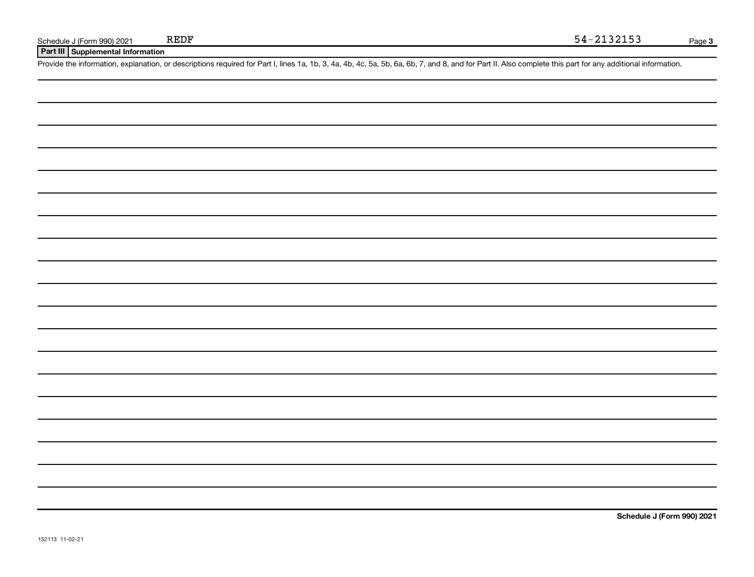Schedule J (Form 990) 2021 REDF 54-2132153

## Part III Supplemental Information

Provide the information, explanation, or descriptions required for Part I, lines 1a, 1b, 3, 4a, 4b, 4c, 5a, 5b, 6a, 6b, 7, and 8, and for Part II. Also complete this part for any additional information.

Schedule J (Form 990) 2021

132113 11-02-21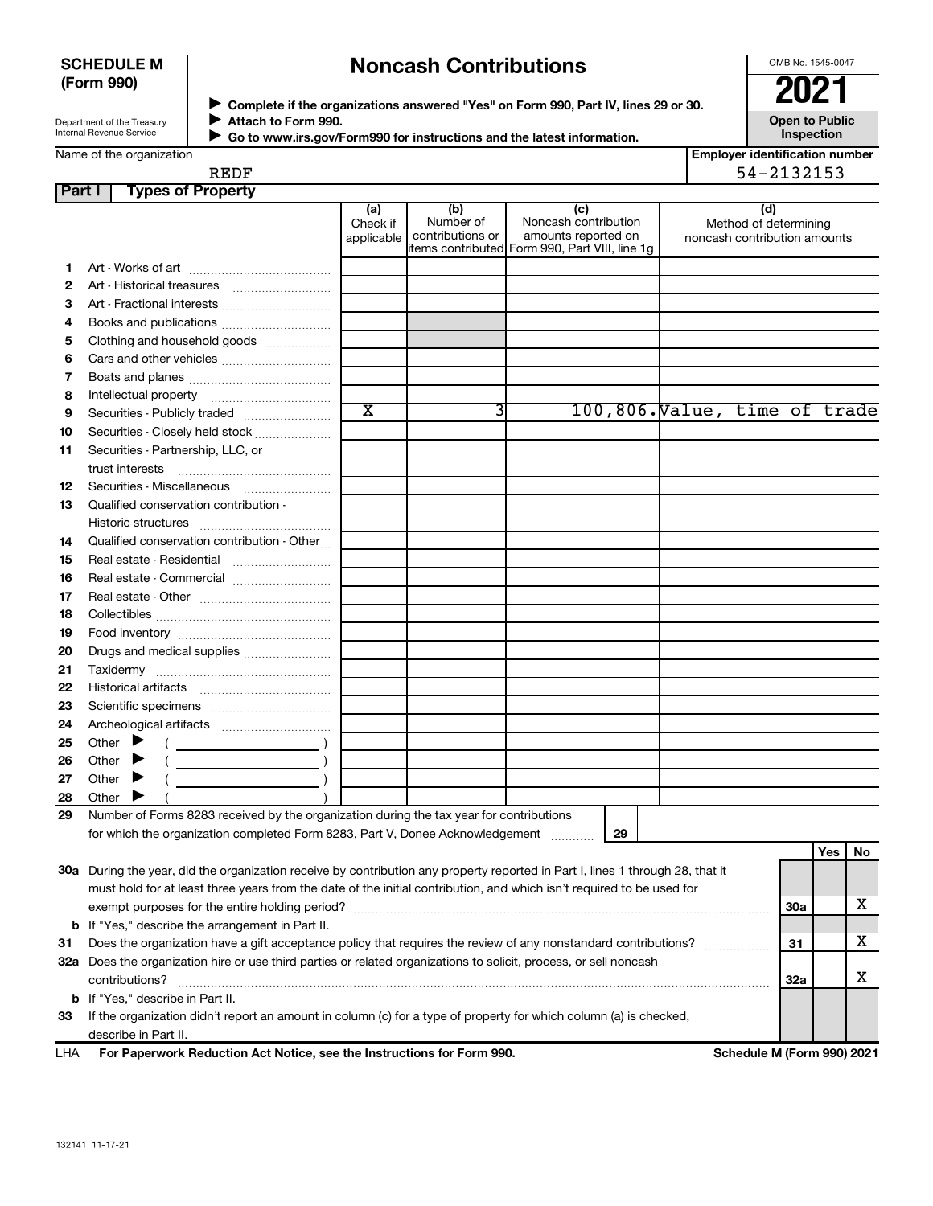**SCHEDULE M (Form 990)**

Department of the Treasury
Internal Revenue Service

# Noncash Contributions

▶ Complete if the organizations answered "Yes" on Form 990, Part IV, lines 29 or 30.
▶ Attach to Form 990.
▶ Go to www.irs.gov/Form990 for instructions and the latest information.

OMB No. 1545-0047

**2021**

**Open to Public Inspection**

Name of the organization: REDF

Employer identification number: 54-2132153

**Part I Types of Property**

| | | (a) Check if applicable | (b) Number of contributions or items contributed | (c) Noncash contribution amounts reported on Form 990, Part VIII, line 1g | (d) Method of determining noncash contribution amounts |
|---|---|---|---|---|---|
| 1 | Art - Works of art | | | | |
| 2 | Art - Historical treasures | | | | |
| 3 | Art - Fractional interests | | | | |
| 4 | Books and publications | | | | |
| 5 | Clothing and household goods | | | | |
| 6 | Cars and other vehicles | | | | |
| 7 | Boats and planes | | | | |
| 8 | Intellectual property | | | | |
| 9 | Securities - Publicly traded | X | 3 | 100,806. | Value, time of trade |
| 10 | Securities - Closely held stock | | | | |
| 11 | Securities - Partnership, LLC, or trust interests | | | | |
| 12 | Securities - Miscellaneous | | | | |
| 13 | Qualified conservation contribution - Historic structures | | | | |
| 14 | Qualified conservation contribution - Other | | | | |
| 15 | Real estate - Residential | | | | |
| 16 | Real estate - Commercial | | | | |
| 17 | Real estate - Other | | | | |
| 18 | Collectibles | | | | |
| 19 | Food inventory | | | | |
| 20 | Drugs and medical supplies | | | | |
| 21 | Taxidermy | | | | |
| 22 | Historical artifacts | | | | |
| 23 | Scientific specimens | | | | |
| 24 | Archeological artifacts | | | | |
| 25 | Other ▶ ( ) | | | | |
| 26 | Other ▶ ( ) | | | | |
| 27 | Other ▶ ( ) | | | | |
| 28 | Other ▶ ( ) | | | | |

29 Number of Forms 8283 received by the organization during the tax year for contributions for which the organization completed Form 8283, Part V, Donee Acknowledgement ..... 29

| | | | Yes | No |
|---|---|---|---|---|
| 30a | During the year, did the organization receive by contribution any property reported in Part I, lines 1 through 28, that it must hold for at least three years from the date of the initial contribution, and which isn't required to be used for exempt purposes for the entire holding period? | 30a | | X |
| b | If "Yes," describe the arrangement in Part II. | | | |
| 31 | Does the organization have a gift acceptance policy that requires the review of any nonstandard contributions? | 31 | | X |
| 32a | Does the organization hire or use third parties or related organizations to solicit, process, or sell noncash contributions? | 32a | | X |
| b | If "Yes," describe in Part II. | | | |
| 33 | If the organization didn't report an amount in column (c) for a type of property for which column (a) is checked, describe in Part II. | | | |

LHA For Paperwork Reduction Act Notice, see the Instructions for Form 990. Schedule M (Form 990) 2021

132141 11-17-21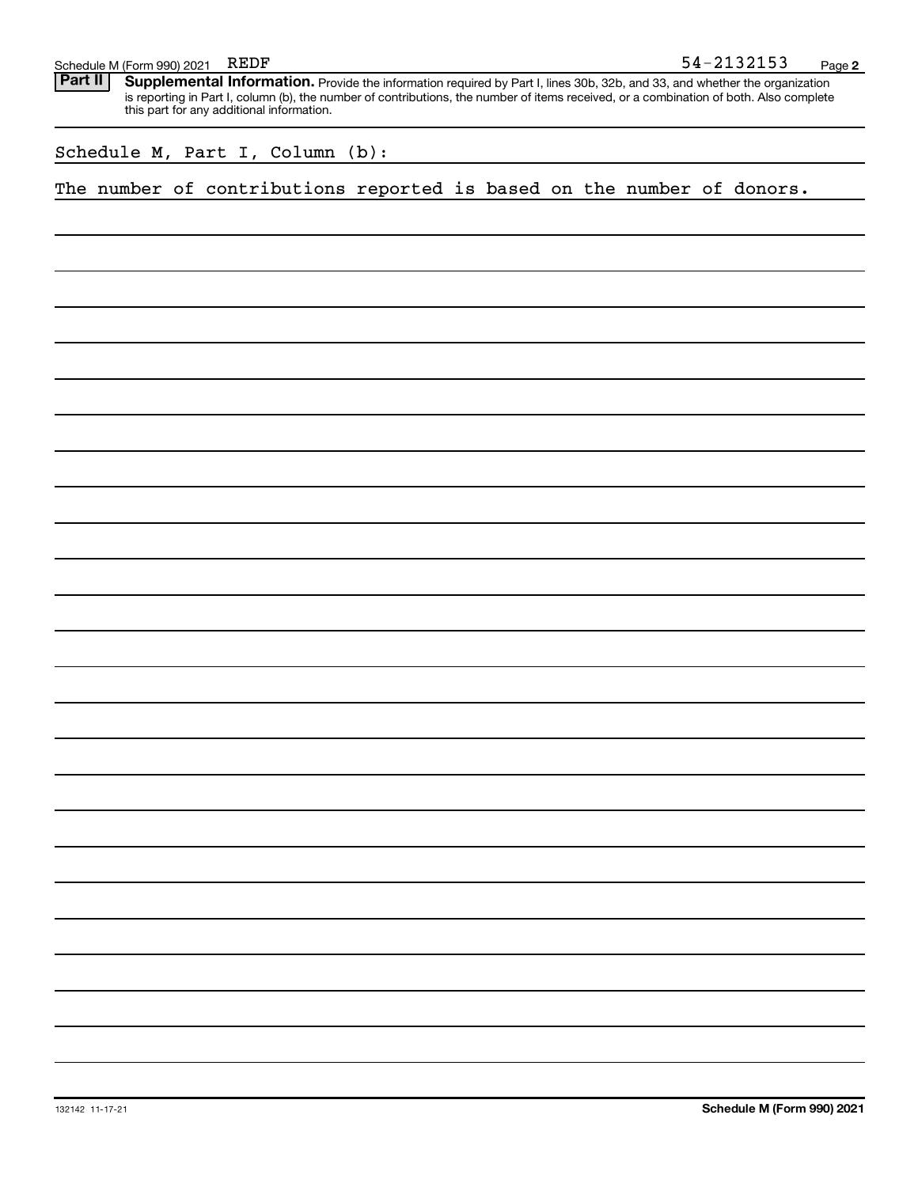Schedule M (Form 990) 2021 REDF 54-2132153

**Part II** **Supplemental Information.** Provide the information required by Part I, lines 30b, 32b, and 33, and whether the organization is reporting in Part I, column (b), the number of contributions, the number of items received, or a combination of both. Also complete this part for any additional information.

Schedule M, Part I, Column (b):

The number of contributions reported is based on the number of donors.

132142 11-17-21

**Schedule M (Form 990) 2021**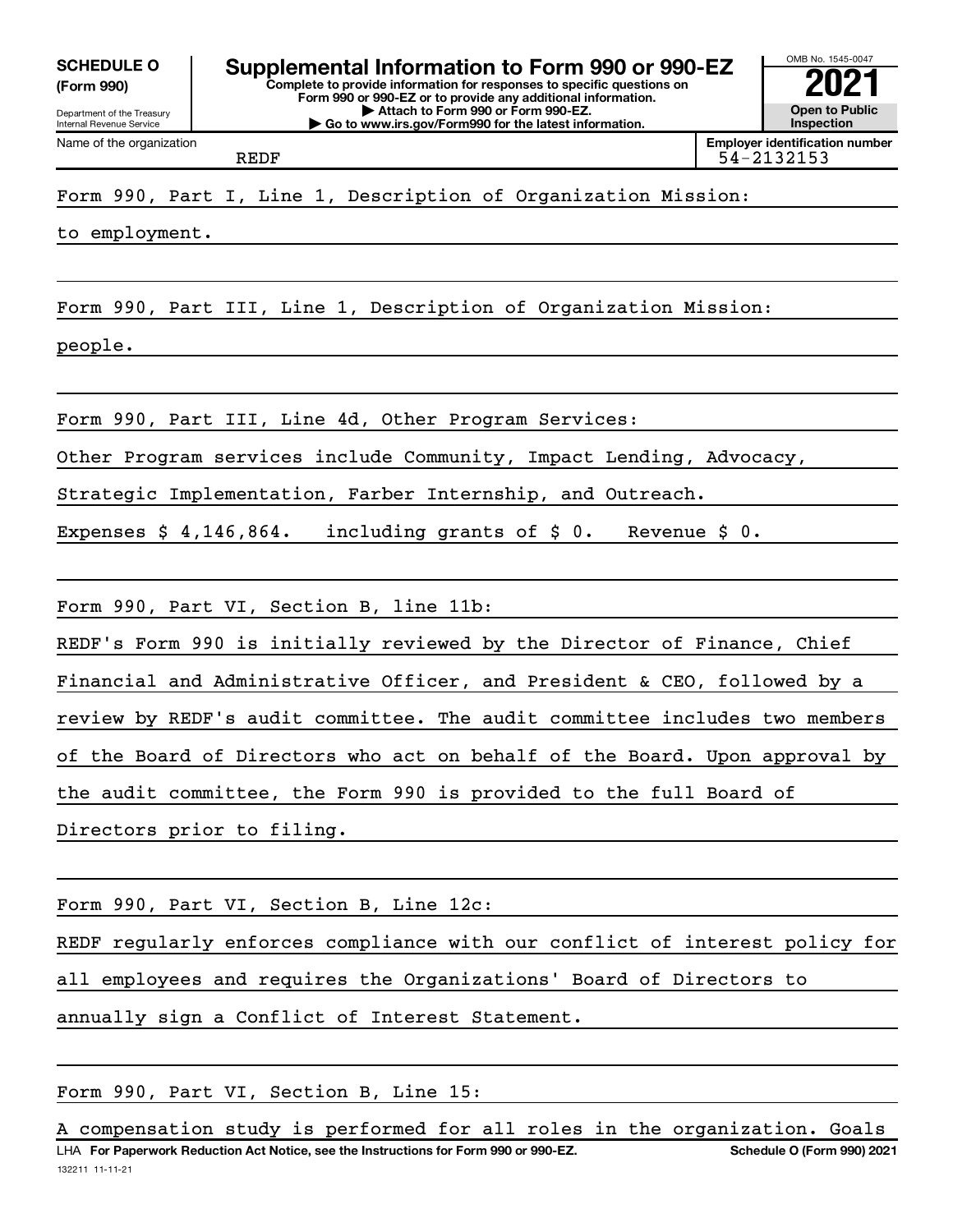**SCHEDULE O (Form 990)**

Department of the Treasury
Internal Revenue Service

# Supplemental Information to Form 990 or 990-EZ

**Complete to provide information for responses to specific questions on Form 990 or 990-EZ or to provide any additional information.**
**▶ Attach to Form 990 or Form 990-EZ.**
**▶ Go to www.irs.gov/Form990 for the latest information.**

OMB No. 1545-0047

**2021**

**Open to Public Inspection**

Name of the organization: REDF

**Employer identification number** 54-2132153

Form 990, Part I, Line 1, Description of Organization Mission:

to employment.

Form 990, Part III, Line 1, Description of Organization Mission:

people.

Form 990, Part III, Line 4d, Other Program Services:

Other Program services include Community, Impact Lending, Advocacy, Strategic Implementation, Farber Internship, and Outreach.

Expenses $ 4,146,864. including grants of $ 0. Revenue $ 0.

Form 990, Part VI, Section B, line 11b:

REDF's Form 990 is initially reviewed by the Director of Finance, Chief Financial and Administrative Officer, and President & CEO, followed by a review by REDF's audit committee. The audit committee includes two members of the Board of Directors who act on behalf of the Board. Upon approval by the audit committee, the Form 990 is provided to the full Board of Directors prior to filing.

Form 990, Part VI, Section B, Line 12c:

REDF regularly enforces compliance with our conflict of interest policy for all employees and requires the Organizations' Board of Directors to annually sign a Conflict of Interest Statement.

Form 990, Part VI, Section B, Line 15:

A compensation study is performed for all roles in the organization. Goals

LHA **For Paperwork Reduction Act Notice, see the Instructions for Form 990 or 990-EZ.** **Schedule O (Form 990) 2021**

132211 11-11-21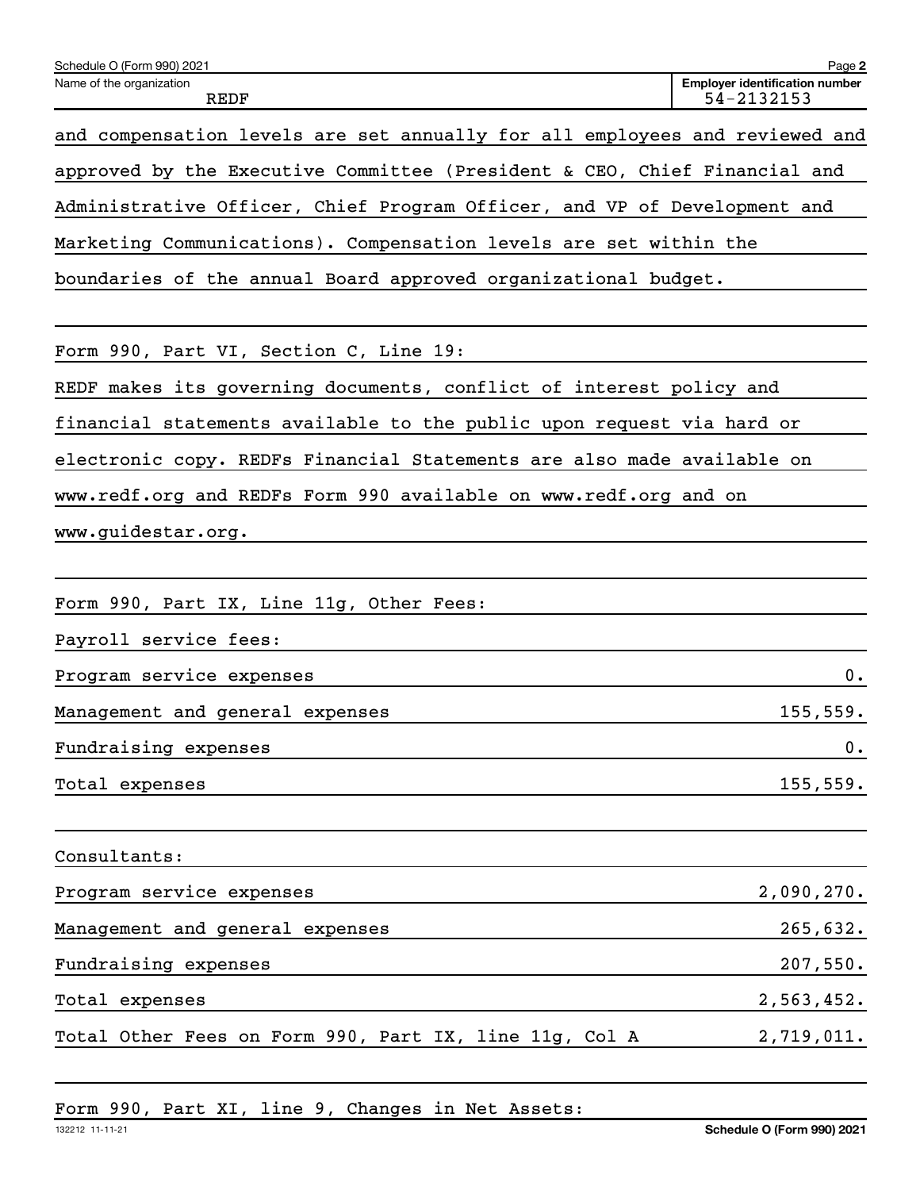Schedule O (Form 990) 2021

Name of the organization: REDF

Employer identification number: 54-2132153

and compensation levels are set annually for all employees and reviewed and approved by the Executive Committee (President & CEO, Chief Financial and Administrative Officer, Chief Program Officer, and VP of Development and Marketing Communications). Compensation levels are set within the boundaries of the annual Board approved organizational budget.

Form 990, Part VI, Section C, Line 19:

REDF makes its governing documents, conflict of interest policy and financial statements available to the public upon request via hard or electronic copy. REDFs Financial Statements are also made available on www.redf.org and REDFs Form 990 available on www.redf.org and on www.guidestar.org.

Form 990, Part IX, Line 11g, Other Fees:

| Payroll service fees: | |
|---|---|
| Program service expenses | 0. |
| Management and general expenses | 155,559. |
| Fundraising expenses | 0. |
| Total expenses | 155,559. |

| Consultants: | |
|---|---|
| Program service expenses | 2,090,270. |
| Management and general expenses | 265,632. |
| Fundraising expenses | 207,550. |
| Total expenses | 2,563,452. |
| Total Other Fees on Form 990, Part IX, line 11g, Col A | 2,719,011. |

Form 990, Part XI, line 9, Changes in Net Assets: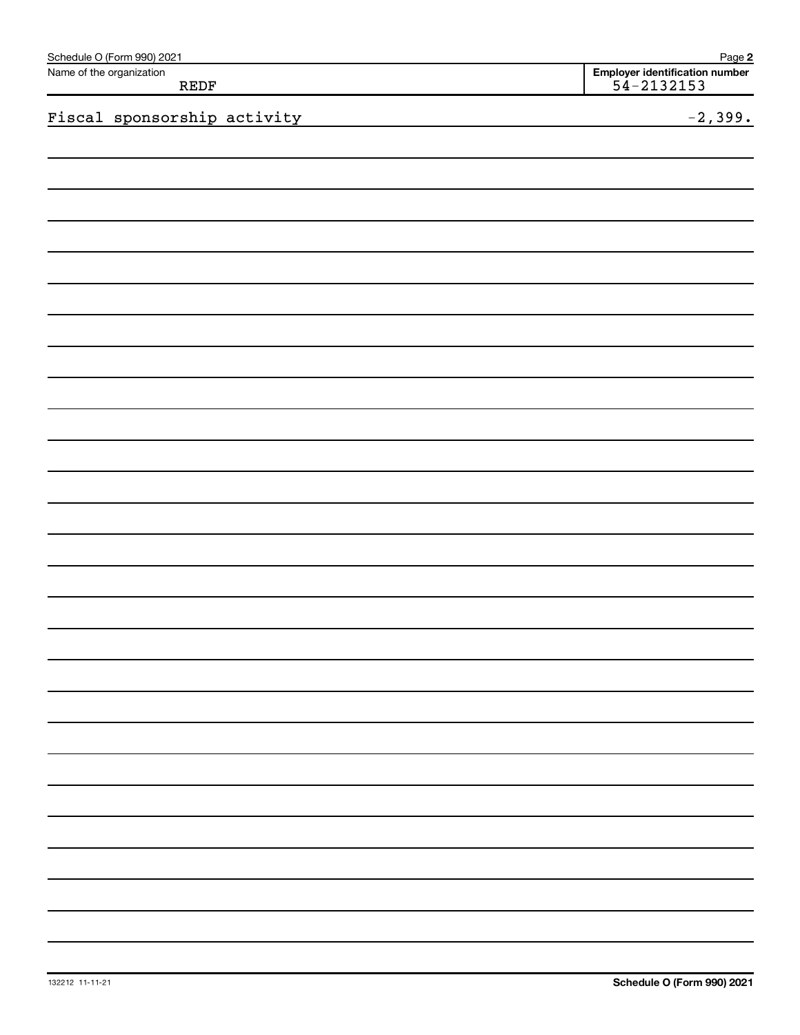Schedule O (Form 990) 2021

Name of the organization: REDF

Employer identification number: 54-2132153

Fiscal sponsorship activity -2,399.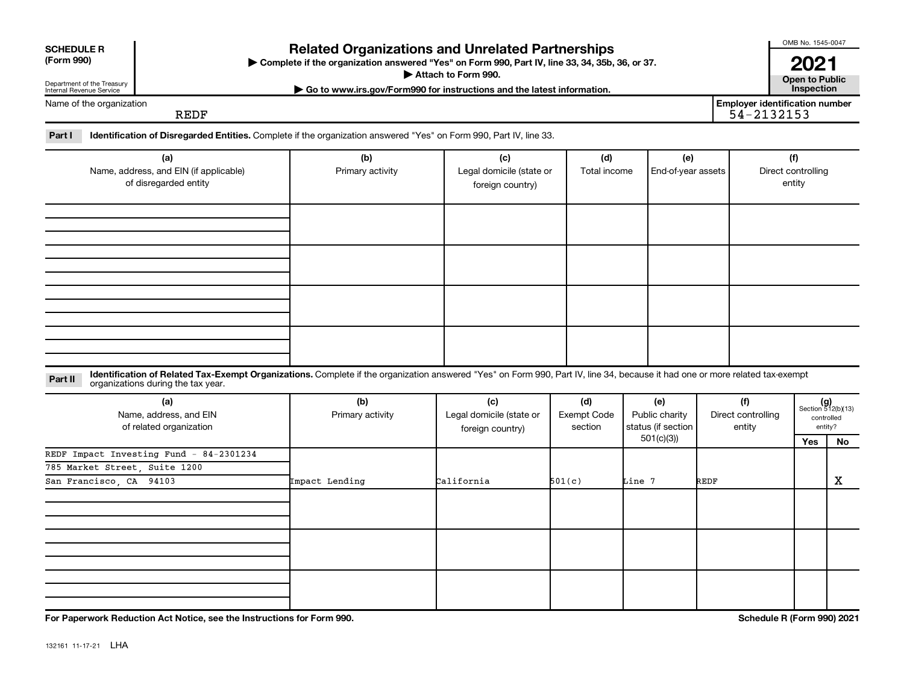**SCHEDULE R (Form 990)**

Department of the Treasury
Internal Revenue Service

# Related Organizations and Unrelated Partnerships

▶ Complete if the organization answered "Yes" on Form 990, Part IV, line 33, 34, 35b, 36, or 37.
▶ Attach to Form 990.
▶ Go to www.irs.gov/Form990 for instructions and the latest information.

OMB No. 1545-0047

**2021**

**Open to Public Inspection**

Name of the organization: REDF

Employer identification number: 54-2132153

**Part I** **Identification of Disregarded Entities.** Complete if the organization answered "Yes" on Form 990, Part IV, line 33.

| (a) Name, address, and EIN (if applicable) of disregarded entity | (b) Primary activity | (c) Legal domicile (state or foreign country) | (d) Total income | (e) End-of-year assets | (f) Direct controlling entity |
|---|---|---|---|---|---|
| | | | | | |
| | | | | | |
| | | | | | |
| | | | | | |

**Part II** **Identification of Related Tax-Exempt Organizations.** Complete if the organization answered "Yes" on Form 990, Part IV, line 34, because it had one or more related tax-exempt organizations during the tax year.

| (a) Name, address, and EIN of related organization | (b) Primary activity | (c) Legal domicile (state or foreign country) | (d) Exempt Code section | (e) Public charity status (if section 501(c)(3)) | (f) Direct controlling entity | (g) Section 512(b)(13) controlled entity? Yes | No |
|---|---|---|---|---|---|---|---|
| REDF Impact Investing Fund - 84-2301234<br>785 Market Street, Suite 1200<br>San Francisco, CA 94103 | Impact Lending | California | 501(c) | Line 7 | REDF | | X |
| | | | | | | | |
| | | | | | | | |
| | | | | | | | |

**For Paperwork Reduction Act Notice, see the Instructions for Form 990.**

**Schedule R (Form 990) 2021**

132161 11-17-21 LHA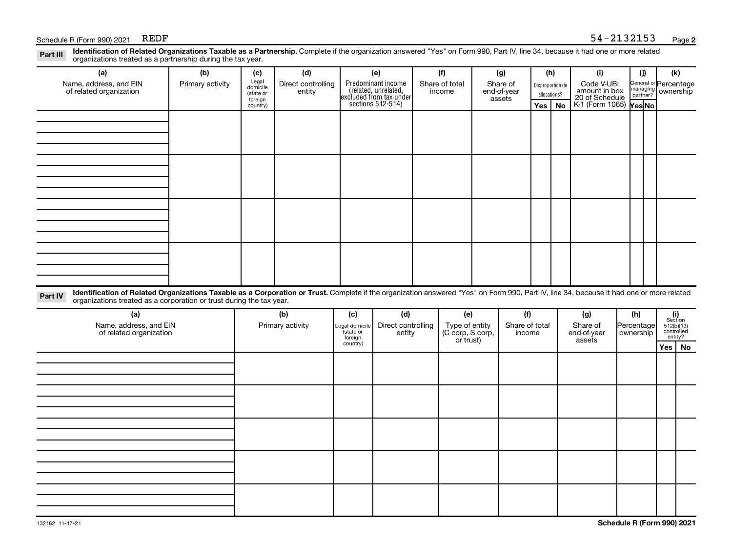Schedule R (Form 990) 2021 REDF 54-2132153

**Part III** **Identification of Related Organizations Taxable as a Partnership.** Complete if the organization answered "Yes" on Form 990, Part IV, line 34, because it had one or more related organizations treated as a partnership during the tax year.

| (a) Name, address, and EIN of related organization | (b) Primary activity | (c) Legal domicile (state or foreign country) | (d) Direct controlling entity | (e) Predominant income (related, unrelated, excluded from tax under sections 512-514) | (f) Share of total income | (g) Share of end-of-year assets | (h) Disproportionate allocations? | | (i) Code V-UBI amount in box 20 of Schedule K-1 (Form 1065) | (j) General or managing partner? | | (k) Percentage ownership |
|---|---|---|---|---|---|---|---|---|---|---|---|---|
| | | | | | | | Yes | No | | Yes | No | |
| | | | | | | | | | | | | |
| | | | | | | | | | | | | |
| | | | | | | | | | | | | |
| | | | | | | | | | | | | |

**Part IV** **Identification of Related Organizations Taxable as a Corporation or Trust.** Complete if the organization answered "Yes" on Form 990, Part IV, line 34, because it had one or more related organizations treated as a corporation or trust during the tax year.

| (a) Name, address, and EIN of related organization | (b) Primary activity | (c) Legal domicile (state or foreign country) | (d) Direct controlling entity | (e) Type of entity (C corp, S corp, or trust) | (f) Share of total income | (g) Share of end-of-year assets | (h) Percentage ownership | (i) Section 512(b)(13) controlled entity? | |
|---|---|---|---|---|---|---|---|---|---|
| | | | | | | | | Yes | No |
| | | | | | | | | | |
| | | | | | | | | | |
| | | | | | | | | | |
| | | | | | | | | | |
| | | | | | | | | | |

132162 11-17-21

**Schedule R (Form 990) 2021**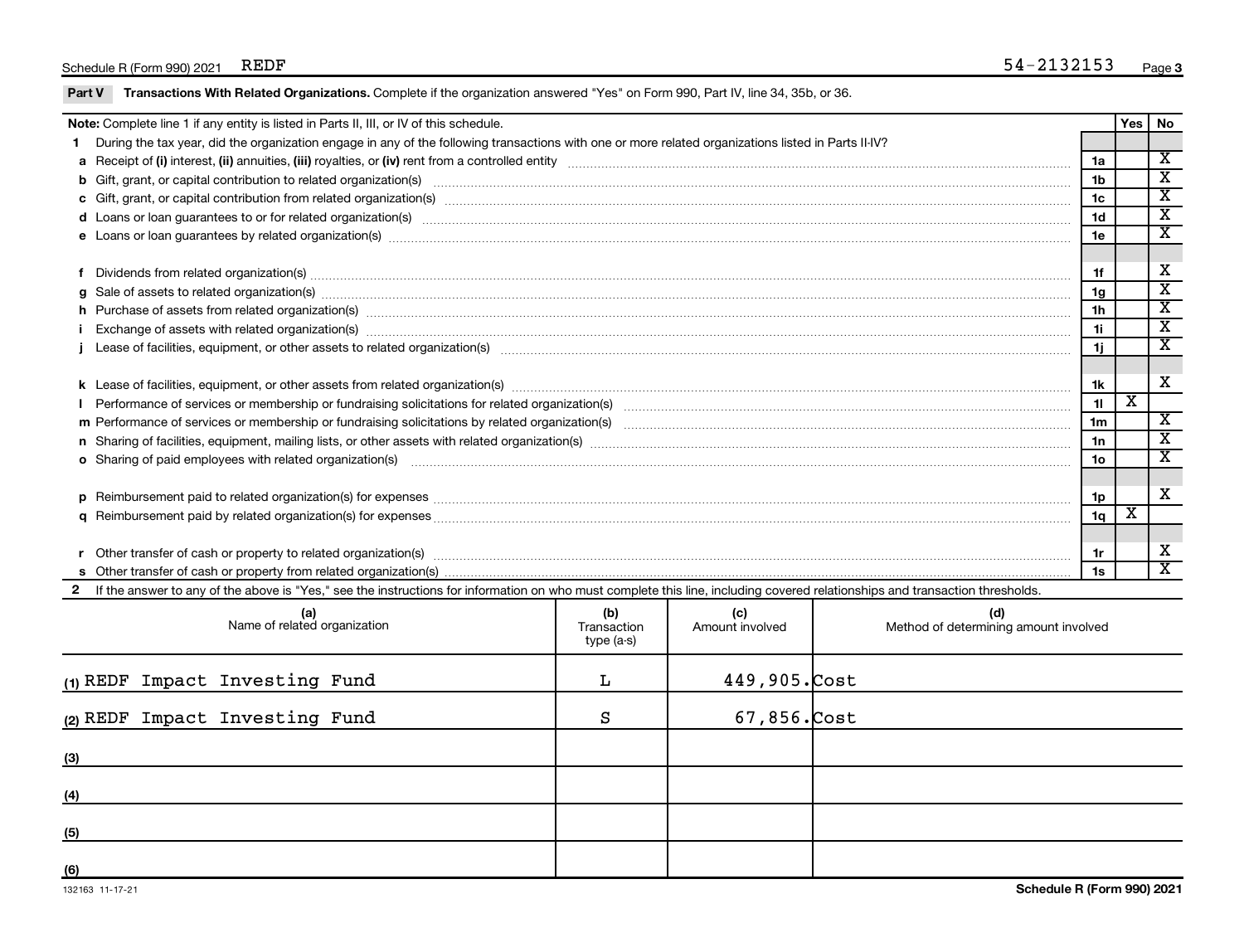Schedule R (Form 990) 2021 REDF 54-2132153

## Part V Transactions With Related Organizations.

Complete if the organization answered "Yes" on Form 990, Part IV, line 34, 35b, or 36.

| **Note:** Complete line 1 if any entity is listed in Parts II, III, or IV of this schedule. | | Yes | No |
|---|---|---|---|
| **1** During the tax year, did the organization engage in any of the following transactions with one or more related organizations listed in Parts II-IV? | | | |
| **a** Receipt of **(i)** interest, **(ii)** annuities, **(iii)** royalties, or **(iv)** rent from a controlled entity | 1a | | X |
| **b** Gift, grant, or capital contribution to related organization(s) | 1b | | X |
| **c** Gift, grant, or capital contribution from related organization(s) | 1c | | X |
| **d** Loans or loan guarantees to or for related organization(s) | 1d | | X |
| **e** Loans or loan guarantees by related organization(s) | 1e | | X |
| **f** Dividends from related organization(s) | 1f | | X |
| **g** Sale of assets to related organization(s) | 1g | | X |
| **h** Purchase of assets from related organization(s) | 1h | | X |
| **i** Exchange of assets with related organization(s) | 1i | | X |
| **j** Lease of facilities, equipment, or other assets to related organization(s) | 1j | | X |
| **k** Lease of facilities, equipment, or other assets from related organization(s) | 1k | | X |
| **l** Performance of services or membership or fundraising solicitations for related organization(s) | 1l | X | |
| **m** Performance of services or membership or fundraising solicitations by related organization(s) | 1m | | X |
| **n** Sharing of facilities, equipment, mailing lists, or other assets with related organization(s) | 1n | | X |
| **o** Sharing of paid employees with related organization(s) | 1o | | X |
| **p** Reimbursement paid to related organization(s) for expenses | 1p | | X |
| **q** Reimbursement paid by related organization(s) for expenses | 1q | X | |
| **r** Other transfer of cash or property to related organization(s) | 1r | | X |
| **s** Other transfer of cash or property from related organization(s) | 1s | | X |

**2** If the answer to any of the above is "Yes," see the instructions for information on who must complete this line, including covered relationships and transaction thresholds.

| (a) Name of related organization | (b) Transaction type (a-s) | (c) Amount involved | (d) Method of determining amount involved |
|---|---|---|---|
| (1) REDF Impact Investing Fund | L | 449,905. | Cost |
| (2) REDF Impact Investing Fund | S | 67,856. | Cost |
| (3) | | | |
| (4) | | | |
| (5) | | | |
| (6) | | | |

132163 11-17-21 **Schedule R (Form 990) 2021**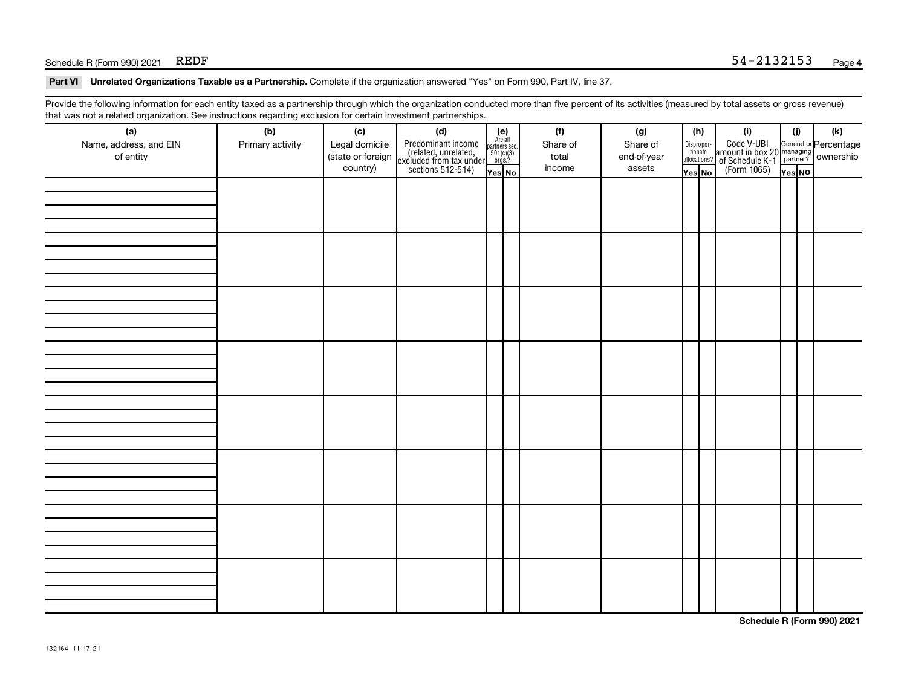Schedule R (Form 990) 2021 REDF 54-2132153

**Part VI Unrelated Organizations Taxable as a Partnership.** Complete if the organization answered "Yes" on Form 990, Part IV, line 37.

Provide the following information for each entity taxed as a partnership through which the organization conducted more than five percent of its activities (measured by total assets or gross revenue) that was not a related organization. See instructions regarding exclusion for certain investment partnerships.

| (a) Name, address, and EIN of entity | (b) Primary activity | (c) Legal domicile (state or foreign country) | (d) Predominant income (related, unrelated, excluded from tax under sections 512-514) | (e) Are all partners sec. 501(c)(3) orgs.? | | (f) Share of total income | (g) Share of end-of-year assets | (h) Disproportionate allocations? | | (i) Code V-UBI amount in box 20 of Schedule K-1 (Form 1065) | (j) General or managing partner? | | (k) Percentage ownership |
|---|---|---|---|---|---|---|---|---|---|---|---|---|---|
| | | | | Yes | No | | | Yes | No | | Yes | No | |
| | | | | | | | | | | | | | |
| | | | | | | | | | | | | | |
| | | | | | | | | | | | | | |
| | | | | | | | | | | | | | |
| | | | | | | | | | | | | | |
| | | | | | | | | | | | | | |
| | | | | | | | | | | | | | |
| | | | | | | | | | | | | | |

**Schedule R (Form 990) 2021**

132164 11-17-21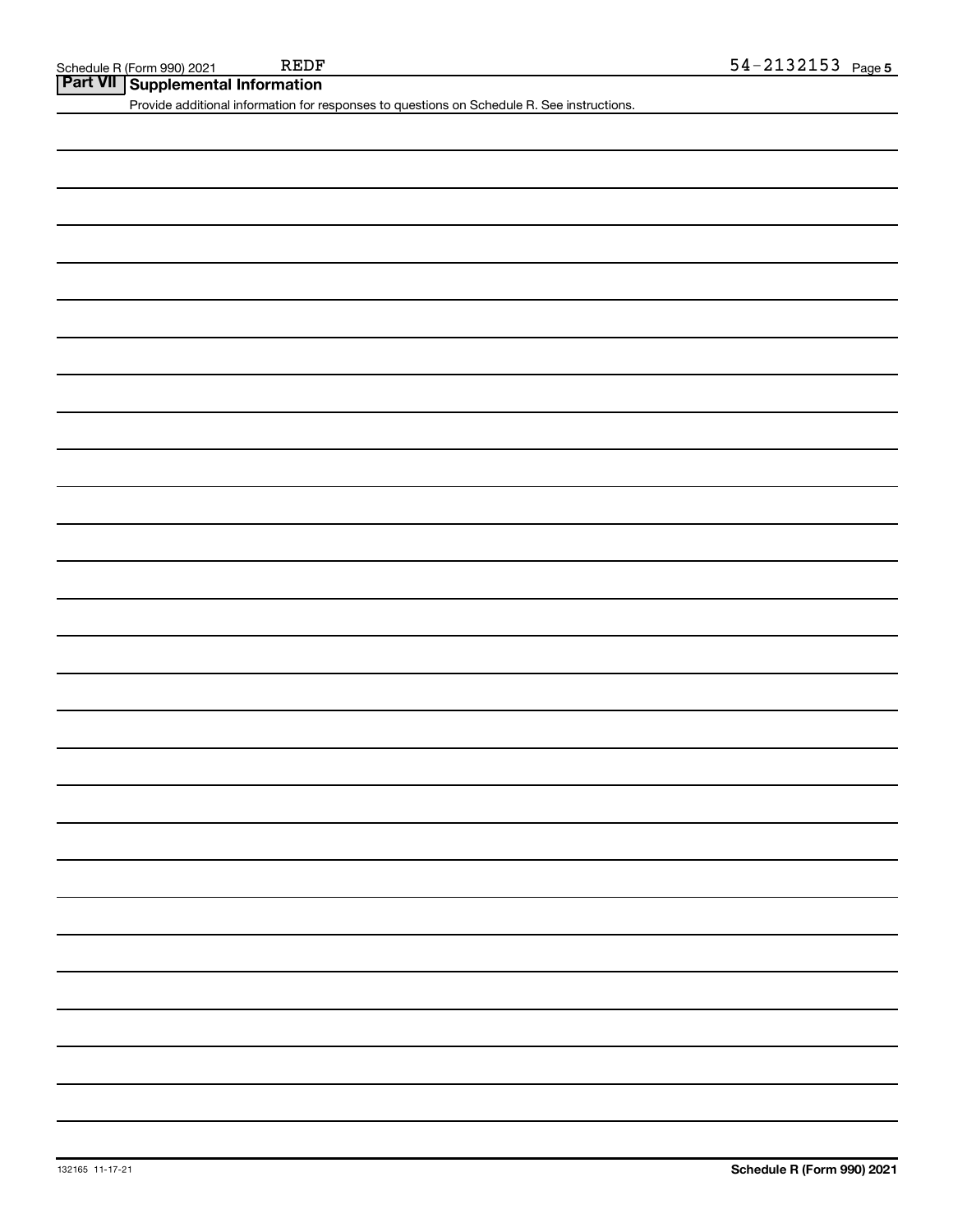Schedule R (Form 990) 2021 REDF 54-2132153 Page 5

## Part VII Supplemental Information

Provide additional information for responses to questions on Schedule R. See instructions.

132165 11-17-21

**Schedule R (Form 990) 2021**